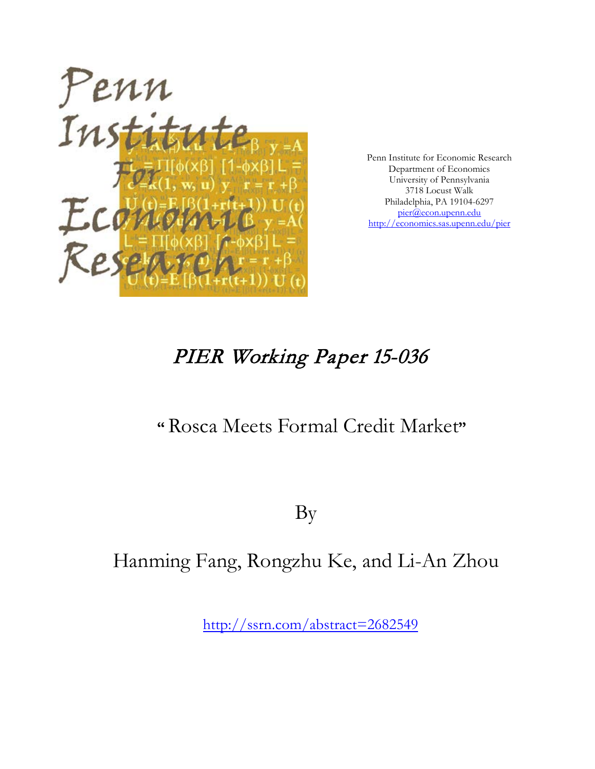Penn Institute for Economic Research
Department of Economics
University of Pennsylvania
3718 Locust Walk
Philadelphia, PA 19104-6297
pier@econ.upenn.edu
http://economics.sas.upenn.edu/pier

# *PIER Working Paper 15-036*

## "Rosca Meets Formal Credit Market"

By

## Hanming Fang, Rongzhu Ke, and Li-An Zhou

http://ssrn.com/abstract=2682549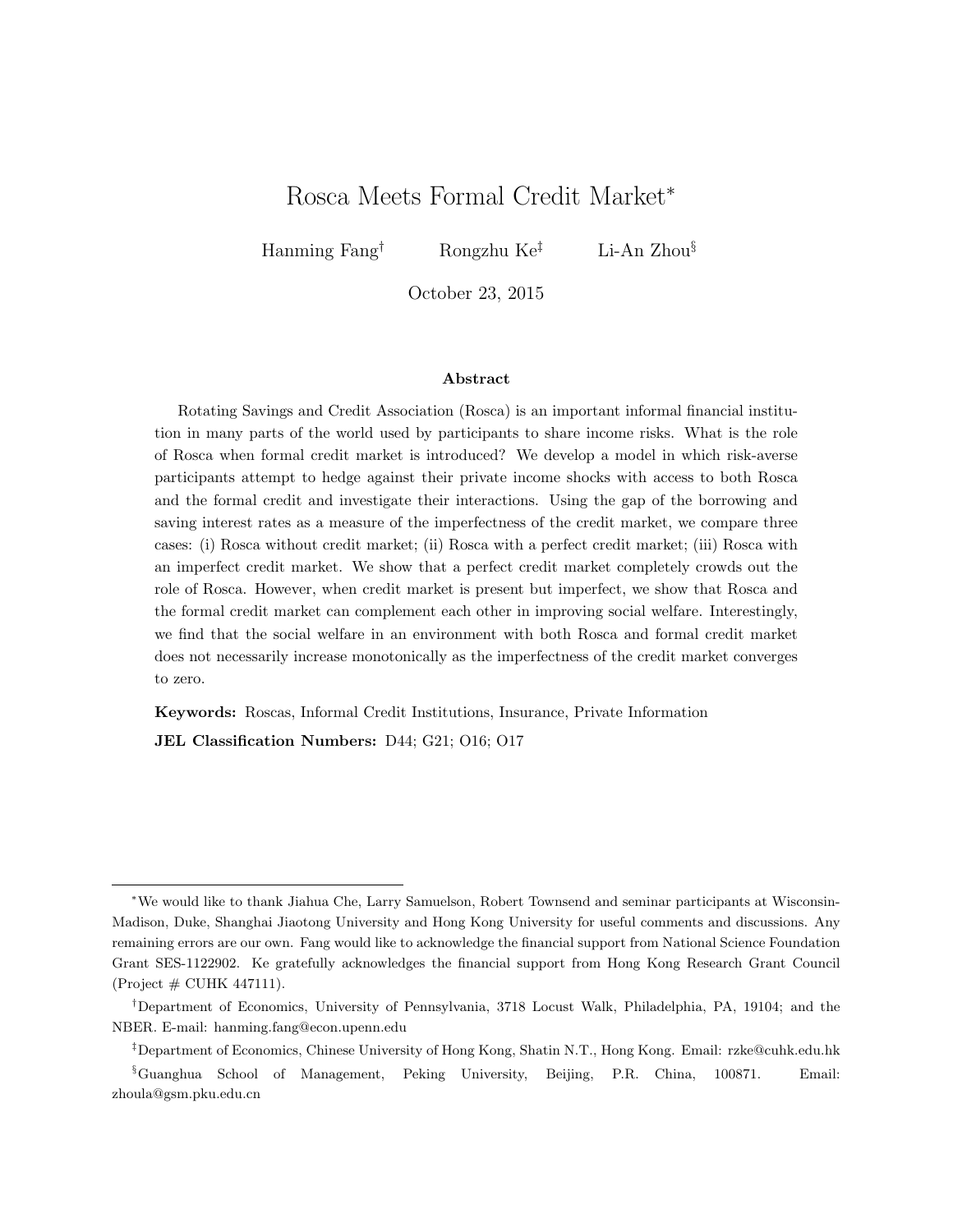# Rosca Meets Formal Credit Market*

Hanming Fang[†] Rongzhu Ke[‡] Li-An Zhou[§]

October 23, 2015

### Abstract

Rotating Savings and Credit Association (Rosca) is an important informal financial institution in many parts of the world used by participants to share income risks. What is the role of Rosca when formal credit market is introduced? We develop a model in which risk-averse participants attempt to hedge against their private income shocks with access to both Rosca and the formal credit and investigate their interactions. Using the gap of the borrowing and saving interest rates as a measure of the imperfectness of the credit market, we compare three cases: (i) Rosca without credit market; (ii) Rosca with a perfect credit market; (iii) Rosca with an imperfect credit market. We show that a perfect credit market completely crowds out the role of Rosca. However, when credit market is present but imperfect, we show that Rosca and the formal credit market can complement each other in improving social welfare. Interestingly, we find that the social welfare in an environment with both Rosca and formal credit market does not necessarily increase monotonically as the imperfectness of the credit market converges to zero.

**Keywords:** Roscas, Informal Credit Institutions, Insurance, Private Information

**JEL Classification Numbers:** D44; G21; O16; O17

---

*We would like to thank Jiahua Che, Larry Samuelson, Robert Townsend and seminar participants at Wisconsin-Madison, Duke, Shanghai Jiaotong University and Hong Kong University for useful comments and discussions. Any remaining errors are our own. Fang would like to acknowledge the financial support from National Science Foundation Grant SES-1122902. Ke gratefully acknowledges the financial support from Hong Kong Research Grant Council (Project # CUHK 447111).

[†]Department of Economics, University of Pennsylvania, 3718 Locust Walk, Philadelphia, PA, 19104; and the NBER. E-mail: hanming.fang@econ.upenn.edu

[‡]Department of Economics, Chinese University of Hong Kong, Shatin N.T., Hong Kong. Email: rzke@cuhk.edu.hk

[§]Guanghua School of Management, Peking University, Beijing, P.R. China, 100871. Email: zhoula@gsm.pku.edu.cn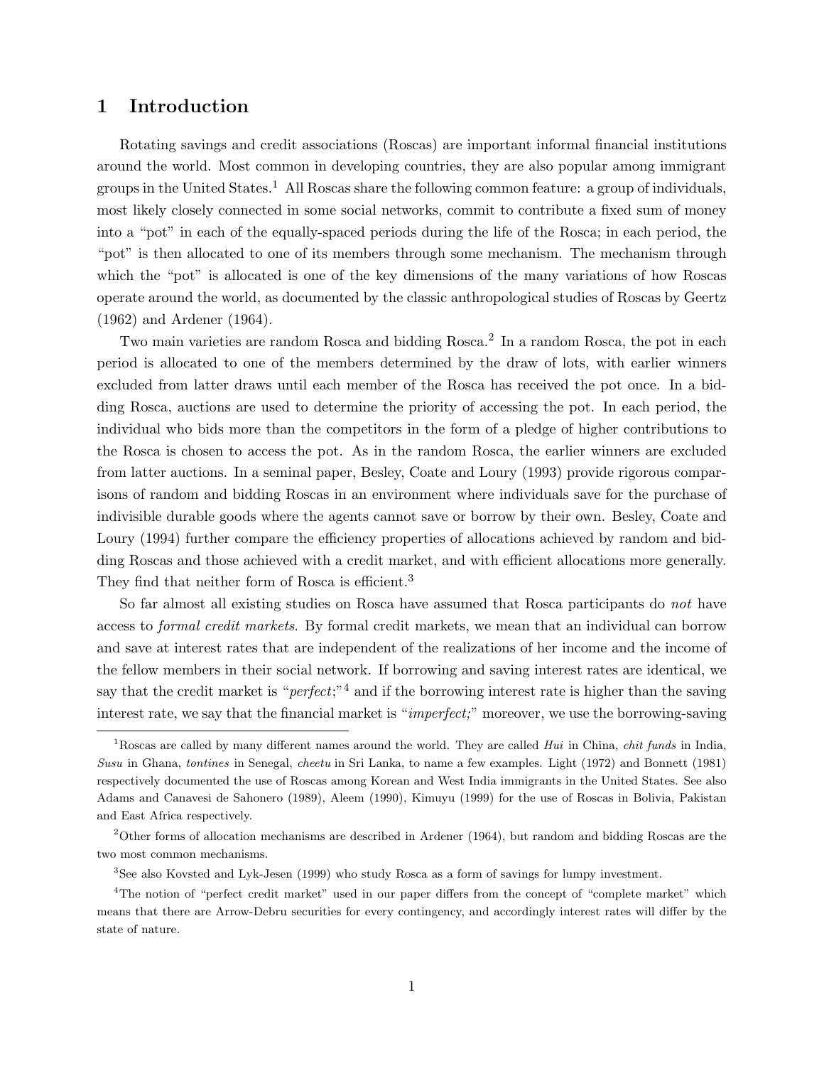# 1 Introduction

Rotating savings and credit associations (Roscas) are important informal financial institutions around the world. Most common in developing countries, they are also popular among immigrant groups in the United States.[1] All Roscas share the following common feature: a group of individuals, most likely closely connected in some social networks, commit to contribute a fixed sum of money into a "pot" in each of the equally-spaced periods during the life of the Rosca; in each period, the "pot" is then allocated to one of its members through some mechanism. The mechanism through which the "pot" is allocated is one of the key dimensions of the many variations of how Roscas operate around the world, as documented by the classic anthropological studies of Roscas by Geertz (1962) and Ardener (1964).

Two main varieties are random Rosca and bidding Rosca.[2] In a random Rosca, the pot in each period is allocated to one of the members determined by the draw of lots, with earlier winners excluded from latter draws until each member of the Rosca has received the pot once. In a bidding Rosca, auctions are used to determine the priority of accessing the pot. In each period, the individual who bids more than the competitors in the form of a pledge of higher contributions to the Rosca is chosen to access the pot. As in the random Rosca, the earlier winners are excluded from latter auctions. In a seminal paper, Besley, Coate and Loury (1993) provide rigorous comparisons of random and bidding Roscas in an environment where individuals save for the purchase of indivisible durable goods where the agents cannot save or borrow by their own. Besley, Coate and Loury (1994) further compare the efficiency properties of allocations achieved by random and bidding Roscas and those achieved with a credit market, and with efficient allocations more generally. They find that neither form of Rosca is efficient.[3]

So far almost all existing studies on Rosca have assumed that Rosca participants do *not* have access to *formal credit markets*. By formal credit markets, we mean that an individual can borrow and save at interest rates that are independent of the realizations of her income and the income of the fellow members in their social network. If borrowing and saving interest rates are identical, we say that the credit market is "*perfect*;"[4] and if the borrowing interest rate is higher than the saving interest rate, we say that the financial market is "*imperfect;*" moreover, we use the borrowing-saving

---

[1] Roscas are called by many different names around the world. They are called *Hui* in China, *chit funds* in India, *Susu* in Ghana, *tontines* in Senegal, *cheetu* in Sri Lanka, to name a few examples. Light (1972) and Bonnett (1981) respectively documented the use of Roscas among Korean and West India immigrants in the United States. See also Adams and Canavesi de Sahonero (1989), Aleem (1990), Kimuyu (1999) for the use of Roscas in Bolivia, Pakistan and East Africa respectively.

[2] Other forms of allocation mechanisms are described in Ardener (1964), but random and bidding Roscas are the two most common mechanisms.

[3] See also Kovsted and Lyk-Jesen (1999) who study Rosca as a form of savings for lumpy investment.

[4] The notion of "perfect credit market" used in our paper differs from the concept of "complete market" which means that there are Arrow-Debru securities for every contingency, and accordingly interest rates will differ by the state of nature.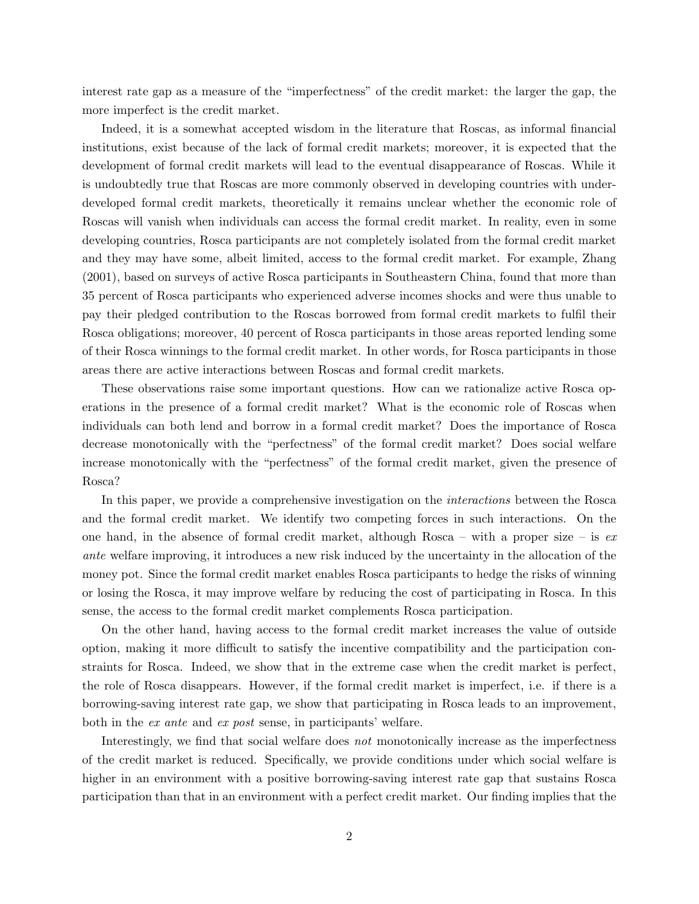interest rate gap as a measure of the "imperfectness" of the credit market: the larger the gap, the more imperfect is the credit market.

Indeed, it is a somewhat accepted wisdom in the literature that Roscas, as informal financial institutions, exist because of the lack of formal credit markets; moreover, it is expected that the development of formal credit markets will lead to the eventual disappearance of Roscas. While it is undoubtedly true that Roscas are more commonly observed in developing countries with under-developed formal credit markets, theoretically it remains unclear whether the economic role of Roscas will vanish when individuals can access the formal credit market. In reality, even in some developing countries, Rosca participants are not completely isolated from the formal credit market and they may have some, albeit limited, access to the formal credit market. For example, Zhang (2001), based on surveys of active Rosca participants in Southeastern China, found that more than 35 percent of Rosca participants who experienced adverse incomes shocks and were thus unable to pay their pledged contribution to the Roscas borrowed from formal credit markets to fulfil their Rosca obligations; moreover, 40 percent of Rosca participants in those areas reported lending some of their Rosca winnings to the formal credit market. In other words, for Rosca participants in those areas there are active interactions between Roscas and formal credit markets.

These observations raise some important questions. How can we rationalize active Rosca operations in the presence of a formal credit market? What is the economic role of Roscas when individuals can both lend and borrow in a formal credit market? Does the importance of Rosca decrease monotonically with the "perfectness" of the formal credit market? Does social welfare increase monotonically with the "perfectness" of the formal credit market, given the presence of Rosca?

In this paper, we provide a comprehensive investigation on the *interactions* between the Rosca and the formal credit market. We identify two competing forces in such interactions. On the one hand, in the absence of formal credit market, although Rosca – with a proper size – is *ex ante* welfare improving, it introduces a new risk induced by the uncertainty in the allocation of the money pot. Since the formal credit market enables Rosca participants to hedge the risks of winning or losing the Rosca, it may improve welfare by reducing the cost of participating in Rosca. In this sense, the access to the formal credit market complements Rosca participation.

On the other hand, having access to the formal credit market increases the value of outside option, making it more difficult to satisfy the incentive compatibility and the participation constraints for Rosca. Indeed, we show that in the extreme case when the credit market is perfect, the role of Rosca disappears. However, if the formal credit market is imperfect, i.e. if there is a borrowing-saving interest rate gap, we show that participating in Rosca leads to an improvement, both in the *ex ante* and *ex post* sense, in participants' welfare.

Interestingly, we find that social welfare does *not* monotonically increase as the imperfectness of the credit market is reduced. Specifically, we provide conditions under which social welfare is higher in an environment with a positive borrowing-saving interest rate gap that sustains Rosca participation than that in an environment with a perfect credit market. Our finding implies that the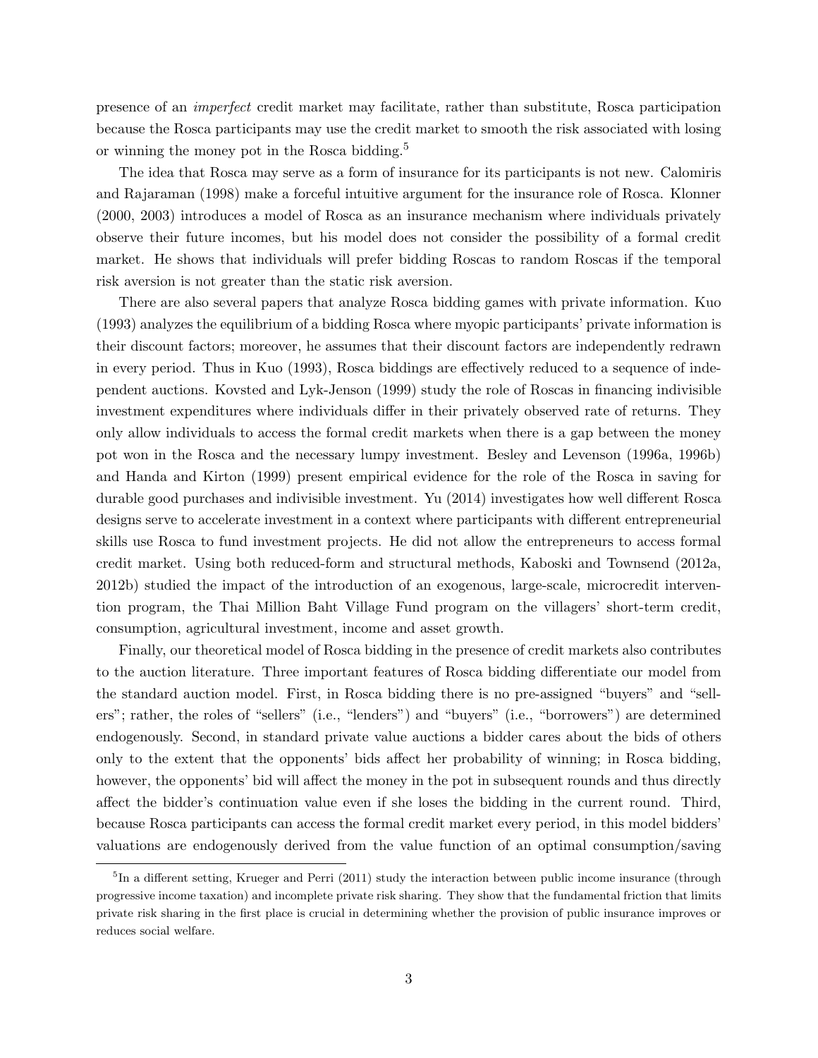presence of an *imperfect* credit market may facilitate, rather than substitute, Rosca participation because the Rosca participants may use the credit market to smooth the risk associated with losing or winning the money pot in the Rosca bidding.[5]

The idea that Rosca may serve as a form of insurance for its participants is not new. Calomiris and Rajaraman (1998) make a forceful intuitive argument for the insurance role of Rosca. Klonner (2000, 2003) introduces a model of Rosca as an insurance mechanism where individuals privately observe their future incomes, but his model does not consider the possibility of a formal credit market. He shows that individuals will prefer bidding Roscas to random Roscas if the temporal risk aversion is not greater than the static risk aversion.

There are also several papers that analyze Rosca bidding games with private information. Kuo (1993) analyzes the equilibrium of a bidding Rosca where myopic participants' private information is their discount factors; moreover, he assumes that their discount factors are independently redrawn in every period. Thus in Kuo (1993), Rosca biddings are effectively reduced to a sequence of independent auctions. Kovsted and Lyk-Jenson (1999) study the role of Roscas in financing indivisible investment expenditures where individuals differ in their privately observed rate of returns. They only allow individuals to access the formal credit markets when there is a gap between the money pot won in the Rosca and the necessary lumpy investment. Besley and Levenson (1996a, 1996b) and Handa and Kirton (1999) present empirical evidence for the role of the Rosca in saving for durable good purchases and indivisible investment. Yu (2014) investigates how well different Rosca designs serve to accelerate investment in a context where participants with different entrepreneurial skills use Rosca to fund investment projects. He did not allow the entrepreneurs to access formal credit market. Using both reduced-form and structural methods, Kaboski and Townsend (2012a, 2012b) studied the impact of the introduction of an exogenous, large-scale, microcredit intervention program, the Thai Million Baht Village Fund program on the villagers' short-term credit, consumption, agricultural investment, income and asset growth.

Finally, our theoretical model of Rosca bidding in the presence of credit markets also contributes to the auction literature. Three important features of Rosca bidding differentiate our model from the standard auction model. First, in Rosca bidding there is no pre-assigned "buyers" and "sellers"; rather, the roles of "sellers" (i.e., "lenders") and "buyers" (i.e., "borrowers") are determined endogenously. Second, in standard private value auctions a bidder cares about the bids of others only to the extent that the opponents' bids affect her probability of winning; in Rosca bidding, however, the opponents' bid will affect the money in the pot in subsequent rounds and thus directly affect the bidder's continuation value even if she loses the bidding in the current round. Third, because Rosca participants can access the formal credit market every period, in this model bidders' valuations are endogenously derived from the value function of an optimal consumption/saving

[5] In a different setting, Krueger and Perri (2011) study the interaction between public income insurance (through progressive income taxation) and incomplete private risk sharing. They show that the fundamental friction that limits private risk sharing in the first place is crucial in determining whether the provision of public insurance improves or reduces social welfare.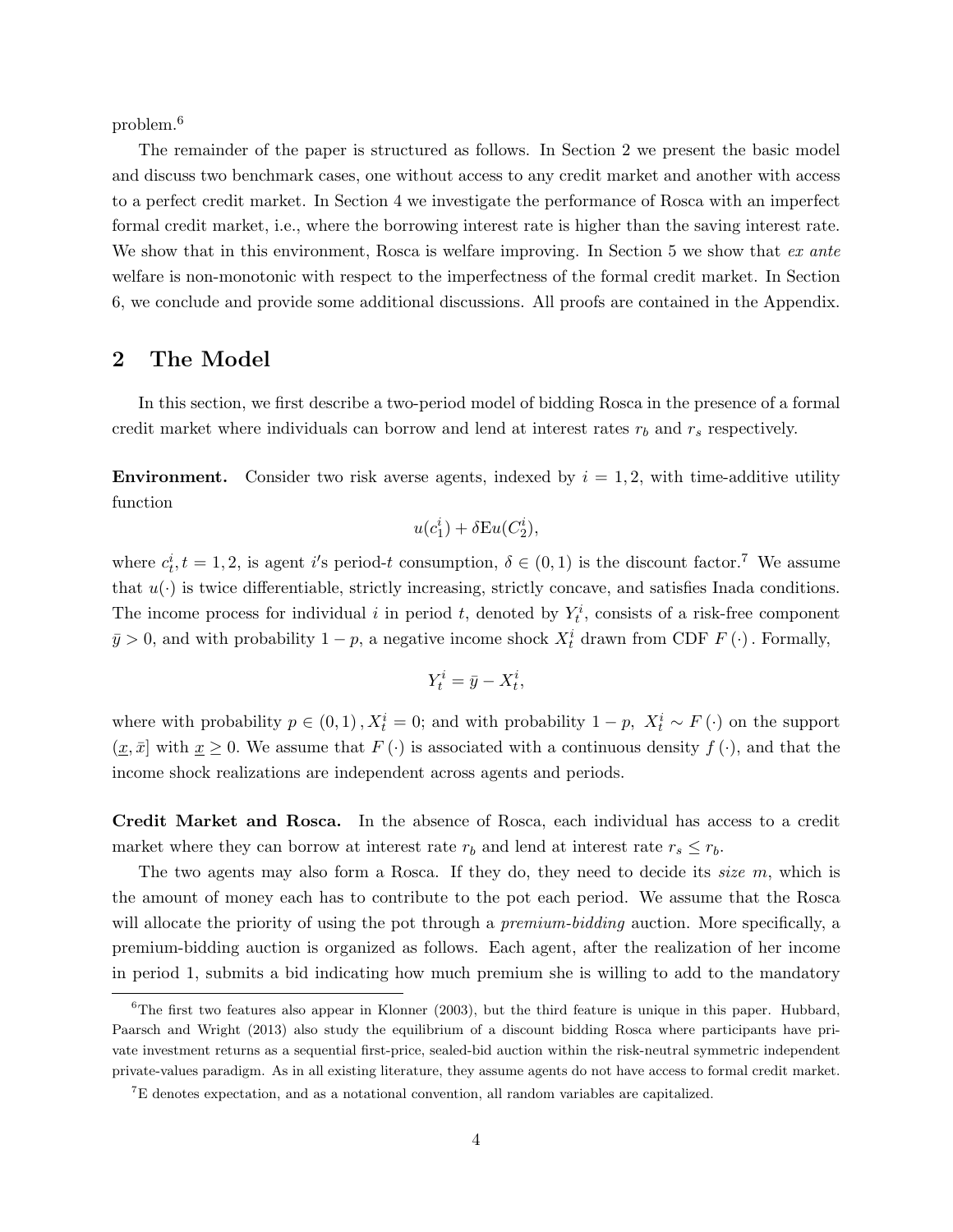problem.[6]

The remainder of the paper is structured as follows. In Section 2 we present the basic model and discuss two benchmark cases, one without access to any credit market and another with access to a perfect credit market. In Section 4 we investigate the performance of Rosca with an imperfect formal credit market, i.e., where the borrowing interest rate is higher than the saving interest rate. We show that in this environment, Rosca is welfare improving. In Section 5 we show that *ex ante* welfare is non-monotonic with respect to the imperfectness of the formal credit market. In Section 6, we conclude and provide some additional discussions. All proofs are contained in the Appendix.

## 2 The Model

In this section, we first describe a two-period model of bidding Rosca in the presence of a formal credit market where individuals can borrow and lend at interest rates $r_b$ and $r_s$ respectively.

**Environment.** Consider two risk averse agents, indexed by $i = 1, 2$, with time-additive utility function

$$u(c_1^i) + \delta \mathrm{E} u(C_2^i),$$

where $c_t^i, t = 1, 2$, is agent $i'$s period-$t$ consumption, $\delta \in (0, 1)$ is the discount factor.[7] We assume that $u(\cdot)$ is twice differentiable, strictly increasing, strictly concave, and satisfies Inada conditions. The income process for individual $i$ in period $t$, denoted by $Y_t^i$, consists of a risk-free component $\bar{y} > 0$, and with probability $1 - p$, a negative income shock $X_t^i$ drawn from CDF $F(\cdot)$. Formally,

$$Y_t^i = \bar{y} - X_t^i,$$

where with probability $p \in (0, 1)$, $X_t^i = 0$; and with probability $1 - p$, $X_t^i \sim F(\cdot)$ on the support $(\underline{x}, \bar{x}]$ with $\underline{x} \geq 0$. We assume that $F(\cdot)$ is associated with a continuous density $f(\cdot)$, and that the income shock realizations are independent across agents and periods.

**Credit Market and Rosca.** In the absence of Rosca, each individual has access to a credit market where they can borrow at interest rate $r_b$ and lend at interest rate $r_s \leq r_b$.

The two agents may also form a Rosca. If they do, they need to decide its *size* $m$, which is the amount of money each has to contribute to the pot each period. We assume that the Rosca will allocate the priority of using the pot through a *premium-bidding* auction. More specifically, a premium-bidding auction is organized as follows. Each agent, after the realization of her income in period 1, submits a bid indicating how much premium she is willing to add to the mandatory

[6] The first two features also appear in Klonner (2003), but the third feature is unique in this paper. Hubbard, Paarsch and Wright (2013) also study the equilibrium of a discount bidding Rosca where participants have private investment returns as a sequential first-price, sealed-bid auction within the risk-neutral symmetric independent private-values paradigm. As in all existing literature, they assume agents do not have access to formal credit market.

[7] E denotes expectation, and as a notational convention, all random variables are capitalized.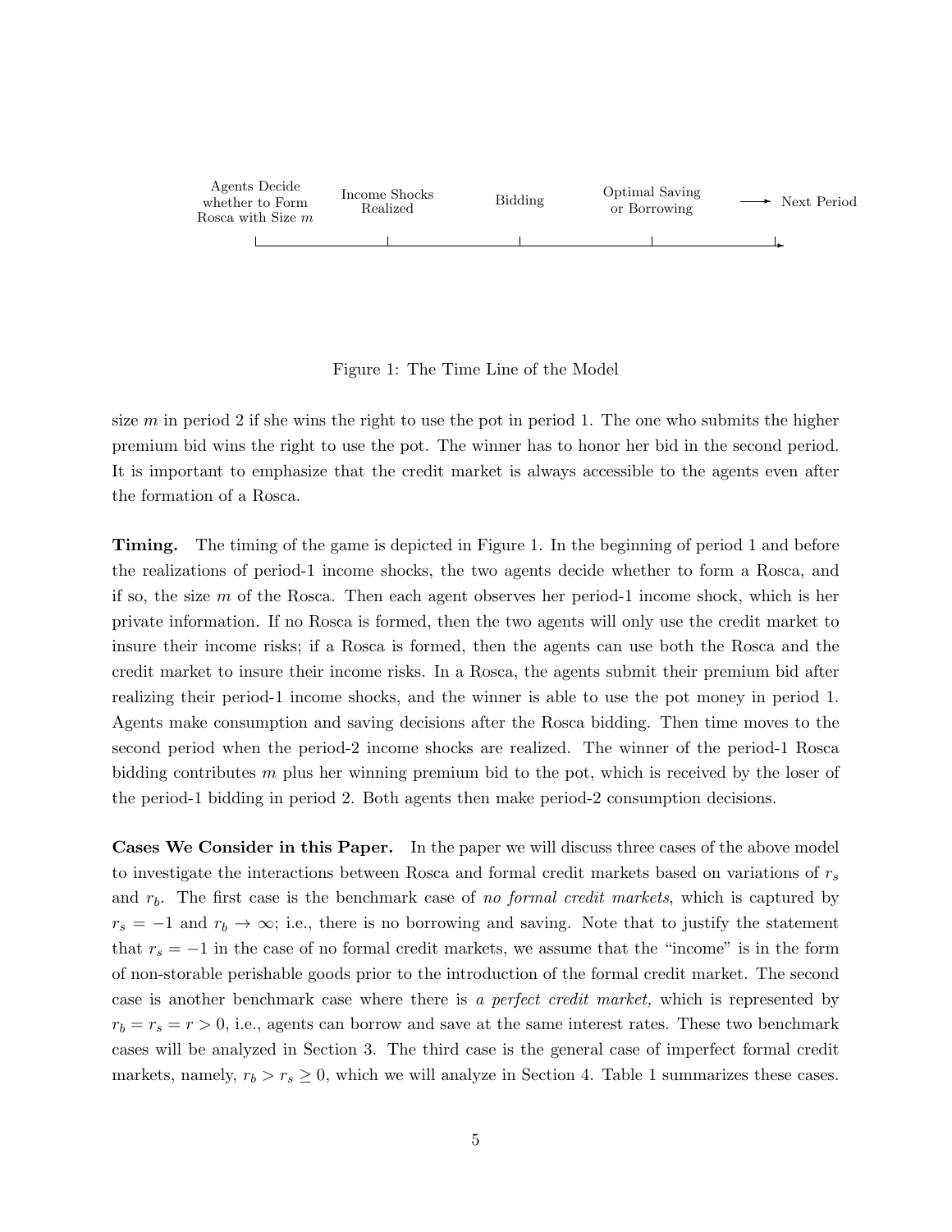Agents Decide whether to Form Rosca with Size $m$ — Income Shocks Realized — Bidding — Optimal Saving or Borrowing — Next Period

Figure 1: The Time Line of the Model

size $m$ in period 2 if she wins the right to use the pot in period 1. The one who submits the higher premium bid wins the right to use the pot. The winner has to honor her bid in the second period. It is important to emphasize that the credit market is always accessible to the agents even after the formation of a Rosca.

**Timing.** The timing of the game is depicted in Figure 1. In the beginning of period 1 and before the realizations of period-1 income shocks, the two agents decide whether to form a Rosca, and if so, the size $m$ of the Rosca. Then each agent observes her period-1 income shock, which is her private information. If no Rosca is formed, then the two agents will only use the credit market to insure their income risks; if a Rosca is formed, then the agents can use both the Rosca and the credit market to insure their income risks. In a Rosca, the agents submit their premium bid after realizing their period-1 income shocks, and the winner is able to use the pot money in period 1. Agents make consumption and saving decisions after the Rosca bidding. Then time moves to the second period when the period-2 income shocks are realized. The winner of the period-1 Rosca bidding contributes $m$ plus her winning premium bid to the pot, which is received by the loser of the period-1 bidding in period 2. Both agents then make period-2 consumption decisions.

**Cases We Consider in this Paper.** In the paper we will discuss three cases of the above model to investigate the interactions between Rosca and formal credit markets based on variations of $r_s$ and $r_b$. The first case is the benchmark case of *no formal credit markets*, which is captured by $r_s = -1$ and $r_b \to \infty$; i.e., there is no borrowing and saving. Note that to justify the statement that $r_s = -1$ in the case of no formal credit markets, we assume that the "income" is in the form of non-storable perishable goods prior to the introduction of the formal credit market. The second case is another benchmark case where there is *a perfect credit market,* which is represented by $r_b = r_s = r > 0$, i.e., agents can borrow and save at the same interest rates. These two benchmark cases will be analyzed in Section 3. The third case is the general case of imperfect formal credit markets, namely, $r_b > r_s \geq 0$, which we will analyze in Section 4. Table 1 summarizes these cases.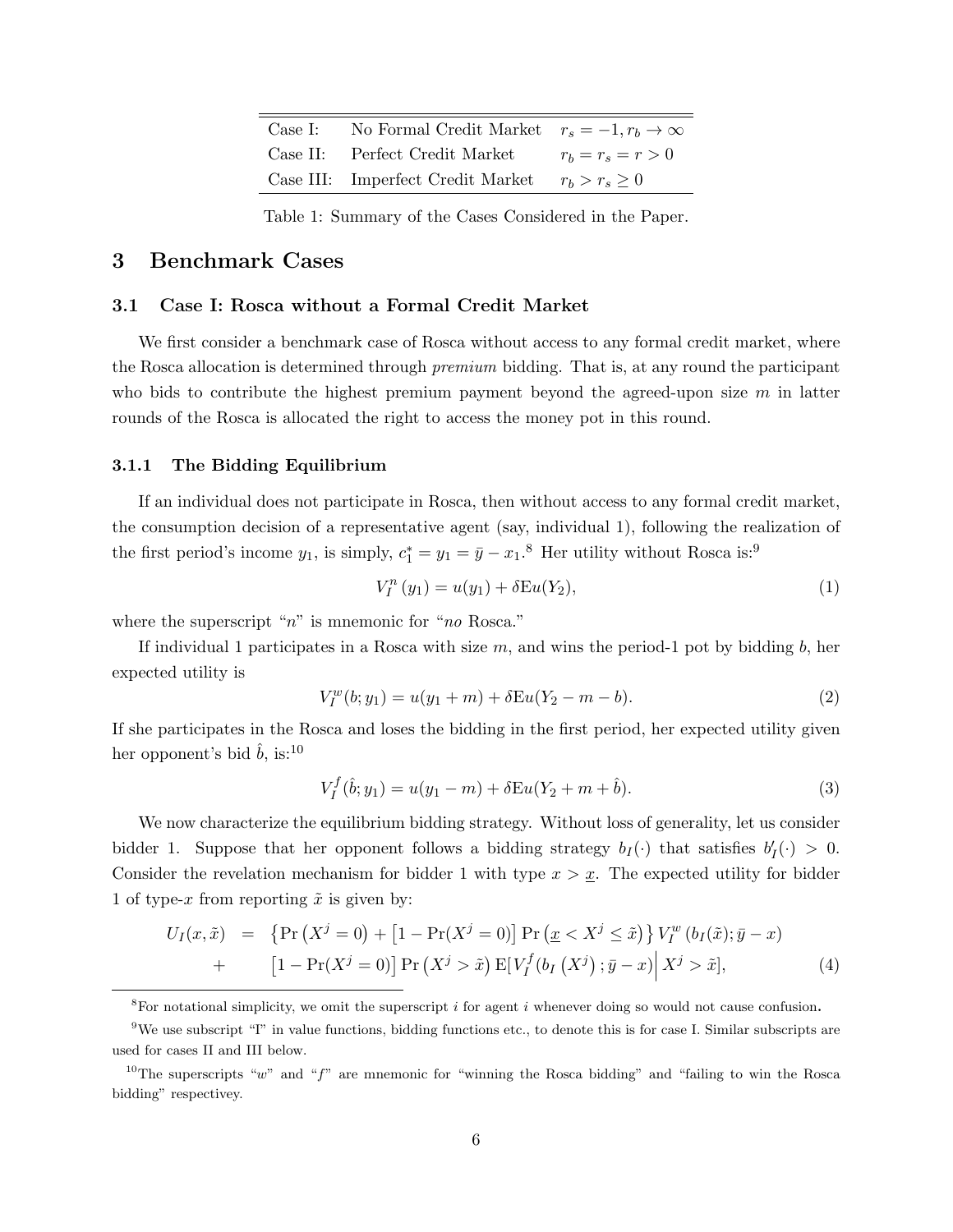| Case | Description | Interest rates |
|---|---|---|
| Case I: | No Formal Credit Market | $r_s = -1, r_b \to \infty$ |
| Case II: | Perfect Credit Market | $r_b = r_s = r > 0$ |
| Case III: | Imperfect Credit Market | $r_b > r_s \geq 0$ |

Table 1: Summary of the Cases Considered in the Paper.

## 3 Benchmark Cases

### 3.1 Case I: Rosca without a Formal Credit Market

We first consider a benchmark case of Rosca without access to any formal credit market, where the Rosca allocation is determined through *premium* bidding. That is, at any round the participant who bids to contribute the highest premium payment beyond the agreed-upon size $m$ in latter rounds of the Rosca is allocated the right to access the money pot in this round.

#### 3.1.1 The Bidding Equilibrium

If an individual does not participate in Rosca, then without access to any formal credit market, the consumption decision of a representative agent (say, individual 1), following the realization of the first period's income $y_1$, is simply, $c_1^* = y_1 = \bar{y} - x_1$.[8] Her utility without Rosca is:[9]

$$V_I^n(y_1) = u(y_1) + \delta \mathrm{E}u(Y_2), \tag{1}$$

where the superscript "$n$" is mnemonic for "*no* Rosca."

If individual 1 participates in a Rosca with size $m$, and wins the period-1 pot by bidding $b$, her expected utility is

$$V_I^w(b; y_1) = u(y_1 + m) + \delta \mathrm{E}u(Y_2 - m - b). \tag{2}$$

If she participates in the Rosca and loses the bidding in the first period, her expected utility given her opponent's bid $\hat{b}$, is:[10]

$$V_I^f(\hat{b}; y_1) = u(y_1 - m) + \delta \mathrm{E}u(Y_2 + m + \hat{b}). \tag{3}$$

We now characterize the equilibrium bidding strategy. Without loss of generality, let us consider bidder 1. Suppose that her opponent follows a bidding strategy $b_I(\cdot)$ that satisfies $b_I'(\cdot) > 0$. Consider the revelation mechanism for bidder 1 with type $x > \underline{x}$. The expected utility for bidder 1 of type-$x$ from reporting $\tilde{x}$ is given by:

$$\begin{aligned} U_I(x, \tilde{x}) &= \left\{\Pr\left(X^j = 0\right) + \left[1 - \Pr(X^j = 0)\right] \Pr\left(\underline{x} < X^j \leq \tilde{x}\right)\right\} V_I^w\left(b_I(\tilde{x}); \bar{y} - x\right) \\ &+ \quad \left[1 - \Pr(X^j = 0)\right] \Pr\left(X^j > \tilde{x}\right) \mathrm{E}[V_I^f(b_I\left(X^j\right); \bar{y} - x)\Big| X^j > \tilde{x}], \end{aligned} \tag{4}$$

---

[8] For notational simplicity, we omit the superscript $i$ for agent $i$ whenever doing so would not cause confusion.

[9] We use subscript "I" in value functions, bidding functions etc., to denote this is for case I. Similar subscripts are used for cases II and III below.

[10] The superscripts "$w$" and "$f$" are mnemonic for "winning the Rosca bidding" and "failing to win the Rosca bidding" respectivey.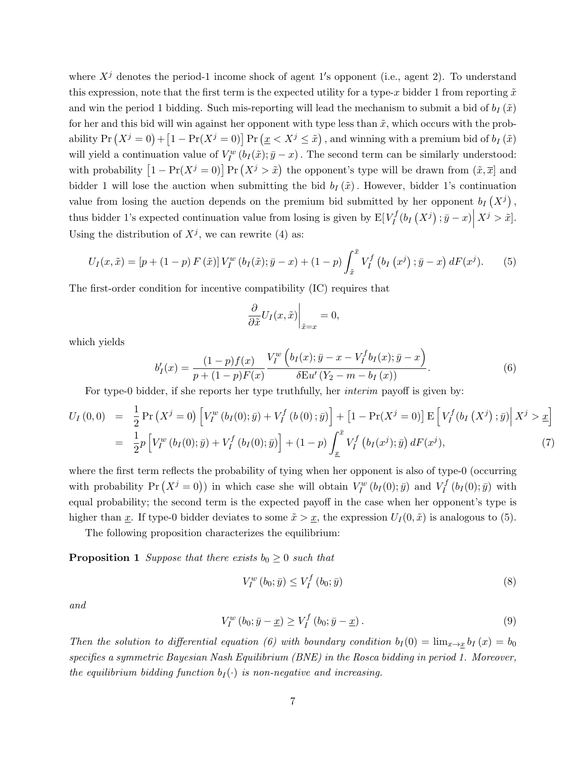where $X^j$ denotes the period-1 income shock of agent 1′s opponent (i.e., agent 2). To understand this expression, note that the first term is the expected utility for a type-$x$ bidder 1 from reporting $\tilde{x}$ and win the period 1 bidding. Such mis-reporting will lead the mechanism to submit a bid of $b_I(\tilde{x})$ for her and this bid will win against her opponent with type less than $\tilde{x}$, which occurs with the probability $\Pr(X^j = 0) + [1 - \Pr(X^j = 0)] \Pr(\underline{x} < X^j \leq \tilde{x})$, and winning with a premium bid of $b_I(\tilde{x})$ will yield a continuation value of $V_I^w(b_I(\tilde{x}); \bar{y} - x)$. The second term can be similarly understood: with probability $[1 - \Pr(X^j = 0)] \Pr(X^j > \tilde{x})$ the opponent's type will be drawn from $(\tilde{x}, \overline{x}]$ and bidder 1 will lose the auction when submitting the bid $b_I(\tilde{x})$. However, bidder 1's continuation value from losing the auction depends on the premium bid submitted by her opponent $b_I(X^j)$, thus bidder 1's expected continuation value from losing is given by $\mathrm{E}[V_I^f(b_I(X^j); \bar{y} - x) | X^j > \tilde{x}]$. Using the distribution of $X^j$, we can rewrite (4) as:

$$U_I(x, \tilde{x}) = [p + (1-p) F(\tilde{x})] V_I^w(b_I(\tilde{x}); \bar{y} - x) + (1-p) \int_{\tilde{x}}^{\bar{x}} V_I^f(b_I(x^j); \bar{y} - x) \, dF(x^j). \tag{5}$$

The first-order condition for incentive compatibility (IC) requires that

$$\frac{\partial}{\partial \tilde{x}} U_I(x, \tilde{x}) \bigg|_{\tilde{x} = x} = 0,$$

which yields

$$b_I'(x) = \frac{(1-p) f(x)}{p + (1-p) F(x)} \frac{V_I^w\left(b_I(x); \bar{y} - x - V_I^f b_I(x); \bar{y} - x\right)}{\delta \mathrm{E} u'(Y_2 - m - b_I(x))}. \tag{6}$$

For type-0 bidder, if she reports her type truthfully, her *interim* payoff is given by:

$$\begin{aligned} U_I(0, 0) &= \frac{1}{2} \Pr(X^j = 0) \left[V_I^w(b_I(0); \bar{y}) + V_I^f(b(0); \bar{y})\right] + \left[1 - \Pr(X^j = 0)\right] \mathrm{E}\left[V_I^f(b_I(X^j); \bar{y}) \Big| X^j > \underline{x}\right] \\ &= \frac{1}{2} p \left[V_I^w(b_I(0); \bar{y}) + V_I^f(b_I(0); \bar{y})\right] + (1-p) \int_{\underline{x}}^{\bar{x}} V_I^f(b_I(x^j); \bar{y}) \, dF(x^j), \end{aligned} \tag{7}$$

where the first term reflects the probability of tying when her opponent is also of type-0 (occurring with probability $\Pr(X^j = 0)$) in which case she will obtain $V_I^w(b_I(0); \bar{y})$ and $V_I^f(b_I(0); \bar{y})$ with equal probability; the second term is the expected payoff in the case when her opponent's type is higher than $\underline{x}$. If type-0 bidder deviates to some $\tilde{x} > \underline{x}$, the expression $U_I(0, \tilde{x})$ is analogous to (5).

The following proposition characterizes the equilibrium:

**Proposition 1** *Suppose that there exists $b_0 \geq 0$ such that*

$$V_I^w(b_0; \bar{y}) \leq V_I^f(b_0; \bar{y}) \tag{8}$$

*and*

$$V_I^w(b_0; \bar{y} - \underline{x}) \geq V_I^f(b_0; \bar{y} - \underline{x}). \tag{9}$$

*Then the solution to differential equation (6) with boundary condition $b_I(0) = \lim_{x \to \underline{x}} b_I(x) = b_0$ specifies a symmetric Bayesian Nash Equilibrium (BNE) in the Rosca bidding in period 1. Moreover, the equilibrium bidding function $b_I(\cdot)$ is non-negative and increasing.*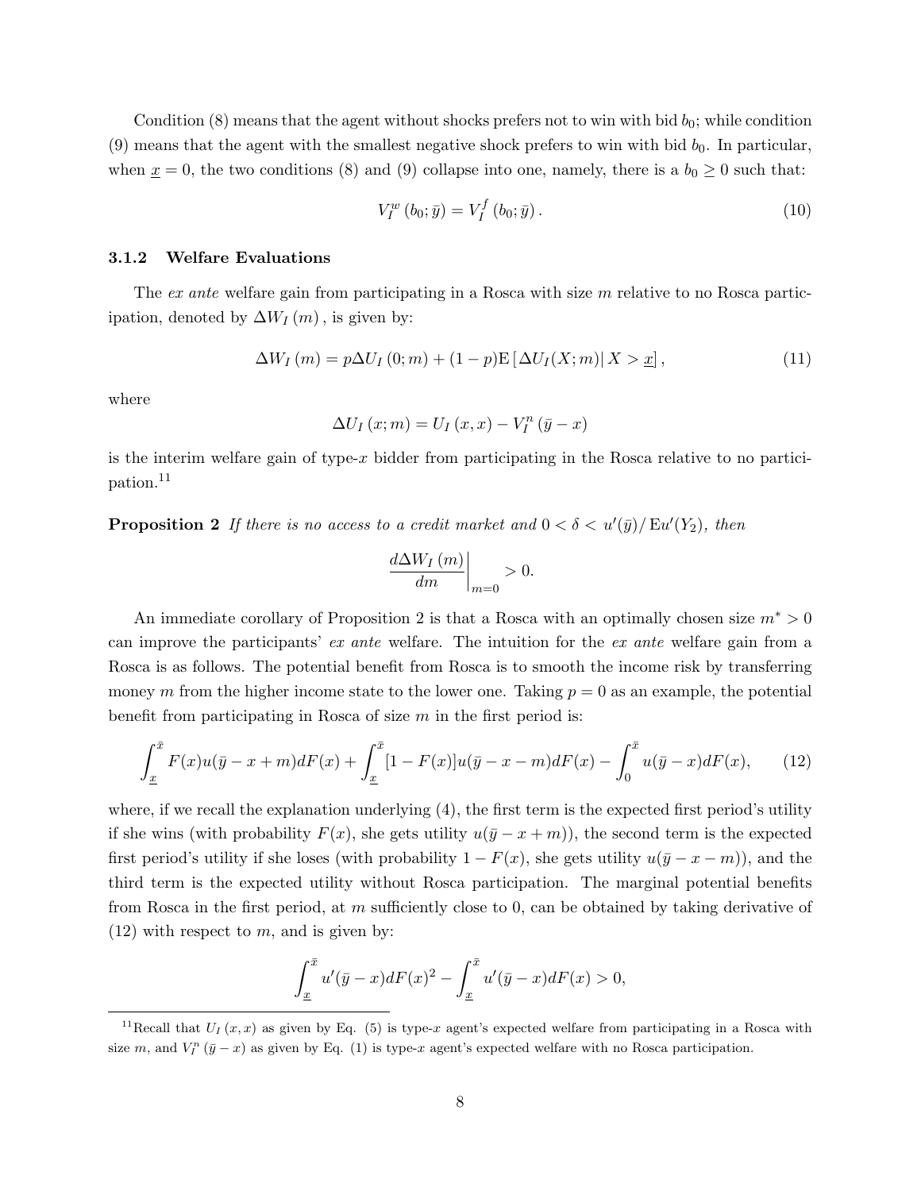Condition (8) means that the agent without shocks prefers not to win with bid $b_0$; while condition (9) means that the agent with the smallest negative shock prefers to win with bid $b_0$. In particular, when $\underline{x} = 0$, the two conditions (8) and (9) collapse into one, namely, there is a $b_0 \geq 0$ such that:

$$V_I^w(b_0; \bar{y}) = V_I^f(b_0; \bar{y}). \tag{10}$$

### 3.1.2 Welfare Evaluations

The *ex ante* welfare gain from participating in a Rosca with size $m$ relative to no Rosca participation, denoted by $\Delta W_I(m)$, is given by:

$$\Delta W_I(m) = p\Delta U_I(0; m) + (1-p)\mathrm{E}\left[\Delta U_I(X; m) \middle| X > \underline{x}\right], \tag{11}$$

where

$$\Delta U_I(x; m) = U_I(x, x) - V_I^n(\bar{y} - x)$$

is the interim welfare gain of type-$x$ bidder from participating in the Rosca relative to no participation.[11]

**Proposition 2** *If there is no access to a credit market and* $0 < \delta < u'(\bar{y}) / \mathrm{E}u'(Y_2)$*, then*

$$\left.\frac{d\Delta W_I(m)}{dm}\right|_{m=0} > 0.$$

An immediate corollary of Proposition 2 is that a Rosca with an optimally chosen size $m^* > 0$ can improve the participants' *ex ante* welfare. The intuition for the *ex ante* welfare gain from a Rosca is as follows. The potential benefit from Rosca is to smooth the income risk by transferring money $m$ from the higher income state to the lower one. Taking $p = 0$ as an example, the potential benefit from participating in Rosca of size $m$ in the first period is:

$$\int_{\underline{x}}^{\bar{x}} F(x)u(\bar{y} - x + m)dF(x) + \int_{\underline{x}}^{\bar{x}} [1 - F(x)]u(\bar{y} - x - m)dF(x) - \int_{0}^{\bar{x}} u(\bar{y} - x)dF(x), \tag{12}$$

where, if we recall the explanation underlying (4), the first term is the expected first period's utility if she wins (with probability $F(x)$, she gets utility $u(\bar{y} - x + m)$), the second term is the expected first period's utility if she loses (with probability $1 - F(x)$, she gets utility $u(\bar{y} - x - m)$), and the third term is the expected utility without Rosca participation. The marginal potential benefits from Rosca in the first period, at $m$ sufficiently close to 0, can be obtained by taking derivative of (12) with respect to $m$, and is given by:

$$\int_{\underline{x}}^{\bar{x}} u'(\bar{y} - x)dF(x)^2 - \int_{\underline{x}}^{\bar{x}} u'(\bar{y} - x)dF(x) > 0,$$

[11] Recall that $U_I(x, x)$ as given by Eq. (5) is type-$x$ agent's expected welfare from participating in a Rosca with size $m$, and $V_I^n(\bar{y} - x)$ as given by Eq. (1) is type-$x$ agent's expected welfare with no Rosca participation.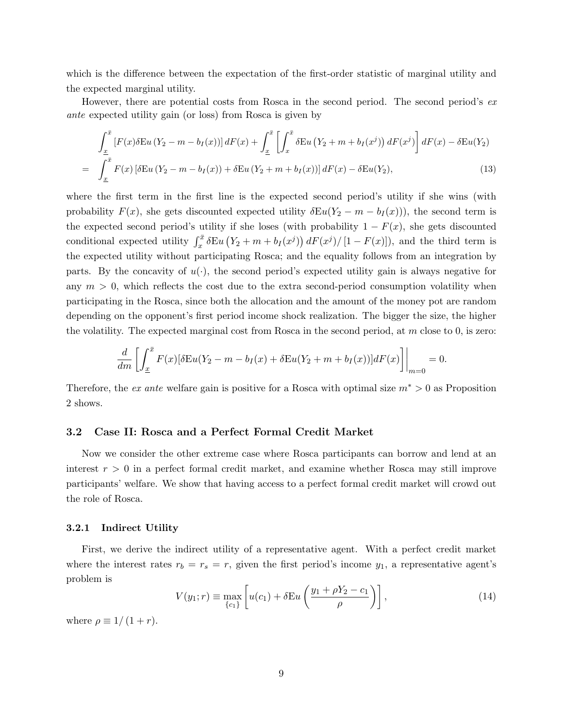which is the difference between the expectation of the first-order statistic of marginal utility and the expected marginal utility.

However, there are potential costs from Rosca in the second period. The second period's *ex ante* expected utility gain (or loss) from Rosca is given by

$$
\begin{aligned}
&\int_{\underline{x}}^{\bar{x}} \left[F(x)\delta \mathrm{E}u\left(Y_2 - m - b_I(x)\right)\right] dF(x) + \int_{\underline{x}}^{\bar{x}} \left[\int_{x}^{\bar{x}} \delta \mathrm{E}u\left(Y_2 + m + b_I(x^j)\right) dF(x^j)\right] dF(x) - \delta \mathrm{E}u(Y_2) \\
= &\int_{\underline{x}}^{\bar{x}} F(x)\left[\delta \mathrm{E}u\left(Y_2 - m - b_I(x)\right) + \delta \mathrm{E}u\left(Y_2 + m + b_I(x)\right)\right] dF(x) - \delta \mathrm{E}u(Y_2), \qquad (13)
\end{aligned}
$$

where the first term in the first line is the expected second period's utility if she wins (with probability $F(x)$, she gets discounted expected utility $\delta \mathrm{E}u(Y_2 - m - b_I(x))$), the second term is the expected second period's utility if she loses (with probability $1 - F(x)$, she gets discounted conditional expected utility $\int_{x}^{\bar{x}} \delta \mathrm{E}u\left(Y_2 + m + b_I(x^j)\right) dF(x^j)/\left[1 - F(x)\right]$), and the third term is the expected utility without participating Rosca; and the equality follows from an integration by parts. By the concavity of $u(\cdot)$, the second period's expected utility gain is always negative for any $m > 0$, which reflects the cost due to the extra second-period consumption volatility when participating in the Rosca, since both the allocation and the amount of the money pot are random depending on the opponent's first period income shock realization. The bigger the size, the higher the volatility. The expected marginal cost from Rosca in the second period, at $m$ close to 0, is zero:

$$
\frac{d}{dm}\left[\int_{\underline{x}}^{\bar{x}} F(x)[\delta \mathrm{E}u(Y_2 - m - b_I(x) + \delta \mathrm{E}u(Y_2 + m + b_I(x))]dF(x)\right]\Bigg|_{m=0} = 0.
$$

Therefore, the *ex ante* welfare gain is positive for a Rosca with optimal size $m^* > 0$ as Proposition 2 shows.

### 3.2 Case II: Rosca and a Perfect Formal Credit Market

Now we consider the other extreme case where Rosca participants can borrow and lend at an interest $r > 0$ in a perfect formal credit market, and examine whether Rosca may still improve participants' welfare. We show that having access to a perfect formal credit market will crowd out the role of Rosca.

#### 3.2.1 Indirect Utility

First, we derive the indirect utility of a representative agent. With a perfect credit market where the interest rates $r_b = r_s = r$, given the first period's income $y_1$, a representative agent's problem is

$$
V(y_1; r) \equiv \max_{\{c_1\}} \left[u(c_1) + \delta \mathrm{E}u\left(\frac{y_1 + \rho Y_2 - c_1}{\rho}\right)\right], \qquad (14)
$$

where $\rho \equiv 1/(1 + r)$.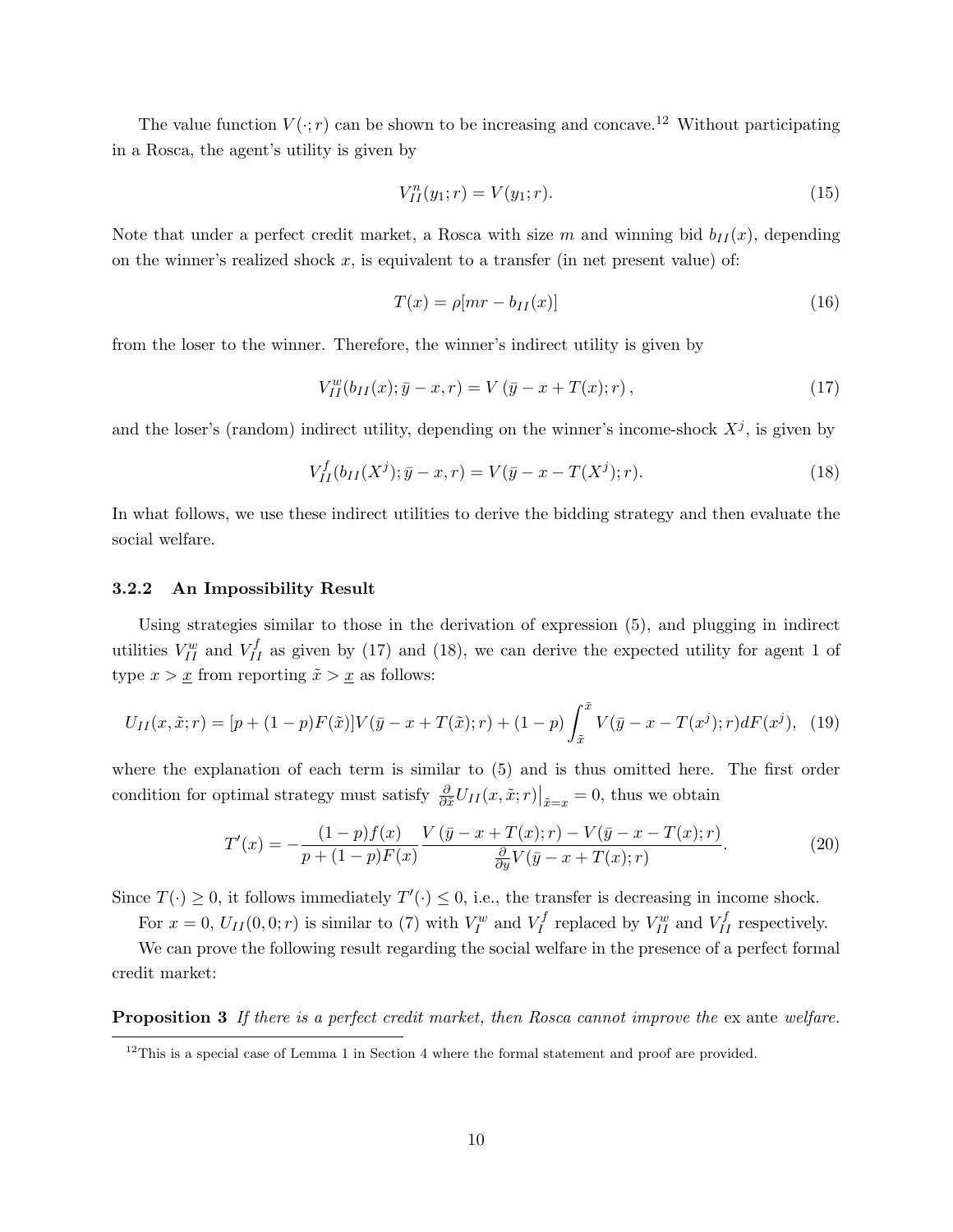The value function $V(\cdot; r)$ can be shown to be increasing and concave.[12] Without participating in a Rosca, the agent's utility is given by

$$V_{II}^{n}(y_1; r) = V(y_1; r). \tag{15}$$

Note that under a perfect credit market, a Rosca with size $m$ and winning bid $b_{II}(x)$, depending on the winner's realized shock $x$, is equivalent to a transfer (in net present value) of:

$$T(x) = \rho[mr - b_{II}(x)] \tag{16}$$

from the loser to the winner. Therefore, the winner's indirect utility is given by

$$V_{II}^{w}(b_{II}(x); \bar{y} - x, r) = V\left(\bar{y} - x + T(x); r\right), \tag{17}$$

and the loser's (random) indirect utility, depending on the winner's income-shock $X^j$, is given by

$$V_{II}^{f}(b_{II}(X^j); \bar{y} - x, r) = V(\bar{y} - x - T(X^j); r). \tag{18}$$

In what follows, we use these indirect utilities to derive the bidding strategy and then evaluate the social welfare.

### 3.2.2 An Impossibility Result

Using strategies similar to those in the derivation of expression (5), and plugging in indirect utilities $V_{II}^{w}$ and $V_{II}^{f}$ as given by (17) and (18), we can derive the expected utility for agent 1 of type $x > \underline{x}$ from reporting $\tilde{x} > \underline{x}$ as follows:

$$U_{II}(x, \tilde{x}; r) = [p + (1-p)F(\tilde{x})]V(\bar{y} - x + T(\tilde{x}); r) + (1-p)\int_{\tilde{x}}^{\bar{x}} V(\bar{y} - x - T(x^j); r)dF(x^j), \tag{19}$$

where the explanation of each term is similar to (5) and is thus omitted here. The first order condition for optimal strategy must satisfy $\frac{\partial}{\partial \tilde{x}} U_{II}(x, \tilde{x}; r)\big|_{\tilde{x}=x} = 0$, thus we obtain

$$T'(x) = -\frac{(1-p)f(x)}{p + (1-p)F(x)} \frac{V\left(\bar{y} - x + T(x); r\right) - V(\bar{y} - x - T(x); r)}{\frac{\partial}{\partial y} V(\bar{y} - x + T(x); r)}. \tag{20}$$

Since $T(\cdot) \geq 0$, it follows immediately $T'(\cdot) \leq 0$, i.e., the transfer is decreasing in income shock.

For $x = 0$, $U_{II}(0, 0; r)$ is similar to (7) with $V_{I}^{w}$ and $V_{I}^{f}$ replaced by $V_{II}^{w}$ and $V_{II}^{f}$ respectively.

We can prove the following result regarding the social welfare in the presence of a perfect formal credit market:

**Proposition 3** *If there is a perfect credit market, then Rosca cannot improve the* ex ante *welfare.*

[12] This is a special case of Lemma 1 in Section 4 where the formal statement and proof are provided.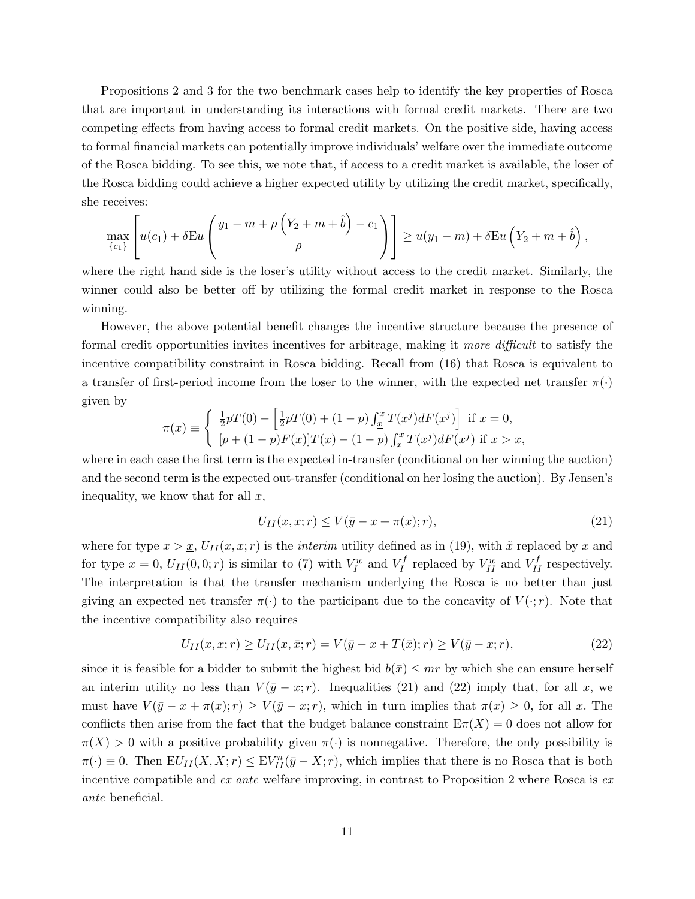Propositions 2 and 3 for the two benchmark cases help to identify the key properties of Rosca that are important in understanding its interactions with formal credit markets. There are two competing effects from having access to formal credit markets. On the positive side, having access to formal financial markets can potentially improve individuals' welfare over the immediate outcome of the Rosca bidding. To see this, we note that, if access to a credit market is available, the loser of the Rosca bidding could achieve a higher expected utility by utilizing the credit market, specifically, she receives:

$$\max_{\{c_1\}} \left[ u(c_1) + \delta \mathrm{E} u \left( \frac{y_1 - m + \rho \left( Y_2 + m + \hat{b} \right) - c_1}{\rho} \right) \right] \geq u(y_1 - m) + \delta \mathrm{E} u \left( Y_2 + m + \hat{b} \right),$$

where the right hand side is the loser's utility without access to the credit market. Similarly, the winner could also be better off by utilizing the formal credit market in response to the Rosca winning.

However, the above potential benefit changes the incentive structure because the presence of formal credit opportunities invites incentives for arbitrage, making it *more difficult* to satisfy the incentive compatibility constraint in Rosca bidding. Recall from (16) that Rosca is equivalent to a transfer of first-period income from the loser to the winner, with the expected net transfer $\pi(\cdot)$ given by

$$\pi(x) \equiv \begin{cases} \frac{1}{2}pT(0) - \left[ \frac{1}{2}pT(0) + (1-p) \int_{\underline{x}}^{\bar{x}} T(x^j) dF(x^j) \right] & \text{if } x = 0, \\ [p + (1-p)F(x)]T(x) - (1-p) \int_{x}^{\bar{x}} T(x^j) dF(x^j) & \text{if } x > \underline{x}, \end{cases}$$

where in each case the first term is the expected in-transfer (conditional on her winning the auction) and the second term is the expected out-transfer (conditional on her losing the auction). By Jensen's inequality, we know that for all $x$,

$$U_{II}(x, x; r) \leq V(\bar{y} - x + \pi(x); r), \tag{21}$$

where for type $x > \underline{x}$, $U_{II}(x, x; r)$ is the *interim* utility defined as in (19), with $\tilde{x}$ replaced by $x$ and for type $x = 0$, $U_{II}(0, 0; r)$ is similar to (7) with $V_I^w$ and $V_I^f$ replaced by $V_{II}^w$ and $V_{II}^f$ respectively. The interpretation is that the transfer mechanism underlying the Rosca is no better than just giving an expected net transfer $\pi(\cdot)$ to the participant due to the concavity of $V(\cdot; r)$. Note that the incentive compatibility also requires

$$U_{II}(x, x; r) \geq U_{II}(x, \bar{x}; r) = V(\bar{y} - x + T(\bar{x}); r) \geq V(\bar{y} - x; r), \tag{22}$$

since it is feasible for a bidder to submit the highest bid $b(\bar{x}) \leq mr$ by which she can ensure herself an interim utility no less than $V(\bar{y} - x; r)$. Inequalities (21) and (22) imply that, for all $x$, we must have $V(\bar{y} - x + \pi(x); r) \geq V(\bar{y} - x; r)$, which in turn implies that $\pi(x) \geq 0$, for all $x$. The conflicts then arise from the fact that the budget balance constraint $\mathrm{E}\pi(X) = 0$ does not allow for $\pi(X) > 0$ with a positive probability given $\pi(\cdot)$ is nonnegative. Therefore, the only possibility is $\pi(\cdot) \equiv 0$. Then $\mathrm{E}U_{II}(X, X; r) \leq \mathrm{E}V_{II}^n(\bar{y} - X; r)$, which implies that there is no Rosca that is both incentive compatible and *ex ante* welfare improving, in contrast to Proposition 2 where Rosca is *ex ante* beneficial.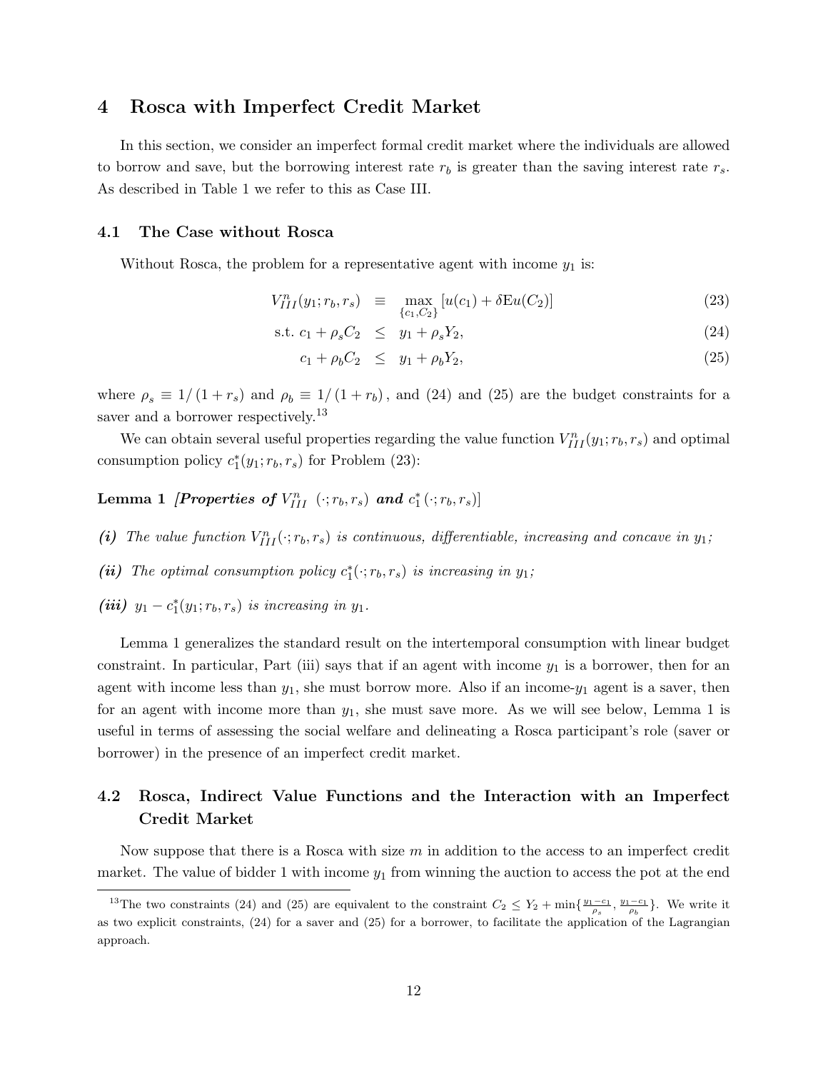## 4 Rosca with Imperfect Credit Market

In this section, we consider an imperfect formal credit market where the individuals are allowed to borrow and save, but the borrowing interest rate $r_b$ is greater than the saving interest rate $r_s$. As described in Table 1 we refer to this as Case III.

### 4.1 The Case without Rosca

Without Rosca, the problem for a representative agent with income $y_1$ is:

$$V_{III}^n(y_1; r_b, r_s) \equiv \max_{\{c_1, C_2\}} [u(c_1) + \delta \mathrm{E}u(C_2)] \tag{23}$$

$$\text{s.t. } c_1 + \rho_s C_2 \leq y_1 + \rho_s Y_2, \tag{24}$$

$$c_1 + \rho_b C_2 \leq y_1 + \rho_b Y_2, \tag{25}$$

where $\rho_s \equiv 1/(1+r_s)$ and $\rho_b \equiv 1/(1+r_b)$, and (24) and (25) are the budget constraints for a saver and a borrower respectively.[13]

We can obtain several useful properties regarding the value function $V_{III}^n(y_1; r_b, r_s)$ and optimal consumption policy $c_1^*(y_1; r_b, r_s)$ for Problem (23):

**Lemma 1** ***[Properties of*** $V_{III}^n(\cdot; r_b, r_s)$ ***and*** $c_1^*(\cdot; r_b, r_s)$***]***

***(i)*** *The value function* $V_{III}^n(\cdot; r_b, r_s)$ *is continuous, differentiable, increasing and concave in* $y_1$*;*

***(ii)*** *The optimal consumption policy* $c_1^*(\cdot; r_b, r_s)$ *is increasing in* $y_1$*;*

***(iii)*** $y_1 - c_1^*(y_1; r_b, r_s)$ *is increasing in* $y_1$*.*

Lemma 1 generalizes the standard result on the intertemporal consumption with linear budget constraint. In particular, Part (iii) says that if an agent with income $y_1$ is a borrower, then for an agent with income less than $y_1$, she must borrow more. Also if an income-$y_1$ agent is a saver, then for an agent with income more than $y_1$, she must save more. As we will see below, Lemma 1 is useful in terms of assessing the social welfare and delineating a Rosca participant's role (saver or borrower) in the presence of an imperfect credit market.

### 4.2 Rosca, Indirect Value Functions and the Interaction with an Imperfect Credit Market

Now suppose that there is a Rosca with size $m$ in addition to the access to an imperfect credit market. The value of bidder 1 with income $y_1$ from winning the auction to access the pot at the end

[13] The two constraints (24) and (25) are equivalent to the constraint $C_2 \leq Y_2 + \min\{\frac{y_1 - c_1}{\rho_s}, \frac{y_1 - c_1}{\rho_b}\}$. We write it as two explicit constraints, (24) for a saver and (25) for a borrower, to facilitate the application of the Lagrangian approach.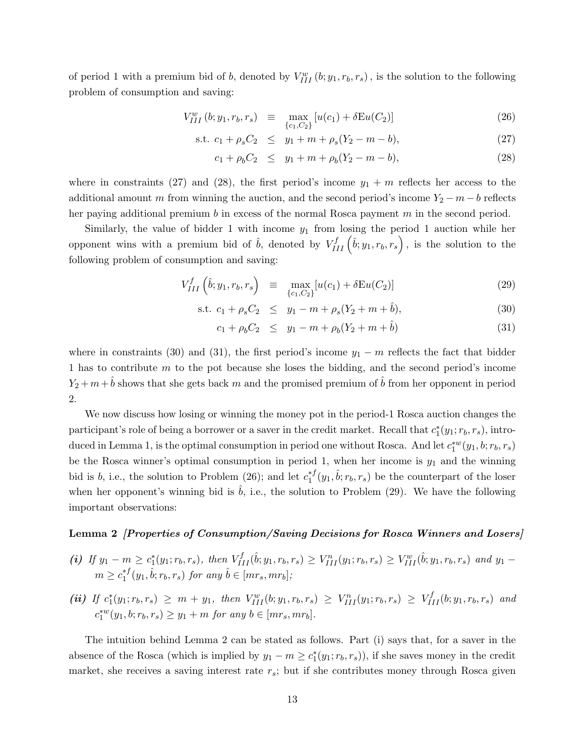of period 1 with a premium bid of $b$, denoted by $V_{III}^{w}(b; y_1, r_b, r_s)$, is the solution to the following problem of consumption and saving:

$$
\begin{aligned}
V_{III}^{w}(b; y_1, r_b, r_s) &\equiv \max_{\{c_1, C_2\}} [u(c_1) + \delta \mathrm{E} u(C_2)] && (26) \\
\text{s.t. } c_1 + \rho_s C_2 &\leq y_1 + m + \rho_s (Y_2 - m - b), && (27) \\
c_1 + \rho_b C_2 &\leq y_1 + m + \rho_b (Y_2 - m - b), && (28)
\end{aligned}
$$

where in constraints (27) and (28), the first period's income $y_1 + m$ reflects her access to the additional amount $m$ from winning the auction, and the second period's income $Y_2 - m - b$ reflects her paying additional premium $b$ in excess of the normal Rosca payment $m$ in the second period.

Similarly, the value of bidder 1 with income $y_1$ from losing the period 1 auction while her opponent wins with a premium bid of $\hat{b}$, denoted by $V_{III}^{f}\left(\hat{b}; y_1, r_b, r_s\right)$, is the solution to the following problem of consumption and saving:

$$
\begin{aligned}
V_{III}^{f}\left(\hat{b}; y_1, r_b, r_s\right) &\equiv \max_{\{c_1, C_2\}} [u(c_1) + \delta \mathrm{E} u(C_2)] && (29) \\
\text{s.t. } c_1 + \rho_s C_2 &\leq y_1 - m + \rho_s (Y_2 + m + \hat{b}), && (30) \\
c_1 + \rho_b C_2 &\leq y_1 - m + \rho_b (Y_2 + m + \hat{b}) && (31)
\end{aligned}
$$

where in constraints (30) and (31), the first period's income $y_1 - m$ reflects the fact that bidder 1 has to contribute $m$ to the pot because she loses the bidding, and the second period's income $Y_2 + m + \hat{b}$ shows that she gets back $m$ and the promised premium of $\hat{b}$ from her opponent in period 2.

We now discuss how losing or winning the money pot in the period-1 Rosca auction changes the participant's role of being a borrower or a saver in the credit market. Recall that $c_1^*(y_1; r_b, r_s)$, introduced in Lemma 1, is the optimal consumption in period one without Rosca. And let $c_1^{*w}(y_1, b; r_b, r_s)$ be the Rosca winner's optimal consumption in period 1, when her income is $y_1$ and the winning bid is $b$, i.e., the solution to Problem (26); and let $c_1^{*f}(y_1, \hat{b}; r_b, r_s)$ be the counterpart of the loser when her opponent's winning bid is $\hat{b}$, i.e., the solution to Problem (29). We have the following important observations:

**Lemma 2** ***[Properties of Consumption/Saving Decisions for Rosca Winners and Losers]***

***(i)*** *If $y_1 - m \geq c_1^*(y_1; r_b, r_s)$, then $V_{III}^{f}(\hat{b}; y_1, r_b, r_s) \geq V_{III}^{n}(y_1; r_b, r_s) \geq V_{III}^{w}(\hat{b}; y_1, r_b, r_s)$ and $y_1 - m \geq c_1^{*f}(y_1, \hat{b}; r_b, r_s)$ for any $\hat{b} \in [mr_s, mr_b]$;*

***(ii)*** *If $c_1^*(y_1; r_b, r_s) \geq m + y_1$, then $V_{III}^{w}(b; y_1, r_b, r_s) \geq V_{III}^{n}(y_1; r_b, r_s) \geq V_{III}^{f}(b; y_1, r_b, r_s)$ and $c_1^{*w}(y_1, b; r_b, r_s) \geq y_1 + m$ for any $b \in [mr_s, mr_b]$.*

The intuition behind Lemma 2 can be stated as follows. Part (i) says that, for a saver in the absence of the Rosca (which is implied by $y_1 - m \geq c_1^*(y_1; r_b, r_s)$), if she saves money in the credit market, she receives a saving interest rate $r_s$; but if she contributes money through Rosca given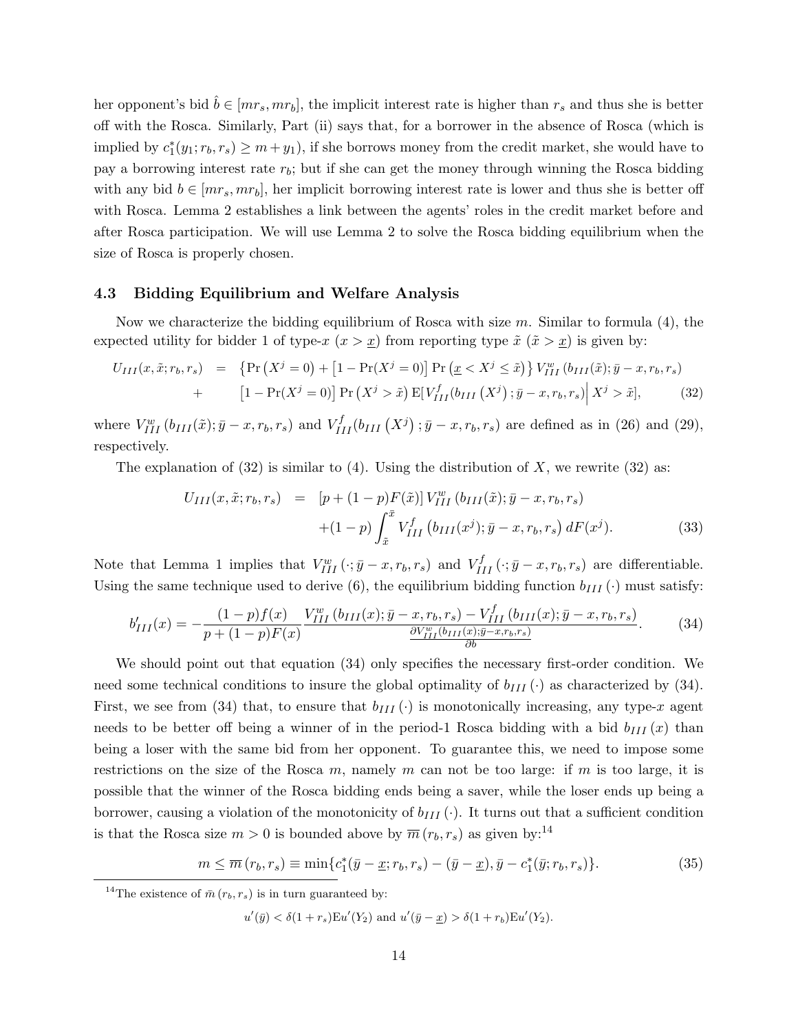her opponent's bid $\hat{b} \in [mr_s, mr_b]$, the implicit interest rate is higher than $r_s$ and thus she is better off with the Rosca. Similarly, Part (ii) says that, for a borrower in the absence of Rosca (which is implied by $c_1^*(y_1; r_b, r_s) \geq m + y_1$), if she borrows money from the credit market, she would have to pay a borrowing interest rate $r_b$; but if she can get the money through winning the Rosca bidding with any bid $b \in [mr_s, mr_b]$, her implicit borrowing interest rate is lower and thus she is better off with Rosca. Lemma 2 establishes a link between the agents' roles in the credit market before and after Rosca participation. We will use Lemma 2 to solve the Rosca bidding equilibrium when the size of Rosca is properly chosen.

### 4.3 Bidding Equilibrium and Welfare Analysis

Now we characterize the bidding equilibrium of Rosca with size $m$. Similar to formula (4), the expected utility for bidder 1 of type-$x$ ($x > \underline{x}$) from reporting type $\tilde{x}$ ($\tilde{x} > \underline{x}$) is given by:

$$
\begin{aligned}
U_{III}(x, \tilde{x}; r_b, r_s) \quad &= \quad \left\{ \Pr\left(X^j = 0\right) + \left[1 - \Pr(X^j = 0)\right] \Pr\left(\underline{x} < X^j \leq \tilde{x}\right) \right\} V_{III}^w\left(b_{III}(\tilde{x}); \bar{y} - x, r_b, r_s\right) \\
&+ \quad \left[1 - \Pr(X^j = 0)\right] \Pr\left(X^j > \tilde{x}\right) \mathrm{E}[V_{III}^f(b_{III}\left(X^j\right); \bar{y} - x, r_b, r_s) \Big| \, X^j > \tilde{x}], \qquad (32)
\end{aligned}
$$

where $V_{III}^w\left(b_{III}(\tilde{x}); \bar{y} - x, r_b, r_s\right)$ and $V_{III}^f(b_{III}\left(X^j\right); \bar{y} - x, r_b, r_s)$ are defined as in (26) and (29), respectively.

The explanation of (32) is similar to (4). Using the distribution of $X$, we rewrite (32) as:

$$
\begin{aligned}
U_{III}(x, \tilde{x}; r_b, r_s) \quad &= \quad \left[p + (1-p)F(\tilde{x})\right] V_{III}^w\left(b_{III}(\tilde{x}); \bar{y} - x, r_b, r_s\right) \\
&\quad + (1-p) \int_{\tilde{x}}^{\bar{x}} V_{III}^f\left(b_{III}(x^j); \bar{y} - x, r_b, r_s\right) dF(x^j). \qquad (33)
\end{aligned}
$$

Note that Lemma 1 implies that $V_{III}^w\left(\cdot; \bar{y} - x, r_b, r_s\right)$ and $V_{III}^f\left(\cdot; \bar{y} - x, r_b, r_s\right)$ are differentiable. Using the same technique used to derive (6), the equilibrium bidding function $b_{III}(\cdot)$ must satisfy:

$$
b_{III}'(x) = -\frac{(1-p)f(x)}{p + (1-p)F(x)} \frac{V_{III}^w\left(b_{III}(x); \bar{y} - x, r_b, r_s\right) - V_{III}^f\left(b_{III}(x); \bar{y} - x, r_b, r_s\right)}{\frac{\partial V_{III}^w\left(b_{III}(x); \bar{y} - x, r_b, r_s\right)}{\partial b}}. \qquad (34)
$$

We should point out that equation (34) only specifies the necessary first-order condition. We need some technical conditions to insure the global optimality of $b_{III}(\cdot)$ as characterized by (34). First, we see from (34) that, to ensure that $b_{III}(\cdot)$ is monotonically increasing, any type-$x$ agent needs to be better off being a winner of in the period-1 Rosca bidding with a bid $b_{III}(x)$ than being a loser with the same bid from her opponent. To guarantee this, we need to impose some restrictions on the size of the Rosca $m$, namely $m$ can not be too large: if $m$ is too large, it is possible that the winner of the Rosca bidding ends being a saver, while the loser ends up being a borrower, causing a violation of the monotonicity of $b_{III}(\cdot)$. It turns out that a sufficient condition is that the Rosca size $m > 0$ is bounded above by $\overline{m}(r_b, r_s)$ as given by:[14]

$$
m \leq \overline{m}(r_b, r_s) \equiv \min\{c_1^*(\bar{y} - \underline{x}; r_b, r_s) - (\bar{y} - \underline{x}), \bar{y} - c_1^*(\bar{y}; r_b, r_s)\}. \qquad (35)
$$

[14] The existence of $\bar{m}(r_b, r_s)$ is in turn guaranteed by:

$$
u'(\bar{y}) < \delta(1 + r_s)\mathrm{E}u'(Y_2) \text{ and } u'(\bar{y} - \underline{x}) > \delta(1 + r_b)\mathrm{E}u'(Y_2).
$$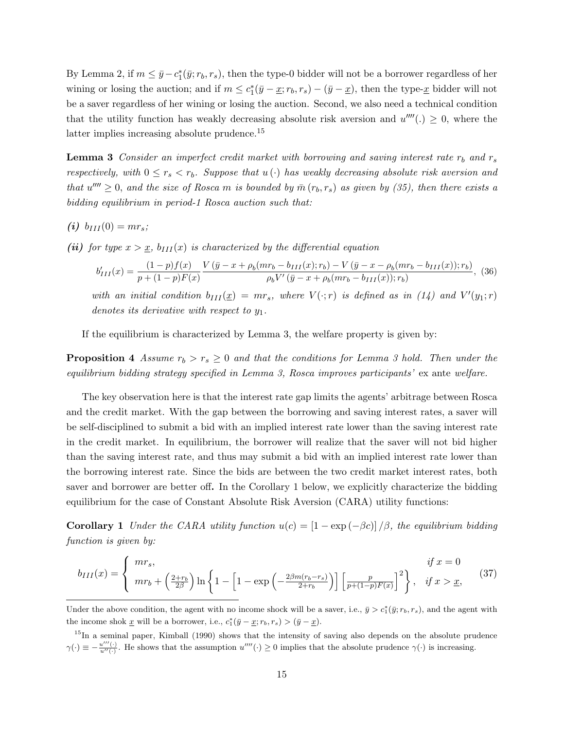By Lemma 2, if $m \leq \bar{y} - c_1^*(\bar{y}; r_b, r_s)$, then the type-0 bidder will not be a borrower regardless of her wining or losing the auction; and if $m \leq c_1^*(\bar{y} - \underline{x}; r_b, r_s) - (\bar{y} - \underline{x})$, then the type-$\underline{x}$ bidder will not be a saver regardless of her wining or losing the auction. Second, we also need a technical condition that the utility function has weakly decreasing absolute risk aversion and $u''''(.) \geq 0$, where the latter implies increasing absolute prudence.[15]

**Lemma 3** *Consider an imperfect credit market with borrowing and saving interest rate $r_b$ and $r_s$ respectively, with $0 \leq r_s < r_b$. Suppose that $u(\cdot)$ has weakly decreasing absolute risk aversion and that $u'''' \geq 0$, and the size of Rosca $m$ is bounded by $\bar{m}(r_b, r_s)$ as given by (35), then there exists a bidding equilibrium in period-1 Rosca auction such that:*

***(i)*** *$b_{III}(0) = mr_s$;*

***(ii)*** *for type $x > \underline{x}$, $b_{III}(x)$ is characterized by the differential equation*

$$b'_{III}(x) = \frac{(1-p)f(x)}{p + (1-p)F(x)} \frac{V(\bar{y} - x + \rho_b(mr_b - b_{III}(x)); r_b) - V(\bar{y} - x - \rho_b(mr_b - b_{III}(x)); r_b)}{\rho_b V'(\bar{y} - x + \rho_b(mr_b - b_{III}(x)); r_b)}, \quad (36)$$

*with an initial condition $b_{III}(\underline{x}) = mr_s$, where $V(\cdot; r)$ is defined as in (14) and $V'(y_1; r)$ denotes its derivative with respect to $y_1$.*

If the equilibrium is characterized by Lemma 3, the welfare property is given by:

**Proposition 4** *Assume $r_b > r_s \geq 0$ and that the conditions for Lemma 3 hold. Then under the equilibrium bidding strategy specified in Lemma 3, Rosca improves participants'* ex ante *welfare.*

The key observation here is that the interest rate gap limits the agents' arbitrage between Rosca and the credit market. With the gap between the borrowing and saving interest rates, a saver will be self-disciplined to submit a bid with an implied interest rate lower than the saving interest rate in the credit market. In equilibrium, the borrower will realize that the saver will not bid higher than the saving interest rate, and thus may submit a bid with an implied interest rate lower than the borrowing interest rate. Since the bids are between the two credit market interest rates, both saver and borrower are better off. In the Corollary 1 below, we explicitly characterize the bidding equilibrium for the case of Constant Absolute Risk Aversion (CARA) utility functions:

**Corollary 1** *Under the CARA utility function $u(c) = [1 - \exp(-\beta c)]/\beta$, the equilibrium bidding function is given by:*

$$b_{III}(x) = \begin{cases} mr_s, & \text{if } x = 0 \\ mr_b + \left(\frac{2+r_b}{2\beta}\right) \ln\left\{1 - \left[1 - \exp\left(-\frac{2\beta m(r_b - r_s)}{2+r_b}\right)\right]\left[\frac{p}{p+(1-p)F(x)}\right]^2\right\}, & \text{if } x > \underline{x}, \end{cases} \quad (37)$$

---

Under the above condition, the agent with no income shock will be a saver, i.e., $\bar{y} > c_1^*(\bar{y}; r_b, r_s)$, and the agent with the income shok $\underline{x}$ will be a borrower, i.e., $c_1^*(\bar{y} - \underline{x}; r_b, r_s) > (\bar{y} - \underline{x})$.

[15] In a seminal paper, Kimball (1990) shows that the intensity of saving also depends on the absolute prudence $\gamma(\cdot) \equiv -\frac{u'''(\cdot)}{u''(\cdot)}$. He shows that the assumption $u''''(\cdot) \geq 0$ implies that the absolute prudence $\gamma(\cdot)$ is increasing.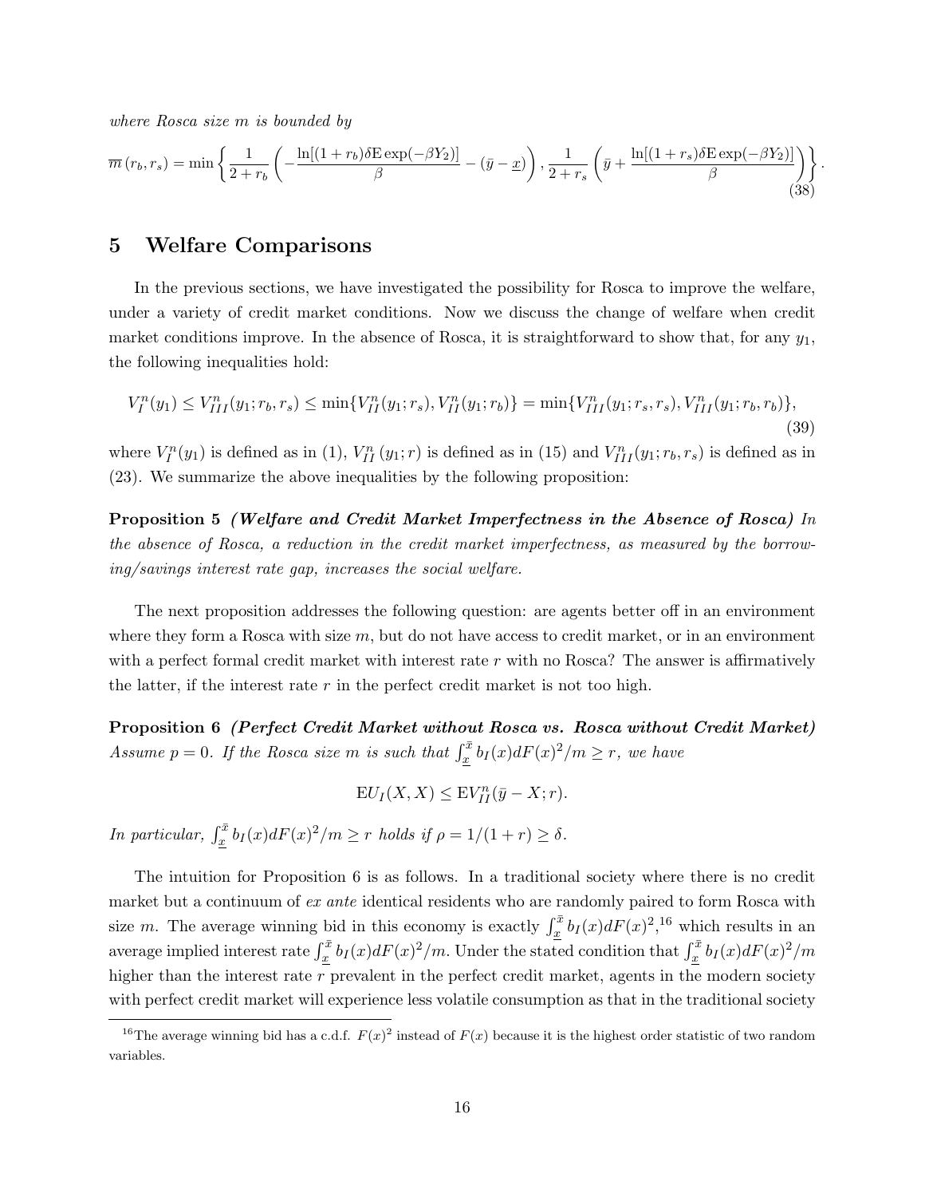*where Rosca size $m$ is bounded by*

$$\overline{m}\left(r_b, r_s\right) = \min\left\{\frac{1}{2+r_b}\left(-\frac{\ln[(1+r_b)\delta \mathrm{E}\exp(-\beta Y_2)]}{\beta} - (\bar{y}-\underline{x})\right), \frac{1}{2+r_s}\left(\bar{y} + \frac{\ln[(1+r_s)\delta \mathrm{E}\exp(-\beta Y_2)]}{\beta}\right)\right\}. \tag{38}$$

# 5 Welfare Comparisons

In the previous sections, we have investigated the possibility for Rosca to improve the welfare, under a variety of credit market conditions. Now we discuss the change of welfare when credit market conditions improve. In the absence of Rosca, it is straightforward to show that, for any $y_1$, the following inequalities hold:

$$V_I^n(y_1) \leq V_{III}^n(y_1; r_b, r_s) \leq \min\{V_{II}^n(y_1; r_s), V_{II}^n(y_1; r_b)\} = \min\{V_{III}^n(y_1; r_s, r_s), V_{III}^n(y_1; r_b, r_b)\}, \tag{39}$$

where $V_I^n(y_1)$ is defined as in (1), $V_{II}^n(y_1; r)$ is defined as in (15) and $V_{III}^n(y_1; r_b, r_s)$ is defined as in (23). We summarize the above inequalities by the following proposition:

**Proposition 5** ***(Welfare and Credit Market Imperfectness in the Absence of Rosca)*** *In the absence of Rosca, a reduction in the credit market imperfectness, as measured by the borrowing/savings interest rate gap, increases the social welfare.*

The next proposition addresses the following question: are agents better off in an environment where they form a Rosca with size $m$, but do not have access to credit market, or in an environment with a perfect formal credit market with interest rate $r$ with no Rosca? The answer is affirmatively the latter, if the interest rate $r$ in the perfect credit market is not too high.

**Proposition 6** ***(Perfect Credit Market without Rosca vs. Rosca without Credit Market)*** *Assume $p = 0$. If the Rosca size $m$ is such that $\int_{\underline{x}}^{\bar{x}} b_I(x) dF(x)^2/m \geq r$, we have*

$$\mathrm{E}U_I(X, X) \leq \mathrm{E}V_{II}^n(\bar{y} - X; r).$$

*In particular, $\int_{\underline{x}}^{\bar{x}} b_I(x) dF(x)^2/m \geq r$ holds if $\rho = 1/(1+r) \geq \delta$.*

The intuition for Proposition 6 is as follows. In a traditional society where there is no credit market but a continuum of *ex ante* identical residents who are randomly paired to form Rosca with size $m$. The average winning bid in this economy is exactly $\int_{\underline{x}}^{\bar{x}} b_I(x) dF(x)^2$,[16] which results in an average implied interest rate $\int_{\underline{x}}^{\bar{x}} b_I(x) dF(x)^2/m$. Under the stated condition that $\int_{\underline{x}}^{\bar{x}} b_I(x) dF(x)^2/m$ higher than the interest rate $r$ prevalent in the perfect credit market, agents in the modern society with perfect credit market will experience less volatile consumption as that in the traditional society

[16] The average winning bid has a c.d.f. $F(x)^2$ instead of $F(x)$ because it is the highest order statistic of two random variables.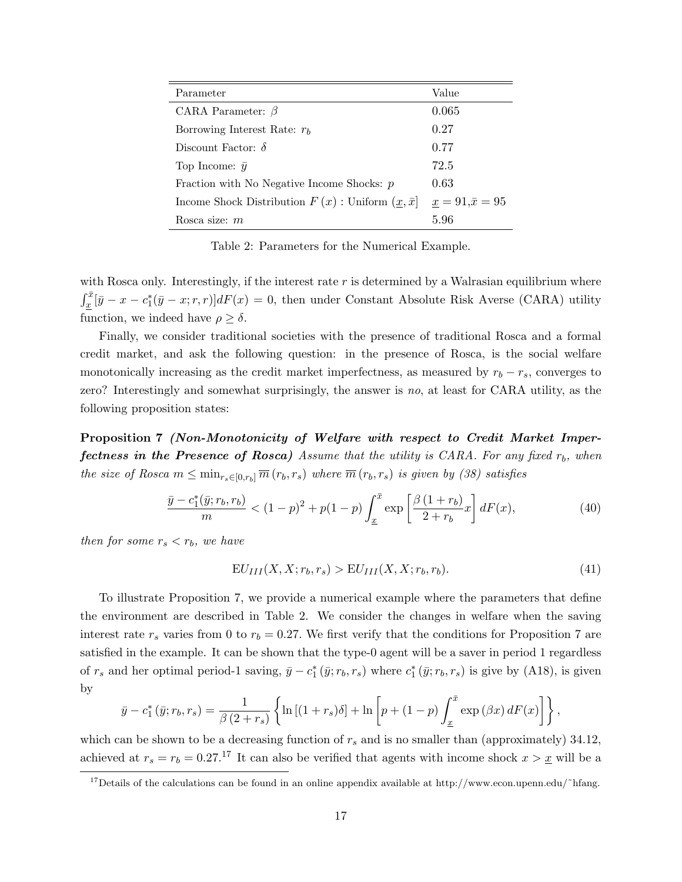| Parameter | Value |
|---|---|
| CARA Parameter: $\beta$ | 0.065 |
| Borrowing Interest Rate: $r_b$ | 0.27 |
| Discount Factor: $\delta$ | 0.77 |
| Top Income: $\bar{y}$ | 72.5 |
| Fraction with No Negative Income Shocks: $p$ | 0.63 |
| Income Shock Distribution $F(x)$ : Uniform $(\underline{x}, \bar{x}]$ | $\underline{x} = 91, \bar{x} = 95$ |
| Rosca size: $m$ | 5.96 |

Table 2: Parameters for the Numerical Example.

with Rosca only. Interestingly, if the interest rate $r$ is determined by a Walrasian equilibrium where $\int_{\underline{x}}^{\bar{x}} [\bar{y} - x - c_1^*(\bar{y} - x; r, r)] dF(x) = 0$, then under Constant Absolute Risk Averse (CARA) utility function, we indeed have $\rho \geq \delta$.

Finally, we consider traditional societies with the presence of traditional Rosca and a formal credit market, and ask the following question: in the presence of Rosca, is the social welfare monotonically increasing as the credit market imperfectness, as measured by $r_b - r_s$, converges to zero? Interestingly and somewhat surprisingly, the answer is *no*, at least for CARA utility, as the following proposition states:

**Proposition 7** ***(Non-Monotonicity of Welfare with respect to Credit Market Imperfectness in the Presence of Rosca)*** *Assume that the utility is CARA. For any fixed $r_b$, when the size of Rosca $m \leq \min_{r_s \in [0, r_b]} \overline{m}(r_b, r_s)$ where $\overline{m}(r_b, r_s)$ is given by (38) satisfies*

$$\frac{\bar{y} - c_1^*(\bar{y}; r_b, r_b)}{m} < (1-p)^2 + p(1-p) \int_{\underline{x}}^{\bar{x}} \exp\left[\frac{\beta(1+r_b)}{2+r_b} x\right] dF(x), \tag{40}$$

*then for some $r_s < r_b$, we have*

$$\mathrm{E}U_{III}(X, X; r_b, r_s) > \mathrm{E}U_{III}(X, X; r_b, r_b). \tag{41}$$

To illustrate Proposition 7, we provide a numerical example where the parameters that define the environment are described in Table 2. We consider the changes in welfare when the saving interest rate $r_s$ varies from 0 to $r_b = 0.27$. We first verify that the conditions for Proposition 7 are satisfied in the example. It can be shown that the type-0 agent will be a saver in period 1 regardless of $r_s$ and her optimal period-1 saving, $\bar{y} - c_1^*(\bar{y}; r_b, r_s)$ where $c_1^*(\bar{y}; r_b, r_s)$ is give by (A18), is given by

$$\bar{y} - c_1^*(\bar{y}; r_b, r_s) = \frac{1}{\beta(2+r_s)} \left\{ \ln[(1+r_s)\delta] + \ln\left[p + (1-p)\int_{\underline{x}}^{\bar{x}} \exp(\beta x) dF(x)\right] \right\},$$

which can be shown to be a decreasing function of $r_s$ and is no smaller than (approximately) 34.12, achieved at $r_s = r_b = 0.27$.[17] It can also be verified that agents with income shock $x > \underline{x}$ will be a

[17] Details of the calculations can be found in an online appendix available at http://www.econ.upenn.edu/˜hfang.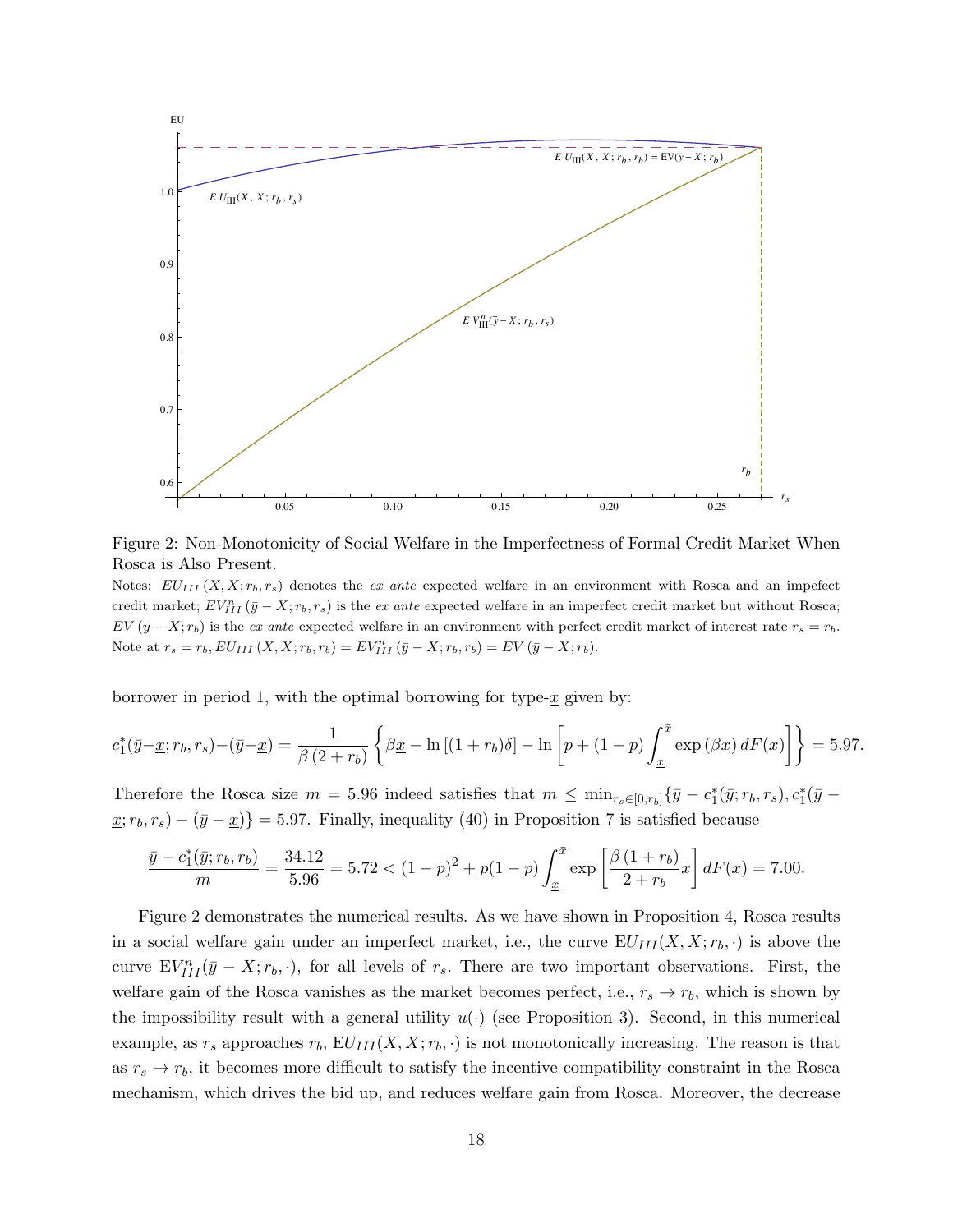Figure 2: Non-Monotonicity of Social Welfare in the Imperfectness of Formal Credit Market When Rosca is Also Present.

Notes: $EU_{III}(X, X; r_b, r_s)$ denotes the *ex ante* expected welfare in an environment with Rosca and an impefect credit market; $EV_{III}^n(\bar{y} - X; r_b, r_s)$ is the *ex ante* expected welfare in an imperfect credit market but without Rosca; $EV(\bar{y} - X; r_b)$ is the *ex ante* expected welfare in an environment with perfect credit market of interest rate $r_s = r_b$. Note at $r_s = r_b$, $EU_{III}(X, X; r_b, r_b) = EV_{III}^n(\bar{y} - X; r_b, r_b) = EV(\bar{y} - X; r_b)$.

borrower in period 1, with the optimal borrowing for type-$\underline{x}$ given by:

$$c_1^*(\bar{y}-\underline{x}; r_b, r_s)-(\bar{y}-\underline{x}) = \frac{1}{\beta(2+r_b)}\left\{\beta\underline{x} - \ln\left[(1+r_b)\delta\right] - \ln\left[p + (1-p)\int_{\underline{x}}^{\bar{x}} \exp(\beta x)\, dF(x)\right]\right\} = 5.97.$$

Therefore the Rosca size $m = 5.96$ indeed satisfies that $m \leq \min_{r_s \in [0, r_b]}\{\bar{y} - c_1^*(\bar{y}; r_b, r_s), c_1^*(\bar{y} - \underline{x}; r_b, r_s) - (\bar{y} - \underline{x})\} = 5.97$. Finally, inequality (40) in Proposition 7 is satisfied because

$$\frac{\bar{y} - c_1^*(\bar{y}; r_b, r_b)}{m} = \frac{34.12}{5.96} = 5.72 < (1-p)^2 + p(1-p)\int_{\underline{x}}^{\bar{x}} \exp\left[\frac{\beta(1+r_b)}{2+r_b}x\right] dF(x) = 7.00.$$

Figure 2 demonstrates the numerical results. As we have shown in Proposition 4, Rosca results in a social welfare gain under an imperfect market, i.e., the curve $\text{E}U_{III}(X, X; r_b, \cdot)$ is above the curve $\text{E}V_{III}^n(\bar{y} - X; r_b, \cdot)$, for all levels of $r_s$. There are two important observations. First, the welfare gain of the Rosca vanishes as the market becomes perfect, i.e., $r_s \to r_b$, which is shown by the impossibility result with a general utility $u(\cdot)$ (see Proposition 3). Second, in this numerical example, as $r_s$ approaches $r_b$, $\text{E}U_{III}(X, X; r_b, \cdot)$ is not monotonically increasing. The reason is that as $r_s \to r_b$, it becomes more difficult to satisfy the incentive compatibility constraint in the Rosca mechanism, which drives the bid up, and reduces welfare gain from Rosca. Moreover, the decrease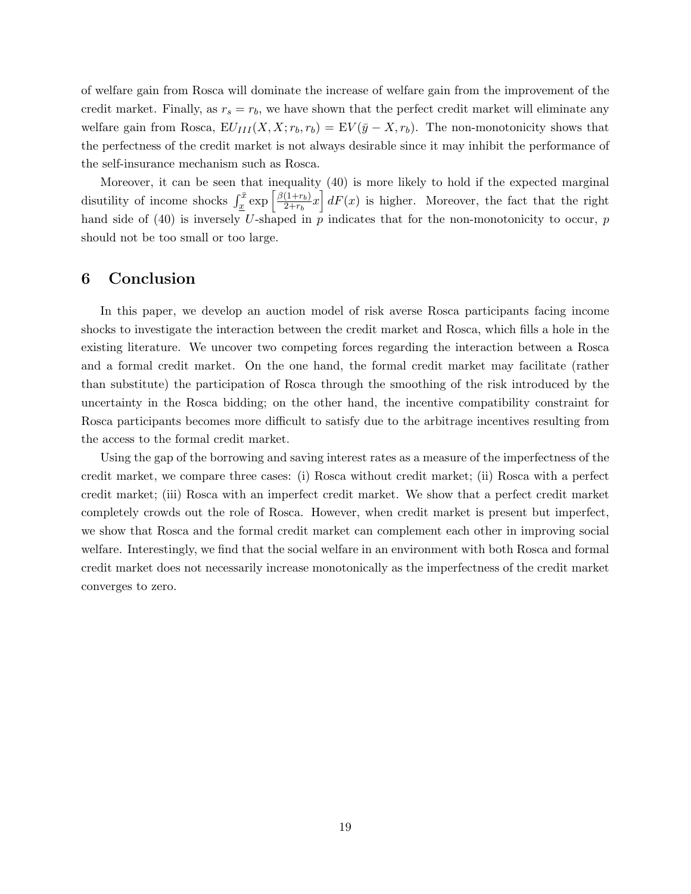of welfare gain from Rosca will dominate the increase of welfare gain from the improvement of the credit market. Finally, as $r_s = r_b$, we have shown that the perfect credit market will eliminate any welfare gain from Rosca, $\mathrm{E}U_{III}(X, X; r_b, r_b) = \mathrm{E}V(\bar{y} - X, r_b)$. The non-monotonicity shows that the perfectness of the credit market is not always desirable since it may inhibit the performance of the self-insurance mechanism such as Rosca.

Moreover, it can be seen that inequality (40) is more likely to hold if the expected marginal disutility of income shocks $\int_{\underline{x}}^{\bar{x}} \exp\left[\frac{\beta(1+r_b)}{2+r_b}x\right] dF(x)$ is higher. Moreover, the fact that the right hand side of (40) is inversely $U$-shaped in $p$ indicates that for the non-monotonicity to occur, $p$ should not be too small or too large.

# 6 Conclusion

In this paper, we develop an auction model of risk averse Rosca participants facing income shocks to investigate the interaction between the credit market and Rosca, which fills a hole in the existing literature. We uncover two competing forces regarding the interaction between a Rosca and a formal credit market. On the one hand, the formal credit market may facilitate (rather than substitute) the participation of Rosca through the smoothing of the risk introduced by the uncertainty in the Rosca bidding; on the other hand, the incentive compatibility constraint for Rosca participants becomes more difficult to satisfy due to the arbitrage incentives resulting from the access to the formal credit market.

Using the gap of the borrowing and saving interest rates as a measure of the imperfectness of the credit market, we compare three cases: (i) Rosca without credit market; (ii) Rosca with a perfect credit market; (iii) Rosca with an imperfect credit market. We show that a perfect credit market completely crowds out the role of Rosca. However, when credit market is present but imperfect, we show that Rosca and the formal credit market can complement each other in improving social welfare. Interestingly, we find that the social welfare in an environment with both Rosca and formal credit market does not necessarily increase monotonically as the imperfectness of the credit market converges to zero.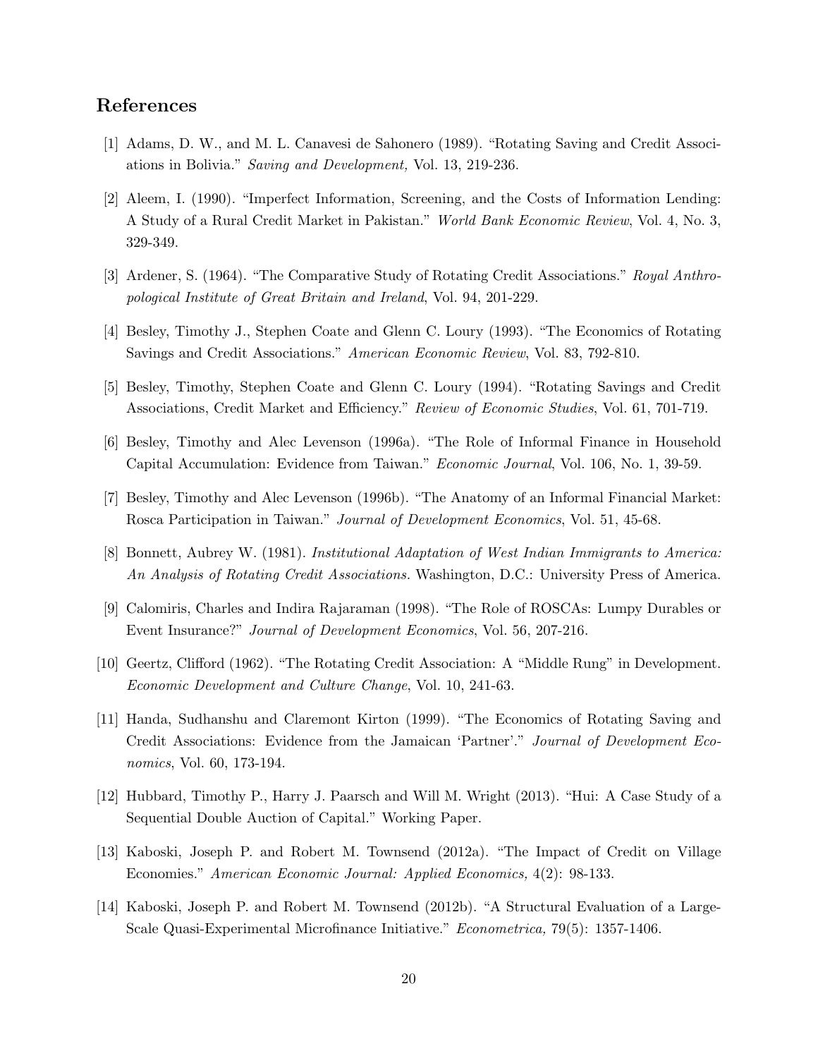## References

[1] Adams, D. W., and M. L. Canavesi de Sahonero (1989). "Rotating Saving and Credit Associations in Bolivia." *Saving and Development,* Vol. 13, 219-236.

[2] Aleem, I. (1990). "Imperfect Information, Screening, and the Costs of Information Lending: A Study of a Rural Credit Market in Pakistan." *World Bank Economic Review*, Vol. 4, No. 3, 329-349.

[3] Ardener, S. (1964). "The Comparative Study of Rotating Credit Associations." *Royal Anthropological Institute of Great Britain and Ireland*, Vol. 94, 201-229.

[4] Besley, Timothy J., Stephen Coate and Glenn C. Loury (1993). "The Economics of Rotating Savings and Credit Associations." *American Economic Review*, Vol. 83, 792-810.

[5] Besley, Timothy, Stephen Coate and Glenn C. Loury (1994). "Rotating Savings and Credit Associations, Credit Market and Efficiency." *Review of Economic Studies*, Vol. 61, 701-719.

[6] Besley, Timothy and Alec Levenson (1996a). "The Role of Informal Finance in Household Capital Accumulation: Evidence from Taiwan." *Economic Journal*, Vol. 106, No. 1, 39-59.

[7] Besley, Timothy and Alec Levenson (1996b). "The Anatomy of an Informal Financial Market: Rosca Participation in Taiwan." *Journal of Development Economics*, Vol. 51, 45-68.

[8] Bonnett, Aubrey W. (1981). *Institutional Adaptation of West Indian Immigrants to America: An Analysis of Rotating Credit Associations*. Washington, D.C.: University Press of America.

[9] Calomiris, Charles and Indira Rajaraman (1998). "The Role of ROSCAs: Lumpy Durables or Event Insurance?" *Journal of Development Economics*, Vol. 56, 207-216.

[10] Geertz, Clifford (1962). "The Rotating Credit Association: A "Middle Rung" in Development. *Economic Development and Culture Change*, Vol. 10, 241-63.

[11] Handa, Sudhanshu and Claremont Kirton (1999). "The Economics of Rotating Saving and Credit Associations: Evidence from the Jamaican 'Partner'." *Journal of Development Economics*, Vol. 60, 173-194.

[12] Hubbard, Timothy P., Harry J. Paarsch and Will M. Wright (2013). "Hui: A Case Study of a Sequential Double Auction of Capital." Working Paper.

[13] Kaboski, Joseph P. and Robert M. Townsend (2012a). "The Impact of Credit on Village Economies." *American Economic Journal: Applied Economics,* 4(2): 98-133.

[14] Kaboski, Joseph P. and Robert M. Townsend (2012b). "A Structural Evaluation of a Large-Scale Quasi-Experimental Microfinance Initiative." *Econometrica,* 79(5): 1357-1406.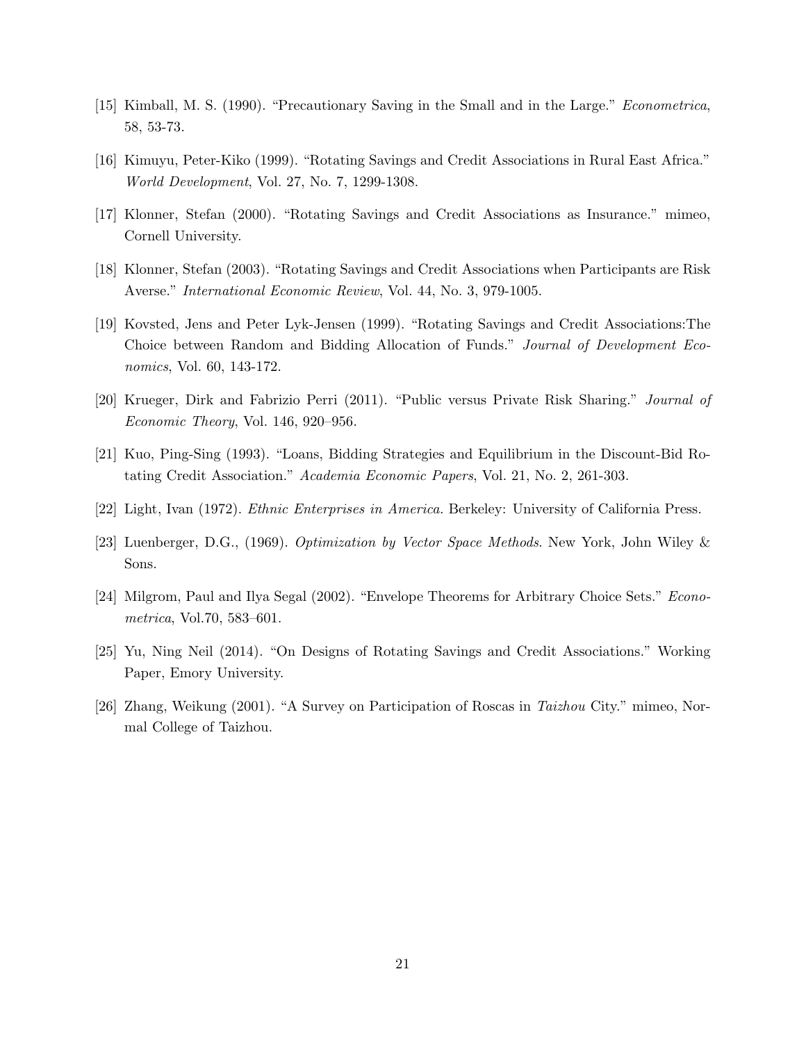[15] Kimball, M. S. (1990). "Precautionary Saving in the Small and in the Large." *Econometrica*, 58, 53-73.

[16] Kimuyu, Peter-Kiko (1999). "Rotating Savings and Credit Associations in Rural East Africa." *World Development*, Vol. 27, No. 7, 1299-1308.

[17] Klonner, Stefan (2000). "Rotating Savings and Credit Associations as Insurance." mimeo, Cornell University.

[18] Klonner, Stefan (2003). "Rotating Savings and Credit Associations when Participants are Risk Averse." *International Economic Review*, Vol. 44, No. 3, 979-1005.

[19] Kovsted, Jens and Peter Lyk-Jensen (1999). "Rotating Savings and Credit Associations:The Choice between Random and Bidding Allocation of Funds." *Journal of Development Economics*, Vol. 60, 143-172.

[20] Krueger, Dirk and Fabrizio Perri (2011). "Public versus Private Risk Sharing." *Journal of Economic Theory*, Vol. 146, 920–956.

[21] Kuo, Ping-Sing (1993). "Loans, Bidding Strategies and Equilibrium in the Discount-Bid Rotating Credit Association." *Academia Economic Papers*, Vol. 21, No. 2, 261-303.

[22] Light, Ivan (1972). *Ethnic Enterprises in America.* Berkeley: University of California Press.

[23] Luenberger, D.G., (1969). *Optimization by Vector Space Methods*. New York, John Wiley & Sons.

[24] Milgrom, Paul and Ilya Segal (2002). "Envelope Theorems for Arbitrary Choice Sets." *Econometrica*, Vol.70, 583–601.

[25] Yu, Ning Neil (2014). "On Designs of Rotating Savings and Credit Associations." Working Paper, Emory University.

[26] Zhang, Weikung (2001). "A Survey on Participation of Roscas in *Taizhou* City." mimeo, Normal College of Taizhou.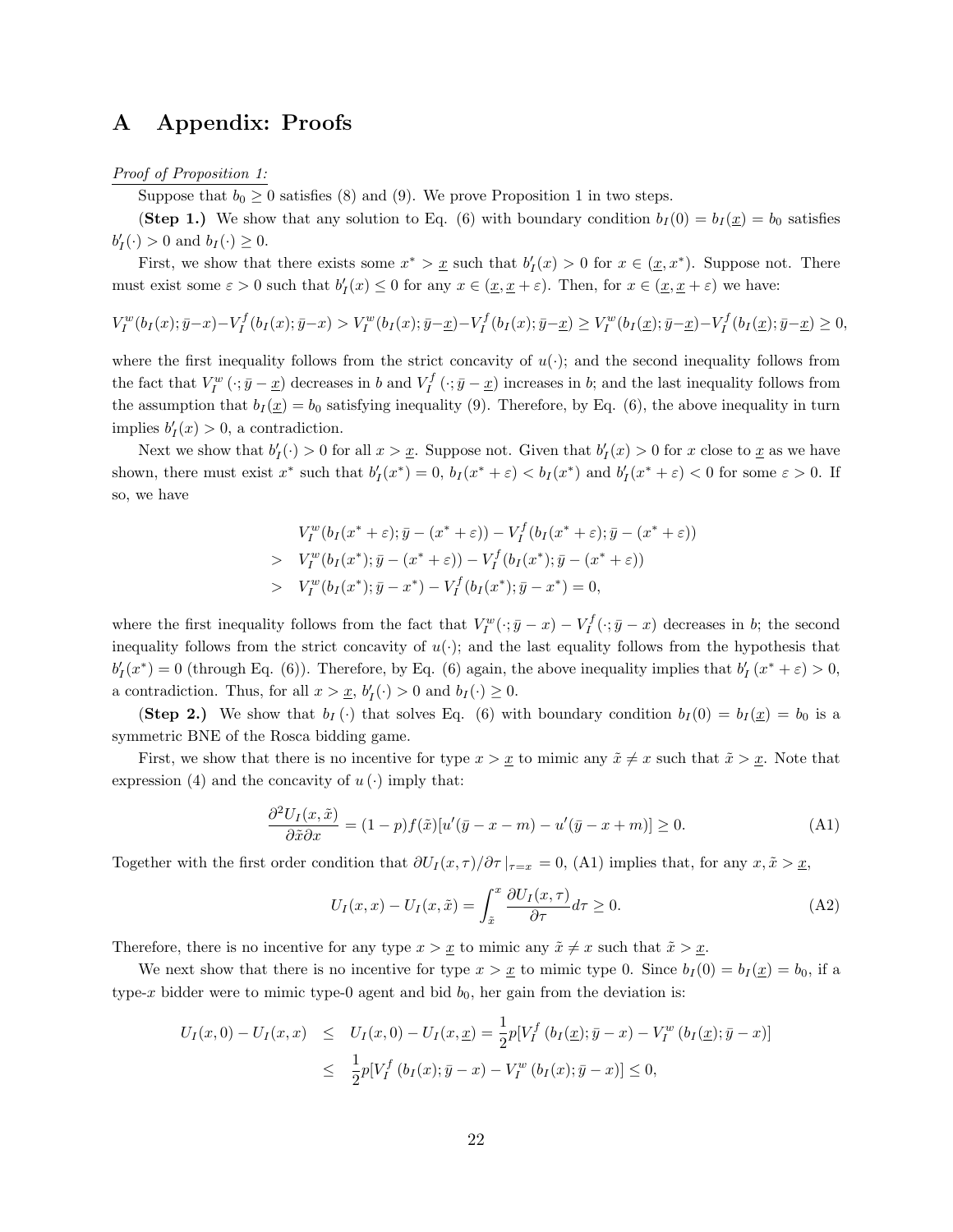# A Appendix: Proofs

*Proof of Proposition 1:*

Suppose that $b_0 \geq 0$ satisfies (8) and (9). We prove Proposition 1 in two steps.

**(Step 1.)** We show that any solution to Eq. (6) with boundary condition $b_I(0) = b_I(\underline{x}) = b_0$ satisfies $b_I'(\cdot) > 0$ and $b_I(\cdot) \geq 0$.

First, we show that there exists some $x^* > \underline{x}$ such that $b_I'(x) > 0$ for $x \in (\underline{x}, x^*)$. Suppose not. There must exist some $\varepsilon > 0$ such that $b_I'(x) \leq 0$ for any $x \in (\underline{x}, \underline{x} + \varepsilon)$. Then, for $x \in (\underline{x}, \underline{x} + \varepsilon)$ we have:

$$V_I^w(b_I(x); \bar{y}-x) - V_I^f(b_I(x); \bar{y}-x) > V_I^w(b_I(x); \bar{y}-\underline{x}) - V_I^f(b_I(x); \bar{y}-\underline{x}) \geq V_I^w(b_I(\underline{x}); \bar{y}-\underline{x}) - V_I^f(b_I(\underline{x}); \bar{y}-\underline{x}) \geq 0,$$

where the first inequality follows from the strict concavity of $u(\cdot)$; and the second inequality follows from the fact that $V_I^w(\cdot; \bar{y} - \underline{x})$ decreases in $b$ and $V_I^f(\cdot; \bar{y} - \underline{x})$ increases in $b$; and the last inequality follows from the assumption that $b_I(\underline{x}) = b_0$ satisfying inequality (9). Therefore, by Eq. (6), the above inequality in turn implies $b_I'(x) > 0$, a contradiction.

Next we show that $b_I'(\cdot) > 0$ for all $x > \underline{x}$. Suppose not. Given that $b_I'(x) > 0$ for $x$ close to $\underline{x}$ as we have shown, there must exist $x^*$ such that $b_I'(x^*) = 0$, $b_I(x^* + \varepsilon) < b_I(x^*)$ and $b_I'(x^* + \varepsilon) < 0$ for some $\varepsilon > 0$. If so, we have

$$\begin{aligned}
& V_I^w(b_I(x^* + \varepsilon); \bar{y} - (x^* + \varepsilon)) - V_I^f(b_I(x^* + \varepsilon); \bar{y} - (x^* + \varepsilon)) \\
> \;& V_I^w(b_I(x^*); \bar{y} - (x^* + \varepsilon)) - V_I^f(b_I(x^*); \bar{y} - (x^* + \varepsilon)) \\
> \;& V_I^w(b_I(x^*); \bar{y} - x^*) - V_I^f(b_I(x^*); \bar{y} - x^*) = 0,
\end{aligned}$$

where the first inequality follows from the fact that $V_I^w(\cdot; \bar{y} - x) - V_I^f(\cdot; \bar{y} - x)$ decreases in $b$; the second inequality follows from the strict concavity of $u(\cdot)$; and the last equality follows from the hypothesis that $b_I'(x^*) = 0$ (through Eq. (6)). Therefore, by Eq. (6) again, the above inequality implies that $b_I'(x^* + \varepsilon) > 0$, a contradiction. Thus, for all $x > \underline{x}$, $b_I'(\cdot) > 0$ and $b_I(\cdot) \geq 0$.

**(Step 2.)** We show that $b_I(\cdot)$ that solves Eq. (6) with boundary condition $b_I(0) = b_I(\underline{x}) = b_0$ is a symmetric BNE of the Rosca bidding game.

First, we show that there is no incentive for type $x > \underline{x}$ to mimic any $\tilde{x} \neq x$ such that $\tilde{x} > \underline{x}$. Note that expression (4) and the concavity of $u(\cdot)$ imply that:

$$\frac{\partial^2 U_I(x, \tilde{x})}{\partial \tilde{x} \partial x} = (1-p) f(\tilde{x}) [u'(\bar{y} - x - m) - u'(\bar{y} - x + m)] \geq 0. \tag{A1}$$

Together with the first order condition that $\partial U_I(x, \tau)/\partial \tau \mid_{\tau = x} = 0$, (A1) implies that, for any $x, \tilde{x} > \underline{x}$,

$$U_I(x, x) - U_I(x, \tilde{x}) = \int_{\tilde{x}}^{x} \frac{\partial U_I(x, \tau)}{\partial \tau} d\tau \geq 0. \tag{A2}$$

Therefore, there is no incentive for any type $x > \underline{x}$ to mimic any $\tilde{x} \neq x$ such that $\tilde{x} > \underline{x}$.

We next show that there is no incentive for type $x > \underline{x}$ to mimic type 0. Since $b_I(0) = b_I(\underline{x}) = b_0$, if a type-$x$ bidder were to mimic type-0 agent and bid $b_0$, her gain from the deviation is:

$$\begin{aligned}
U_I(x, 0) - U_I(x, x) \;&\leq\; U_I(x, 0) - U_I(x, \underline{x}) = \frac{1}{2} p [V_I^f(b_I(\underline{x}); \bar{y} - x) - V_I^w(b_I(\underline{x}); \bar{y} - x)] \\
&\leq\; \frac{1}{2} p [V_I^f(b_I(x); \bar{y} - x) - V_I^w(b_I(x); \bar{y} - x)] \leq 0,
\end{aligned}$$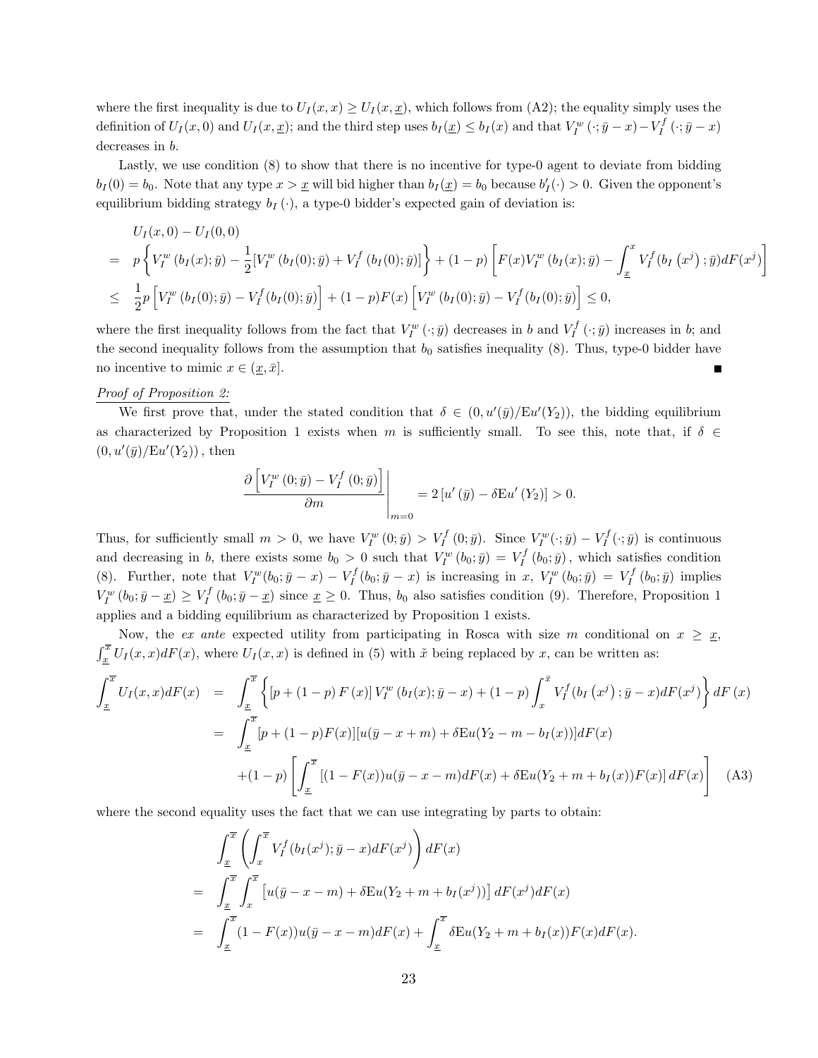where the first inequality is due to $U_I(x,x) \geq U_I(x,\underline{x})$, which follows from (A2); the equality simply uses the definition of $U_I(x,0)$ and $U_I(x,\underline{x})$; and the third step uses $b_I(\underline{x}) \leq b_I(x)$ and that $V_I^w(\cdot;\bar{y}-x) - V_I^f(\cdot;\bar{y}-x)$ decreases in $b$.

Lastly, we use condition (8) to show that there is no incentive for type-0 agent to deviate from bidding $b_I(0) = b_0$. Note that any type $x > \underline{x}$ will bid higher than $b_I(\underline{x}) = b_0$ because $b_I'(\cdot) > 0$. Given the opponent's equilibrium bidding strategy $b_I(\cdot)$, a type-0 bidder's expected gain of deviation is:

$$
\begin{aligned}
& U_I(x,0) - U_I(0,0) \\
= \;& p\left\{V_I^w(b_I(x);\bar{y}) - \frac{1}{2}[V_I^w(b_I(0);\bar{y}) + V_I^f(b_I(0);\bar{y})]\right\} + (1-p)\left[F(x)V_I^w(b_I(x);\bar{y}) - \int_{\underline{x}}^{x} V_I^f(b_I(x^j);\bar{y})dF(x^j)\right] \\
\leq \;& \frac{1}{2}p\left[V_I^w(b_I(0);\bar{y}) - V_I^f(b_I(0);\bar{y})\right] + (1-p)F(x)\left[V_I^w(b_I(0);\bar{y}) - V_I^f(b_I(0);\bar{y})\right] \leq 0,
\end{aligned}
$$

where the first inequality follows from the fact that $V_I^w(\cdot;\bar{y})$ decreases in $b$ and $V_I^f(\cdot;\bar{y})$ increases in $b$; and the second inequality follows from the assumption that $b_0$ satisfies inequality (8). Thus, type-0 bidder have no incentive to mimic $x \in (\underline{x}, \bar{x}]$. ■

*Proof of Proposition 2:*

We first prove that, under the stated condition that $\delta \in (0, u'(\bar{y})/\mathrm{E}u'(Y_2))$, the bidding equilibrium as characterized by Proposition 1 exists when $m$ is sufficiently small. To see this, note that, if $\delta \in (0, u'(\bar{y})/\mathrm{E}u'(Y_2))$, then

$$
\left.\frac{\partial\left[V_I^w(0;\bar{y}) - V_I^f(0;\bar{y})\right]}{\partial m}\right|_{m=0} = 2\left[u'(\bar{y}) - \delta \mathrm{E}u'(Y_2)\right] > 0.
$$

Thus, for sufficiently small $m > 0$, we have $V_I^w(0;\bar{y}) > V_I^f(0;\bar{y})$. Since $V_I^w(\cdot;\bar{y}) - V_I^f(\cdot;\bar{y})$ is continuous and decreasing in $b$, there exists some $b_0 > 0$ such that $V_I^w(b_0;\bar{y}) = V_I^f(b_0;\bar{y})$, which satisfies condition (8). Further, note that $V_I^w(b_0;\bar{y}-x) - V_I^f(b_0;\bar{y}-x)$ is increasing in $x$, $V_I^w(b_0;\bar{y}) = V_I^f(b_0;\bar{y})$ implies $V_I^w(b_0;\bar{y}-\underline{x}) \geq V_I^f(b_0;\bar{y}-\underline{x})$ since $\underline{x} \geq 0$. Thus, $b_0$ also satisfies condition (9). Therefore, Proposition 1 applies and a bidding equilibrium as characterized by Proposition 1 exists.

Now, the *ex ante* expected utility from participating in Rosca with size $m$ conditional on $x \geq \underline{x}$, $\int_{\underline{x}}^{\overline{x}} U_I(x,x)dF(x)$, where $U_I(x,x)$ is defined in (5) with $\tilde{x}$ being replaced by $x$, can be written as:

$$
\begin{aligned}
\int_{\underline{x}}^{\overline{x}} U_I(x,x)dF(x) &= \int_{\underline{x}}^{\overline{x}} \left\{[p + (1-p)F(x)]V_I^w(b_I(x);\bar{y}-x) + (1-p)\int_{x}^{\bar{x}} V_I^f(b_I(x^j);\bar{y}-x)dF(x^j)\right\} dF(x) \\
&= \int_{\underline{x}}^{\overline{x}} [p + (1-p)F(x)][u(\bar{y}-x+m) + \delta \mathrm{E}u(Y_2 - m - b_I(x))]dF(x) \\
&\quad + (1-p)\left[\int_{\underline{x}}^{\overline{x}} [(1-F(x))u(\bar{y}-x-m)dF(x) + \delta \mathrm{E}u(Y_2 + m + b_I(x))F(x)]\, dF(x)\right] \quad \text{(A3)}
\end{aligned}
$$

where the second equality uses the fact that we can use integrating by parts to obtain:

$$
\begin{aligned}
& \int_{\underline{x}}^{\overline{x}} \left(\int_{x}^{\overline{x}} V_I^f(b_I(x^j);\bar{y}-x)dF(x^j)\right) dF(x) \\
= \;& \int_{\underline{x}}^{\overline{x}} \int_{x}^{\overline{x}} \left[u(\bar{y}-x-m) + \delta \mathrm{E}u(Y_2 + m + b_I(x^j))\right] dF(x^j)dF(x) \\
= \;& \int_{\underline{x}}^{\overline{x}} (1-F(x))u(\bar{y}-x-m)dF(x) + \int_{\underline{x}}^{\overline{x}} \delta \mathrm{E}u(Y_2 + m + b_I(x))F(x)dF(x).
\end{aligned}
$$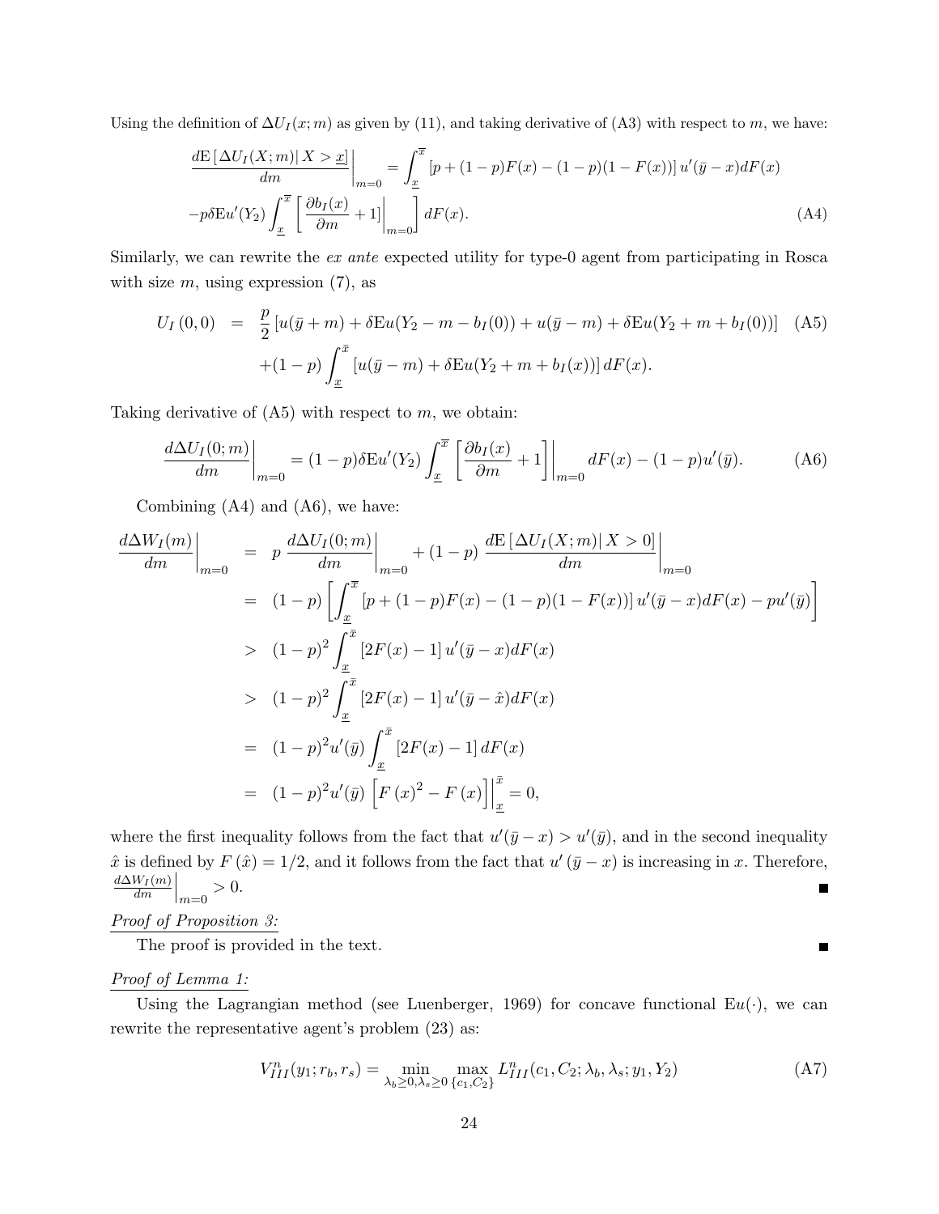Using the definition of $\Delta U_I(x;m)$ as given by (11), and taking derivative of (A3) with respect to $m$, we have:

$$
\left.\frac{d\mathrm{E}\left[\Delta U_I(X;m)\right| X > \underline{x}]}{dm}\right|_{m=0} = \int_{\underline{x}}^{\overline{x}} \left[p + (1-p)F(x) - (1-p)(1-F(x))\right] u'(\bar{y}-x)dF(x)
$$

$$
-p\delta \mathrm{E}u'(Y_2)\int_{\underline{x}}^{\overline{x}} \left[\left.\frac{\partial b_I(x)}{\partial m} + 1\right]\right|_{m=0} dF(x). \tag{A4}
$$

Similarly, we can rewrite the *ex ante* expected utility for type-0 agent from participating in Rosca with size $m$, using expression (7), as

$$
\begin{aligned}
U_I(0,0) &= \frac{p}{2}\left[u(\bar{y}+m) + \delta \mathrm{E}u(Y_2 - m - b_I(0)) + u(\bar{y}-m) + \delta \mathrm{E}u(Y_2 + m + b_I(0))\right] \quad \text{(A5)}\\
&\quad + (1-p)\int_{\underline{x}}^{\bar{x}} \left[u(\bar{y}-m) + \delta \mathrm{E}u(Y_2 + m + b_I(x))\right] dF(x).
\end{aligned}
$$

Taking derivative of (A5) with respect to $m$, we obtain:

$$
\left.\frac{d\Delta U_I(0;m)}{dm}\right|_{m=0} = (1-p)\delta \mathrm{E}u'(Y_2)\int_{\underline{x}}^{\overline{x}} \left.\left[\frac{\partial b_I(x)}{\partial m} + 1\right]\right|_{m=0} dF(x) - (1-p)u'(\bar{y}). \tag{A6}
$$

Combining (A4) and (A6), we have:

$$
\begin{aligned}
\left.\frac{d\Delta W_I(m)}{dm}\right|_{m=0} &= p\left.\frac{d\Delta U_I(0;m)}{dm}\right|_{m=0} + (1-p)\left.\frac{d\mathrm{E}\left[\Delta U_I(X;m)\right| X>0]}{dm}\right|_{m=0}\\
&= (1-p)\left[\int_{\underline{x}}^{\overline{x}} \left[p + (1-p)F(x) - (1-p)(1-F(x))\right] u'(\bar{y}-x)dF(x) - pu'(\bar{y})\right]\\
&> (1-p)^2\int_{\underline{x}}^{\bar{x}} \left[2F(x) - 1\right] u'(\bar{y}-x)dF(x)\\
&> (1-p)^2\int_{\underline{x}}^{\bar{x}} \left[2F(x) - 1\right] u'(\bar{y}-\hat{x})dF(x)\\
&= (1-p)^2 u'(\bar{y})\int_{\underline{x}}^{\bar{x}} \left[2F(x) - 1\right] dF(x)\\
&= (1-p)^2 u'(\bar{y})\left.\left[F(x)^2 - F(x)\right]\right|_{\underline{x}}^{\bar{x}} = 0,
\end{aligned}
$$

where the first inequality follows from the fact that $u'(\bar{y}-x) > u'(\bar{y})$, and in the second inequality $\hat{x}$ is defined by $F(\hat{x}) = 1/2$, and it follows from the fact that $u'(\bar{y}-x)$ is increasing in $x$. Therefore, $\left.\frac{d\Delta W_I(m)}{dm}\right|_{m=0} > 0$. ■

*Proof of Proposition 3:*

The proof is provided in the text. ■

*Proof of Lemma 1:*

Using the Lagrangian method (see Luenberger, 1969) for concave functional $\mathrm{E}u(\cdot)$, we can rewrite the representative agent's problem (23) as:

$$
V_{III}^n(y_1; r_b, r_s) = \min_{\lambda_b \geq 0, \lambda_s \geq 0} \max_{\{c_1, C_2\}} L_{III}^n(c_1, C_2; \lambda_b, \lambda_s; y_1, Y_2) \tag{A7}
$$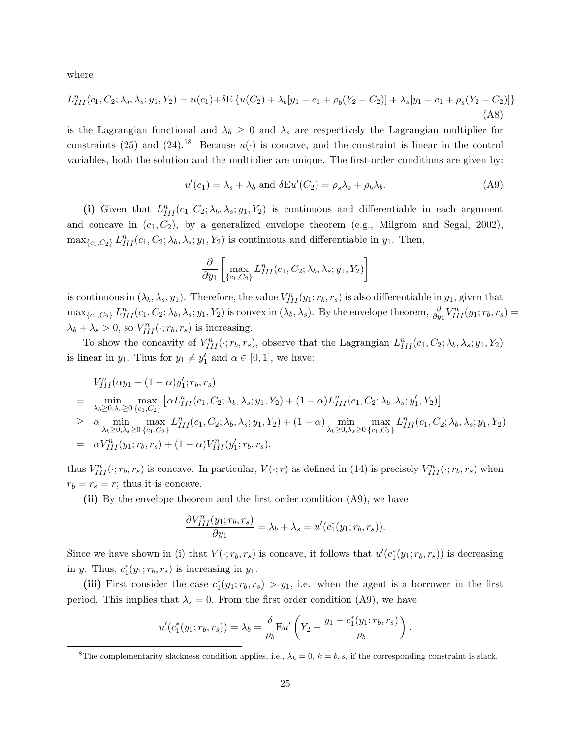where

$$L^n_{III}(c_1, C_2; \lambda_b, \lambda_s; y_1, Y_2) = u(c_1) + \delta \mathrm{E}\left\{u(C_2) + \lambda_b[y_1 - c_1 + \rho_b(Y_2 - C_2)] + \lambda_s[y_1 - c_1 + \rho_s(Y_2 - C_2)]\right\} \tag{A8}$$

is the Lagrangian functional and $\lambda_b \geq 0$ and $\lambda_s$ are respectively the Lagrangian multiplier for constraints (25) and (24).[18] Because $u(\cdot)$ is concave, and the constraint is linear in the control variables, both the solution and the multiplier are unique. The first-order conditions are given by:

$$u'(c_1) = \lambda_s + \lambda_b \text{ and } \delta \mathrm{E}u'(C_2) = \rho_s \lambda_s + \rho_b \lambda_b. \tag{A9}$$

**(i)** Given that $L^n_{III}(c_1, C_2; \lambda_b, \lambda_s; y_1, Y_2)$ is continuous and differentiable in each argument and concave in $(c_1, C_2)$, by a generalized envelope theorem (e.g., Milgrom and Segal, 2002), $\max_{\{c_1,C_2\}} L^n_{III}(c_1, C_2; \lambda_b, \lambda_s; y_1, Y_2)$ is continuous and differentiable in $y_1$. Then,

$$\frac{\partial}{\partial y_1}\left[\max_{\{c_1,C_2\}} L^n_{III}(c_1, C_2; \lambda_b, \lambda_s; y_1, Y_2)\right]$$

is continuous in $(\lambda_b, \lambda_s, y_1)$. Therefore, the value $V^n_{III}(y_1; r_b, r_s)$ is also differentiable in $y_1$, given that $\max_{\{c_1,C_2\}} L^n_{III}(c_1, C_2; \lambda_b, \lambda_s; y_1, Y_2)$ is convex in $(\lambda_b, \lambda_s)$. By the envelope theorem, $\frac{\partial}{\partial y_1} V^n_{III}(y_1; r_b, r_s) = \lambda_b + \lambda_s > 0$, so $V^n_{III}(\cdot; r_b, r_s)$ is increasing.

To show the concavity of $V^n_{III}(\cdot; r_b, r_s)$, observe that the Lagrangian $L^n_{III}(c_1, C_2; \lambda_b, \lambda_s; y_1, Y_2)$ is linear in $y_1$. Thus for $y_1 \neq y_1'$ and $\alpha \in [0, 1]$, we have:

$$\begin{aligned}
& V^n_{III}(\alpha y_1 + (1-\alpha) y_1'; r_b, r_s) \\
= \quad & \min_{\lambda_b \geq 0, \lambda_s \geq 0} \max_{\{c_1,C_2\}} \left[\alpha L^n_{III}(c_1, C_2; \lambda_b, \lambda_s; y_1, Y_2) + (1-\alpha) L^n_{III}(c_1, C_2; \lambda_b, \lambda_s; y_1', Y_2)\right] \\
\geq \quad & \alpha \min_{\lambda_b \geq 0, \lambda_s \geq 0} \max_{\{c_1,C_2\}} L^n_{III}(c_1, C_2; \lambda_b, \lambda_s; y_1, Y_2) + (1-\alpha) \min_{\lambda_b \geq 0, \lambda_s \geq 0} \max_{\{c_1,C_2\}} L^n_{III}(c_1, C_2; \lambda_b, \lambda_s; y_1, Y_2) \\
= \quad & \alpha V^n_{III}(y_1; r_b, r_s) + (1-\alpha) V^n_{III}(y_1'; r_b, r_s),
\end{aligned}$$

thus $V^n_{III}(\cdot; r_b, r_s)$ is concave. In particular, $V(\cdot; r)$ as defined in (14) is precisely $V^n_{III}(\cdot; r_b, r_s)$ when $r_b = r_s = r$; thus it is concave.

**(ii)** By the envelope theorem and the first order condition (A9), we have

$$\frac{\partial V^n_{III}(y_1; r_b, r_s)}{\partial y_1} = \lambda_b + \lambda_s = u'(c_1^*(y_1; r_b, r_s)).$$

Since we have shown in (i) that $V(\cdot; r_b, r_s)$ is concave, it follows that $u'(c_1^*(y_1; r_b, r_s))$ is decreasing in $y$. Thus, $c_1^*(y_1; r_b, r_s)$ is increasing in $y_1$.

**(iii)** First consider the case $c_1^*(y_1; r_b, r_s) > y_1$, i.e. when the agent is a borrower in the first period. This implies that $\lambda_s = 0$. From the first order condition (A9), we have

$$u'(c_1^*(y_1; r_b, r_s)) = \lambda_b = \frac{\delta}{\rho_b} \mathrm{E}u'\left(Y_2 + \frac{y_1 - c_1^*(y_1; r_b, r_s)}{\rho_b}\right).$$

[18] The complementarity slackness condition applies, i.e., $\lambda_k = 0$, $k = b, s$, if the corresponding constraint is slack.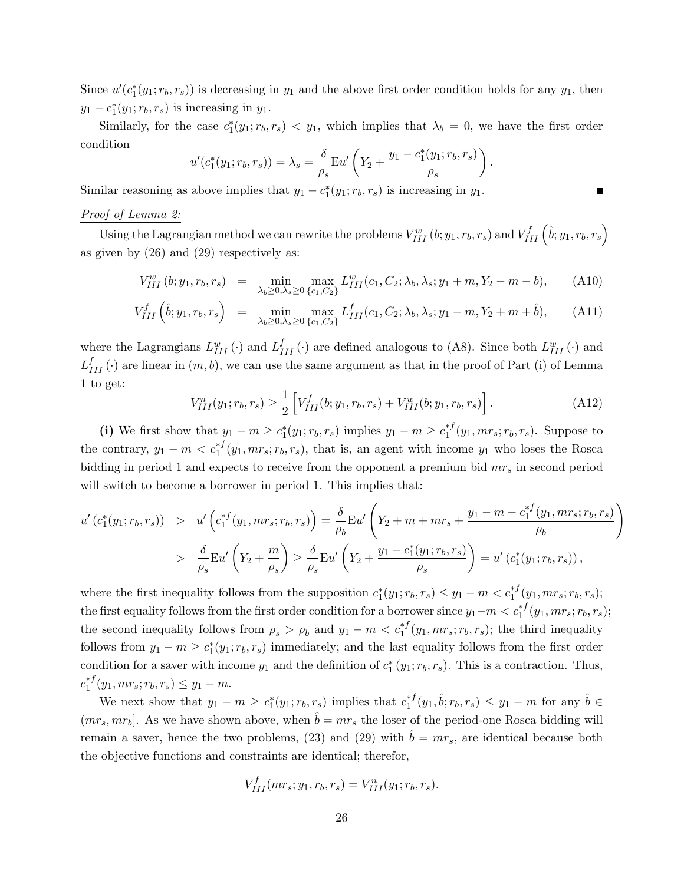Since $u'(c_1^*(y_1; r_b, r_s))$ is decreasing in $y_1$ and the above first order condition holds for any $y_1$, then $y_1 - c_1^*(y_1; r_b, r_s)$ is increasing in $y_1$.

Similarly, for the case $c_1^*(y_1; r_b, r_s) < y_1$, which implies that $\lambda_b = 0$, we have the first order condition

$$u'(c_1^*(y_1; r_b, r_s)) = \lambda_s = \frac{\delta}{\rho_s} \mathrm{E} u' \left( Y_2 + \frac{y_1 - c_1^*(y_1; r_b, r_s)}{\rho_s} \right).$$

Similar reasoning as above implies that $y_1 - c_1^*(y_1; r_b, r_s)$ is increasing in $y_1$. ■

*Proof of Lemma 2:*

Using the Lagrangian method we can rewrite the problems $V_{III}^w(b; y_1, r_b, r_s)$ and $V_{III}^f\left(\hat{b}; y_1, r_b, r_s\right)$ as given by (26) and (29) respectively as:

$$V_{III}^w(b; y_1, r_b, r_s) = \min_{\lambda_b \geq 0, \lambda_s \geq 0} \max_{\{c_1, C_2\}} L_{III}^w(c_1, C_2; \lambda_b, \lambda_s; y_1 + m, Y_2 - m - b), \quad \text{(A10)}$$

$$V_{III}^f\left(\hat{b}; y_1, r_b, r_s\right) = \min_{\lambda_b \geq 0, \lambda_s \geq 0} \max_{\{c_1, C_2\}} L_{III}^f(c_1, C_2; \lambda_b, \lambda_s; y_1 - m, Y_2 + m + \hat{b}), \quad \text{(A11)}$$

where the Lagrangians $L_{III}^w(\cdot)$ and $L_{III}^f(\cdot)$ are defined analogous to (A8). Since both $L_{III}^w(\cdot)$ and $L_{III}^f(\cdot)$ are linear in $(m, b)$, we can use the same argument as that in the proof of Part (i) of Lemma 1 to get:

$$V_{III}^n(y_1; r_b, r_s) \geq \frac{1}{2}\left[V_{III}^f(b; y_1, r_b, r_s) + V_{III}^w(b; y_1, r_b, r_s)\right]. \quad \text{(A12)}$$

**(i)** We first show that $y_1 - m \geq c_1^*(y_1; r_b, r_s)$ implies $y_1 - m \geq c_1^{*f}(y_1, mr_s; r_b, r_s)$. Suppose to the contrary, $y_1 - m < c_1^{*f}(y_1, mr_s; r_b, r_s)$, that is, an agent with income $y_1$ who loses the Rosca bidding in period 1 and expects to receive from the opponent a premium bid $mr_s$ in second period will switch to become a borrower in period 1. This implies that:

$$\begin{aligned}
u'\left(c_1^*(y_1; r_b, r_s)\right) &> u'\left(c_1^{*f}(y_1, mr_s; r_b, r_s)\right) = \frac{\delta}{\rho_b} \mathrm{E} u' \left( Y_2 + m + mr_s + \frac{y_1 - m - c_1^{*f}(y_1, mr_s; r_b, r_s)}{\rho_b} \right) \\
&> \frac{\delta}{\rho_s} \mathrm{E} u' \left( Y_2 + \frac{m}{\rho_s} \right) \geq \frac{\delta}{\rho_s} \mathrm{E} u' \left( Y_2 + \frac{y_1 - c_1^*(y_1; r_b, r_s)}{\rho_s} \right) = u'\left(c_1^*(y_1; r_b, r_s)\right),
\end{aligned}$$

where the first inequality follows from the supposition $c_1^*(y_1; r_b, r_s) \leq y_1 - m < c_1^{*f}(y_1, mr_s; r_b, r_s)$; the first equality follows from the first order condition for a borrower since $y_1 - m < c_1^{*f}(y_1, mr_s; r_b, r_s)$; the second inequality follows from $\rho_s > \rho_b$ and $y_1 - m < c_1^{*f}(y_1, mr_s; r_b, r_s)$; the third inequality follows from $y_1 - m \geq c_1^*(y_1; r_b, r_s)$ immediately; and the last equality follows from the first order condition for a saver with income $y_1$ and the definition of $c_1^*(y_1; r_b, r_s)$. This is a contraction. Thus, $c_1^{*f}(y_1, mr_s; r_b, r_s) \leq y_1 - m$.

We next show that $y_1 - m \geq c_1^*(y_1; r_b, r_s)$ implies that $c_1^{*f}(y_1, \hat{b}; r_b, r_s) \leq y_1 - m$ for any $\hat{b} \in (mr_s, mr_b]$. As we have shown above, when $\hat{b} = mr_s$ the loser of the period-one Rosca bidding will remain a saver, hence the two problems, (23) and (29) with $\hat{b} = mr_s$, are identical because both the objective functions and constraints are identical; therefor,

$$V_{III}^f(mr_s; y_1, r_b, r_s) = V_{III}^n(y_1; r_b, r_s).$$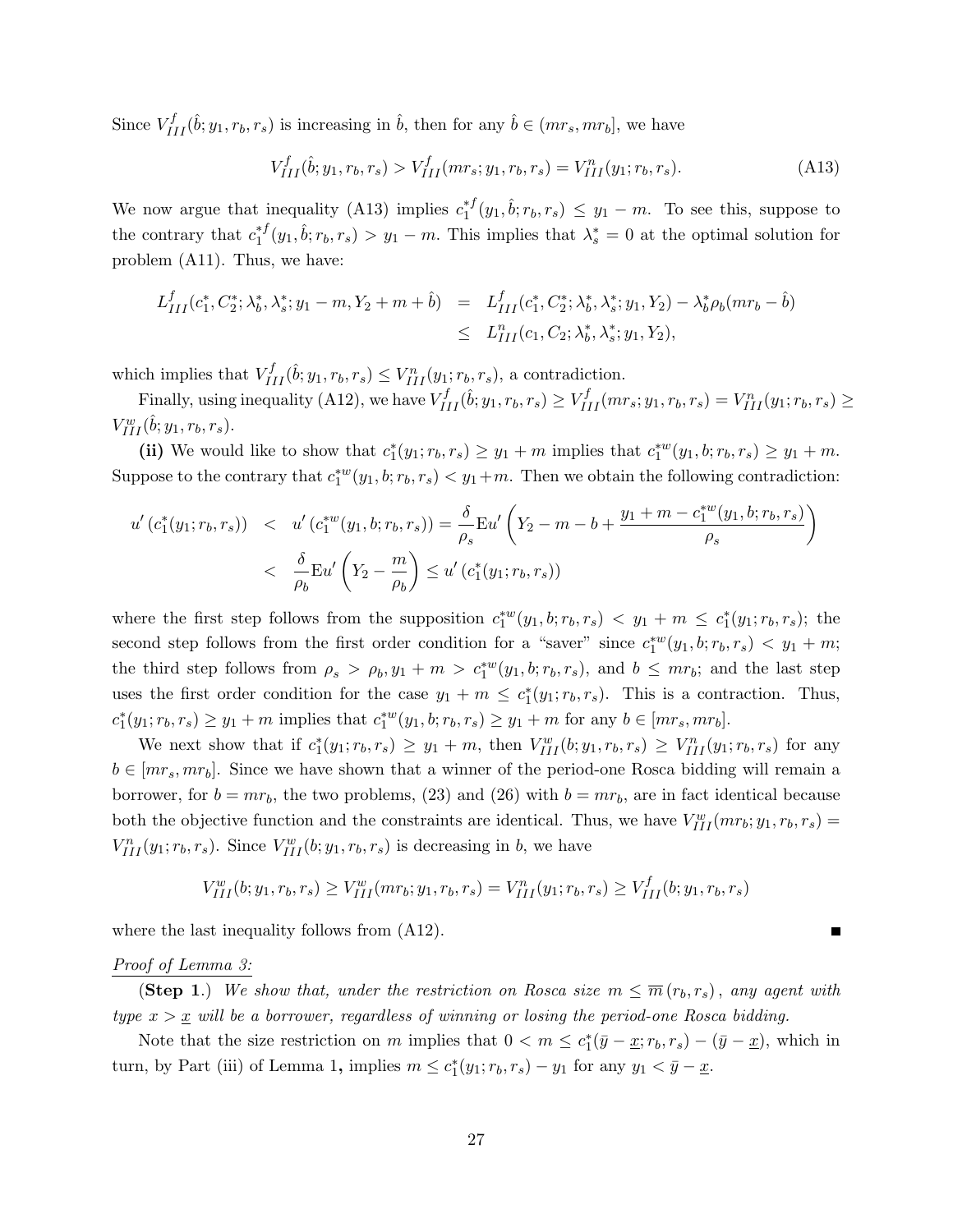Since $V_{III}^{f}(\hat{b}; y_1, r_b, r_s)$ is increasing in $\hat{b}$, then for any $\hat{b} \in (mr_s, mr_b]$, we have

$$V_{III}^{f}(\hat{b}; y_1, r_b, r_s) > V_{III}^{f}(mr_s; y_1, r_b, r_s) = V_{III}^{n}(y_1; r_b, r_s). \tag{A13}$$

We now argue that inequality (A13) implies $c_1^{*f}(y_1, \hat{b}; r_b, r_s) \leq y_1 - m$. To see this, suppose to the contrary that $c_1^{*f}(y_1, \hat{b}; r_b, r_s) > y_1 - m$. This implies that $\lambda_s^* = 0$ at the optimal solution for problem (A11). Thus, we have:

$$\begin{aligned} L_{III}^{f}(c_1^*, C_2^*; \lambda_b^*, \lambda_s^*; y_1 - m, Y_2 + m + \hat{b}) &= L_{III}^{f}(c_1^*, C_2^*; \lambda_b^*, \lambda_s^*; y_1, Y_2) - \lambda_b^* \rho_b (mr_b - \hat{b}) \\ &\leq L_{III}^{n}(c_1, C_2; \lambda_b^*, \lambda_s^*; y_1, Y_2), \end{aligned}$$

which implies that $V_{III}^{f}(\hat{b}; y_1, r_b, r_s) \leq V_{III}^{n}(y_1; r_b, r_s)$, a contradiction.

Finally, using inequality (A12), we have $V_{III}^{f}(\hat{b}; y_1, r_b, r_s) \geq V_{III}^{f}(mr_s; y_1, r_b, r_s) = V_{III}^{n}(y_1; r_b, r_s) \geq V_{III}^{w}(\hat{b}; y_1, r_b, r_s)$.

**(ii)** We would like to show that $c_1^*(y_1; r_b, r_s) \geq y_1 + m$ implies that $c_1^{*w}(y_1, b; r_b, r_s) \geq y_1 + m$. Suppose to the contrary that $c_1^{*w}(y_1, b; r_b, r_s) < y_1 + m$. Then we obtain the following contradiction:

$$\begin{aligned} u'\left(c_1^*(y_1; r_b, r_s)\right) &< u'\left(c_1^{*w}(y_1, b; r_b, r_s)\right) = \frac{\delta}{\rho_s} \mathrm{E} u'\left(Y_2 - m - b + \frac{y_1 + m - c_1^{*w}(y_1, b; r_b, r_s)}{\rho_s}\right) \\ &< \frac{\delta}{\rho_b} \mathrm{E} u'\left(Y_2 - \frac{m}{\rho_b}\right) \leq u'\left(c_1^*(y_1; r_b, r_s)\right) \end{aligned}$$

where the first step follows from the supposition $c_1^{*w}(y_1, b; r_b, r_s) < y_1 + m \leq c_1^*(y_1; r_b, r_s)$; the second step follows from the first order condition for a "saver" since $c_1^{*w}(y_1, b; r_b, r_s) < y_1 + m$; the third step follows from $\rho_s > \rho_b, y_1 + m > c_1^{*w}(y_1, b; r_b, r_s)$, and $b \leq mr_b$; and the last step uses the first order condition for the case $y_1 + m \leq c_1^*(y_1; r_b, r_s)$. This is a contraction. Thus, $c_1^*(y_1; r_b, r_s) \geq y_1 + m$ implies that $c_1^{*w}(y_1, b; r_b, r_s) \geq y_1 + m$ for any $b \in [mr_s, mr_b]$.

We next show that if $c_1^*(y_1; r_b, r_s) \geq y_1 + m$, then $V_{III}^{w}(b; y_1, r_b, r_s) \geq V_{III}^{n}(y_1; r_b, r_s)$ for any $b \in [mr_s, mr_b]$. Since we have shown that a winner of the period-one Rosca bidding will remain a borrower, for $b = mr_b$, the two problems, (23) and (26) with $b = mr_b$, are in fact identical because both the objective function and the constraints are identical. Thus, we have $V_{III}^{w}(mr_b; y_1, r_b, r_s) = V_{III}^{n}(y_1; r_b, r_s)$. Since $V_{III}^{w}(b; y_1, r_b, r_s)$ is decreasing in $b$, we have

$$V_{III}^{w}(b; y_1, r_b, r_s) \geq V_{III}^{w}(mr_b; y_1, r_b, r_s) = V_{III}^{n}(y_1; r_b, r_s) \geq V_{III}^{f}(b; y_1, r_b, r_s)$$

where the last inequality follows from (A12). ■

<u>*Proof of Lemma 3:*</u>

(**Step 1**.) *We show that, under the restriction on Rosca size $m \leq \overline{m}(r_b, r_s)$, any agent with type $x > \underline{x}$ will be a borrower, regardless of winning or losing the period-one Rosca bidding.*

Note that the size restriction on $m$ implies that $0 < m \leq c_1^*(\bar{y} - \underline{x}; r_b, r_s) - (\bar{y} - \underline{x})$, which in turn, by Part (iii) of Lemma 1, implies $m \leq c_1^*(y_1; r_b, r_s) - y_1$ for any $y_1 < \bar{y} - \underline{x}$.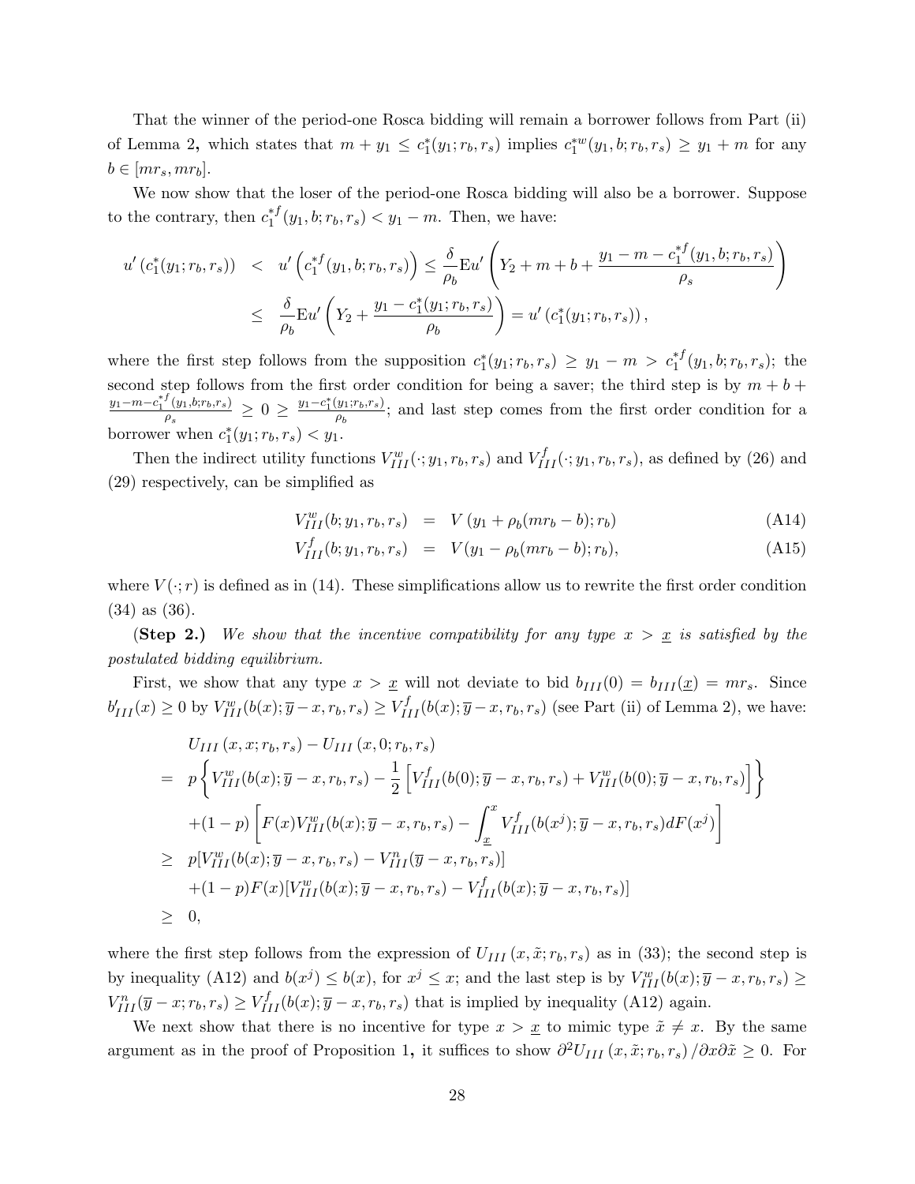That the winner of the period-one Rosca bidding will remain a borrower follows from Part (ii) of Lemma 2, which states that $m + y_1 \le c_1^*(y_1; r_b, r_s)$ implies $c_1^{*w}(y_1, b; r_b, r_s) \ge y_1 + m$ for any $b \in [mr_s, mr_b]$.

We now show that the loser of the period-one Rosca bidding will also be a borrower. Suppose to the contrary, then $c_1^{*f}(y_1, b; r_b, r_s) < y_1 - m$. Then, we have:

$$
\begin{aligned}
u'\left(c_1^*(y_1; r_b, r_s)\right) &< u'\left(c_1^{*f}(y_1, b; r_b, r_s)\right) \le \frac{\delta}{\rho_b} \mathrm{E} u'\left(Y_2 + m + b + \frac{y_1 - m - c_1^{*f}(y_1, b; r_b, r_s)}{\rho_s}\right) \\
&\le \frac{\delta}{\rho_b} \mathrm{E} u'\left(Y_2 + \frac{y_1 - c_1^*(y_1; r_b, r_s)}{\rho_b}\right) = u'\left(c_1^*(y_1; r_b, r_s)\right),
\end{aligned}
$$

where the first step follows from the supposition $c_1^*(y_1; r_b, r_s) \ge y_1 - m > c_1^{*f}(y_1, b; r_b, r_s)$; the second step follows from the first order condition for being a saver; the third step is by $m + b + \frac{y_1 - m - c_1^{*f}(y_1, b; r_b, r_s)}{\rho_s} \ge 0 \ge \frac{y_1 - c_1^*(y_1; r_b, r_s)}{\rho_b}$; and last step comes from the first order condition for a borrower when $c_1^*(y_1; r_b, r_s) < y_1$.

Then the indirect utility functions $V_{III}^w(\cdot; y_1, r_b, r_s)$ and $V_{III}^f(\cdot; y_1, r_b, r_s)$, as defined by (26) and (29) respectively, can be simplified as

$$
V_{III}^w(b; y_1, r_b, r_s) = V\left(y_1 + \rho_b(mr_b - b); r_b\right) \tag{A14}
$$

$$
V_{III}^f(b; y_1, r_b, r_s) = V(y_1 - \rho_b(mr_b - b); r_b), \tag{A15}
$$

where $V(\cdot; r)$ is defined as in (14). These simplifications allow us to rewrite the first order condition (34) as (36).

**(Step 2.)** *We show that the incentive compatibility for any type $x > \underline{x}$ is satisfied by the postulated bidding equilibrium.*

First, we show that any type $x > \underline{x}$ will not deviate to bid $b_{III}(0) = b_{III}(\underline{x}) = mr_s$. Since $b'_{III}(x) \ge 0$ by $V_{III}^w(b(x); \overline{y} - x, r_b, r_s) \ge V_{III}^f(b(x); \overline{y} - x, r_b, r_s)$ (see Part (ii) of Lemma 2), we have:

$$
\begin{aligned}
& U_{III}(x, x; r_b, r_s) - U_{III}(x, 0; r_b, r_s) \\
=\ & p\left\{V_{III}^w(b(x); \overline{y} - x, r_b, r_s) - \frac{1}{2}\left[V_{III}^f(b(0); \overline{y} - x, r_b, r_s) + V_{III}^w(b(0); \overline{y} - x, r_b, r_s)\right]\right\} \\
& + (1 - p)\left[F(x) V_{III}^w(b(x); \overline{y} - x, r_b, r_s) - \int_{\underline{x}}^x V_{III}^f(b(x^j); \overline{y} - x, r_b, r_s) dF(x^j)\right] \\
\ge\ & p[V_{III}^w(b(x); \overline{y} - x, r_b, r_s) - V_{III}^n(\overline{y} - x, r_b, r_s)] \\
& + (1 - p) F(x)[V_{III}^w(b(x); \overline{y} - x, r_b, r_s) - V_{III}^f(b(x); \overline{y} - x, r_b, r_s)] \\
\ge\ & 0,
\end{aligned}
$$

where the first step follows from the expression of $U_{III}(x, \tilde{x}; r_b, r_s)$ as in (33); the second step is by inequality (A12) and $b(x^j) \le b(x)$, for $x^j \le x$; and the last step is by $V_{III}^w(b(x); \overline{y} - x, r_b, r_s) \ge V_{III}^n(\overline{y} - x; r_b, r_s) \ge V_{III}^f(b(x); \overline{y} - x, r_b, r_s)$ that is implied by inequality (A12) again.

We next show that there is no incentive for type $x > \underline{x}$ to mimic type $\tilde{x} \ne x$. By the same argument as in the proof of Proposition 1, it suffices to show $\partial^2 U_{III}(x, \tilde{x}; r_b, r_s) / \partial x \partial \tilde{x} \ge 0$. For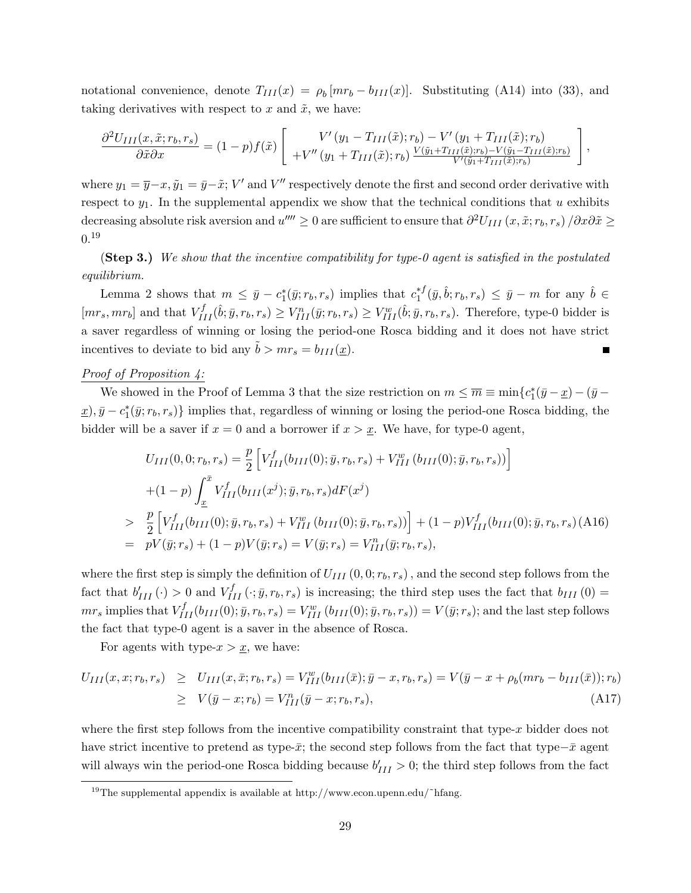notational convenience, denote $T_{III}(x) = \rho_b [mr_b - b_{III}(x)]$. Substituting (A14) into (33), and taking derivatives with respect to $x$ and $\tilde{x}$, we have:

$$\frac{\partial^2 U_{III}(x, \tilde{x}; r_b, r_s)}{\partial \tilde{x} \partial x} = (1-p) f(\tilde{x}) \left[ \begin{array}{c} V'\left(y_1 - T_{III}(\tilde{x}); r_b\right) - V'\left(y_1 + T_{III}(\tilde{x}); r_b\right) \\ +V''\left(y_1 + T_{III}(\tilde{x}); r_b\right) \frac{V(\tilde{y}_1 + T_{III}(\tilde{x}); r_b) - V(\tilde{y}_1 - T_{III}(\tilde{x}); r_b)}{V'(\tilde{y}_1 + T_{III}(\tilde{x}); r_b)} \end{array} \right],$$

where $y_1 = \bar{y} - x$, $\tilde{y}_1 = \bar{y} - \tilde{x}$; $V'$ and $V''$ respectively denote the first and second order derivative with respect to $y_1$. In the supplemental appendix we show that the technical conditions that $u$ exhibits decreasing absolute risk aversion and $u'''' \geq 0$ are sufficient to ensure that $\partial^2 U_{III}(x, \tilde{x}; r_b, r_s) / \partial x \partial \tilde{x} \geq 0$.[19]

**(Step 3.)** *We show that the incentive compatibility for type-0 agent is satisfied in the postulated equilibrium.*

Lemma 2 shows that $m \leq \bar{y} - c_1^*(\bar{y}; r_b, r_s)$ implies that $c_1^{*f}(\bar{y}, \hat{b}; r_b, r_s) \leq \bar{y} - m$ for any $\hat{b} \in [mr_s, mr_b]$ and that $V_{III}^f(\hat{b}; \bar{y}, r_b, r_s) \geq V_{III}^n(\bar{y}; r_b, r_s) \geq V_{III}^w(\hat{b}; \bar{y}, r_b, r_s)$. Therefore, type-0 bidder is a saver regardless of winning or losing the period-one Rosca bidding and it does not have strict incentives to deviate to bid any $\tilde{b} > mr_s = b_{III}(\underline{x})$. ■

*Proof of Proposition 4:*

We showed in the Proof of Lemma 3 that the size restriction on $m \leq \overline{m} \equiv \min\{c_1^*(\bar{y} - \underline{x}) - (\bar{y} - \underline{x}), \bar{y} - c_1^*(\bar{y}; r_b, r_s)\}$ implies that, regardless of winning or losing the period-one Rosca bidding, the bidder will be a saver if $x = 0$ and a borrower if $x > \underline{x}$. We have, for type-0 agent,

$$\begin{aligned} & U_{III}(0, 0; r_b, r_s) = \frac{p}{2} \left[ V_{III}^f(b_{III}(0); \bar{y}, r_b, r_s) + V_{III}^w\left(b_{III}(0); \bar{y}, r_b, r_s\right) \right] \\ & \quad + (1-p) \int_{\underline{x}}^{\bar{x}} V_{III}^f(b_{III}(x^j); \bar{y}, r_b, r_s) dF(x^j) \\ & > \frac{p}{2} \left[ V_{III}^f(b_{III}(0); \bar{y}, r_b, r_s) + V_{III}^w\left(b_{III}(0); \bar{y}, r_b, r_s\right) \right] + (1-p) V_{III}^f(b_{III}(0); \bar{y}, r_b, r_s) \quad \text{(A16)} \\ & = pV(\bar{y}; r_s) + (1-p) V(\bar{y}; r_s) = V(\bar{y}; r_s) = V_{III}^n(\bar{y}; r_b, r_s), \end{aligned}$$

where the first step is simply the definition of $U_{III}(0, 0; r_b, r_s)$, and the second step follows from the fact that $b'_{III}(\cdot) > 0$ and $V_{III}^f(\cdot; \bar{y}, r_b, r_s)$ is increasing; the third step uses the fact that $b_{III}(0) = mr_s$ implies that $V_{III}^f(b_{III}(0); \bar{y}, r_b, r_s) = V_{III}^w(b_{III}(0); \bar{y}, r_b, r_s)) = V(\bar{y}; r_s)$; and the last step follows the fact that type-0 agent is a saver in the absence of Rosca.

For agents with type-$x > \underline{x}$, we have:

$$\begin{aligned} U_{III}(x, x; r_b, r_s) & \geq U_{III}(x, \bar{x}; r_b, r_s) = V_{III}^w(b_{III}(\bar{x}); \bar{y} - x, r_b, r_s) = V(\bar{y} - x + \rho_b(mr_b - b_{III}(\bar{x})); r_b) \\ & \geq V(\bar{y} - x; r_b) = V_{III}^n(\bar{y} - x; r_b, r_s), \quad \text{(A17)} \end{aligned}$$

where the first step follows from the incentive compatibility constraint that type-$x$ bidder does not have strict incentive to pretend as type-$\bar{x}$; the second step follows from the fact that type$-\bar{x}$ agent will always win the period-one Rosca bidding because $b'_{III} > 0$; the third step follows from the fact

[19] The supplemental appendix is available at http://www.econ.upenn.edu/~hfang.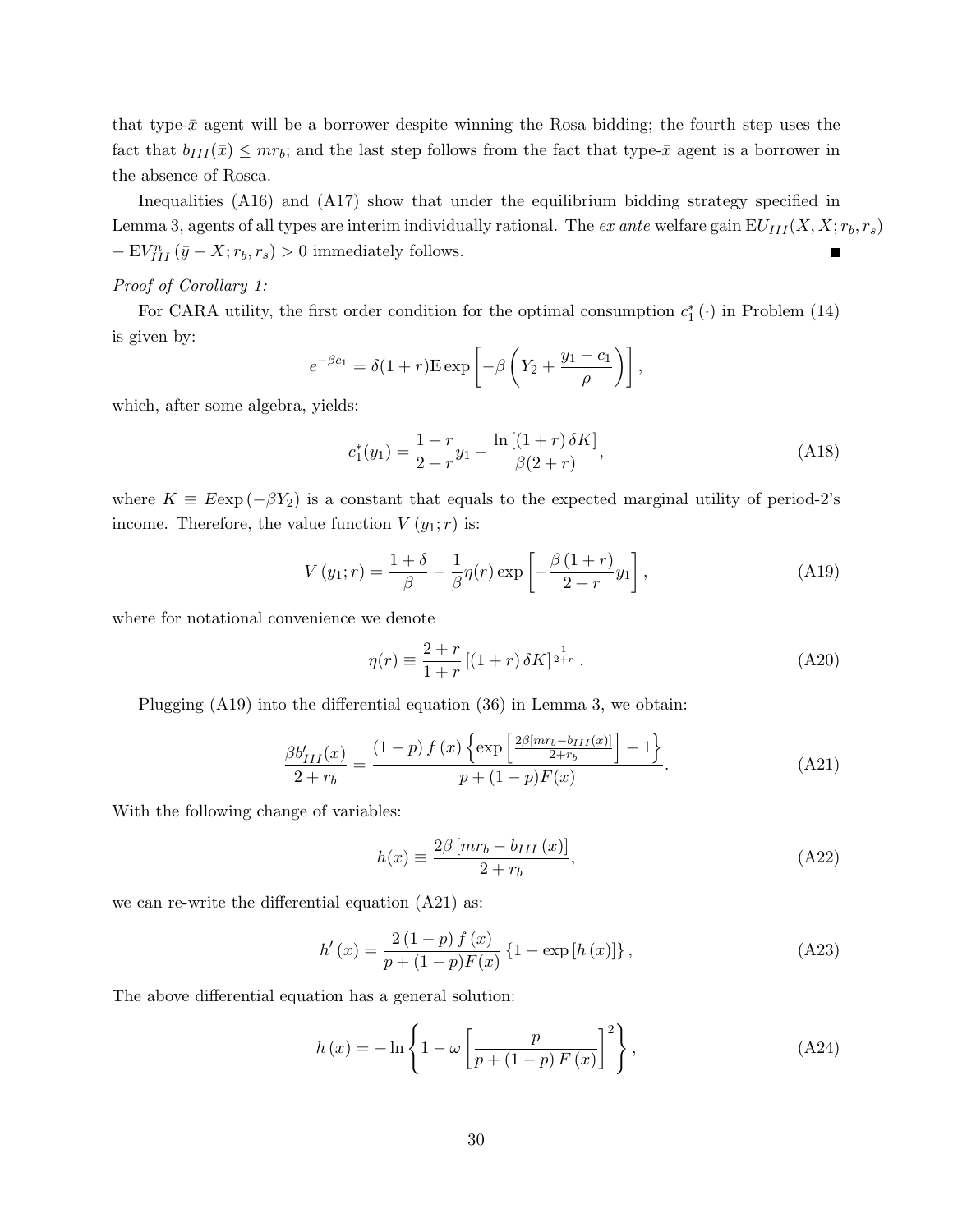that type-$\bar{x}$ agent will be a borrower despite winning the Rosa bidding; the fourth step uses the fact that $b_{III}(\bar{x}) \leq mr_b$; and the last step follows from the fact that type-$\bar{x}$ agent is a borrower in the absence of Rosca.

Inequalities (A16) and (A17) show that under the equilibrium bidding strategy specified in Lemma 3, agents of all types are interim individually rational. The *ex ante* welfare gain $\mathrm{E}U_{III}(X, X; r_b, r_s) - \mathrm{E}V_{III}^n(\bar{y} - X; r_b, r_s) > 0$ immediately follows. ■

*Proof of Corollary 1:*

For CARA utility, the first order condition for the optimal consumption $c_1^*(\cdot)$ in Problem (14) is given by:

$$e^{-\beta c_1} = \delta(1+r)\mathrm{E}\exp\left[-\beta\left(Y_2 + \frac{y_1 - c_1}{\rho}\right)\right],$$

which, after some algebra, yields:

$$c_1^*(y_1) = \frac{1+r}{2+r}y_1 - \frac{\ln\left[(1+r)\,\delta K\right]}{\beta(2+r)}, \tag{A18}$$

where $K \equiv E\exp\left(-\beta Y_2\right)$ is a constant that equals to the expected marginal utility of period-2's income. Therefore, the value function $V\left(y_1; r\right)$ is:

$$V\left(y_1; r\right) = \frac{1+\delta}{\beta} - \frac{1}{\beta}\eta(r)\exp\left[-\frac{\beta\left(1+r\right)}{2+r}y_1\right], \tag{A19}$$

where for notational convenience we denote

$$\eta(r) \equiv \frac{2+r}{1+r}\left[(1+r)\,\delta K\right]^{\frac{1}{2+r}}. \tag{A20}$$

Plugging (A19) into the differential equation (36) in Lemma 3, we obtain:

$$\frac{\beta b_{III}'(x)}{2+r_b} = \frac{(1-p)\,f\left(x\right)\left\{\exp\left[\frac{2\beta\left[mr_b - b_{III}(x)\right]}{2+r_b}\right] - 1\right\}}{p + (1-p)F(x)}. \tag{A21}$$

With the following change of variables:

$$h(x) \equiv \frac{2\beta\left[mr_b - b_{III}\left(x\right)\right]}{2+r_b}, \tag{A22}$$

we can re-write the differential equation (A21) as:

$$h'\left(x\right) = \frac{2\left(1-p\right)f\left(x\right)}{p+(1-p)F(x)}\left\{1 - \exp\left[h\left(x\right)\right]\right\}, \tag{A23}$$

The above differential equation has a general solution:

$$h\left(x\right) = -\ln\left\{1 - \omega\left[\frac{p}{p+\left(1-p\right)F\left(x\right)}\right]^2\right\}, \tag{A24}$$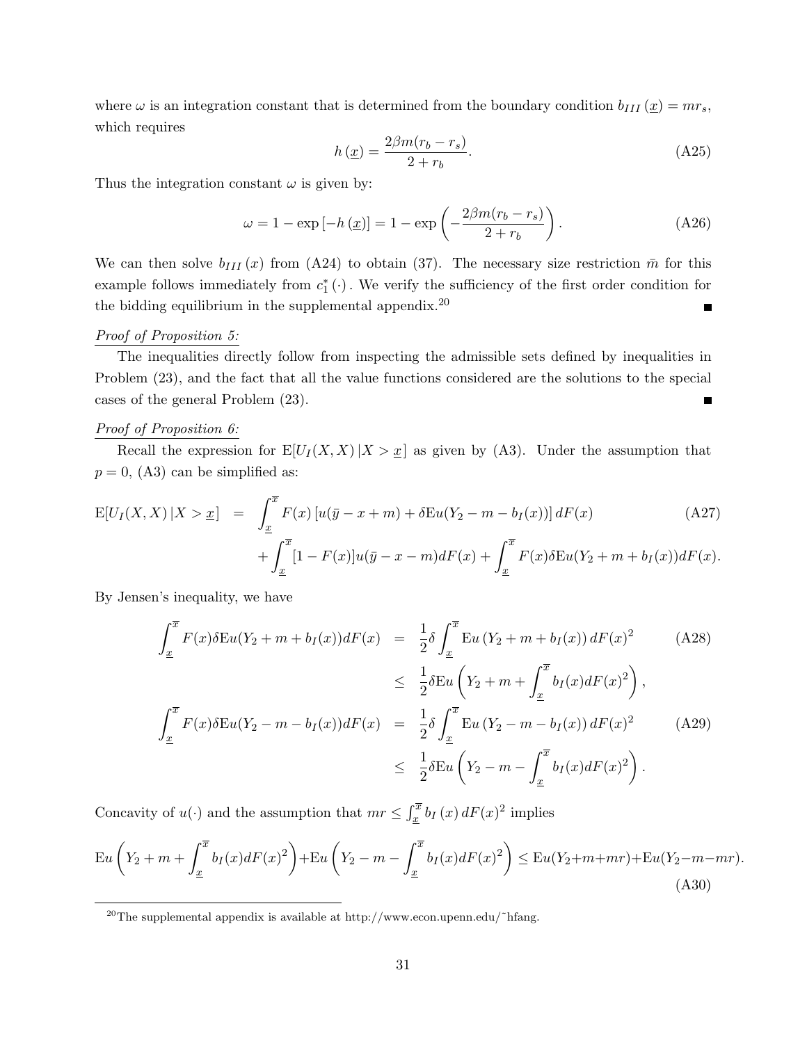where $\omega$ is an integration constant that is determined from the boundary condition $b_{III}(\underline{x}) = mr_s$, which requires

$$h(\underline{x}) = \frac{2\beta m(r_b - r_s)}{2 + r_b}. \tag{A25}$$

Thus the integration constant $\omega$ is given by:

$$\omega = 1 - \exp\left[-h(\underline{x})\right] = 1 - \exp\left(-\frac{2\beta m(r_b - r_s)}{2 + r_b}\right). \tag{A26}$$

We can then solve $b_{III}(x)$ from (A24) to obtain (37). The necessary size restriction $\bar{m}$ for this example follows immediately from $c_1^*(\cdot)$. We verify the sufficiency of the first order condition for the bidding equilibrium in the supplemental appendix.[20] ■

*Proof of Proposition 5:*

The inequalities directly follow from inspecting the admissible sets defined by inequalities in Problem (23), and the fact that all the value functions considered are the solutions to the special cases of the general Problem (23). ■

*Proof of Proposition 6:*

Recall the expression for $\mathrm{E}[U_I(X,X)\,|X > \underline{x}]$ as given by (A3). Under the assumption that $p = 0$, (A3) can be simplified as:

$$\begin{aligned}
\mathrm{E}[U_I(X,X)\,|X > \underline{x}] \;=\; & \int_{\underline{x}}^{\overline{x}} F(x)\left[u(\bar{y} - x + m) + \delta \mathrm{E}u(Y_2 - m - b_I(x))\right] dF(x) \\
& + \int_{\underline{x}}^{\overline{x}} [1 - F(x)] u(\bar{y} - x - m) dF(x) + \int_{\underline{x}}^{\overline{x}} F(x) \delta \mathrm{E}u(Y_2 + m + b_I(x)) dF(x).
\end{aligned} \tag{A27}$$

By Jensen's inequality, we have

$$\begin{aligned}
\int_{\underline{x}}^{\overline{x}} F(x)\delta \mathrm{E}u(Y_2 + m + b_I(x))dF(x) &= \frac{1}{2}\delta \int_{\underline{x}}^{\overline{x}} \mathrm{E}u\left(Y_2 + m + b_I(x)\right) dF(x)^2 \\
&\leq \frac{1}{2}\delta \mathrm{E}u\left(Y_2 + m + \int_{\underline{x}}^{\overline{x}} b_I(x) dF(x)^2\right),
\end{aligned} \tag{A28}$$

$$\begin{aligned}
\int_{\underline{x}}^{\overline{x}} F(x)\delta \mathrm{E}u(Y_2 - m - b_I(x))dF(x) &= \frac{1}{2}\delta \int_{\underline{x}}^{\overline{x}} \mathrm{E}u\left(Y_2 - m - b_I(x)\right) dF(x)^2 \\
&\leq \frac{1}{2}\delta \mathrm{E}u\left(Y_2 - m - \int_{\underline{x}}^{\overline{x}} b_I(x) dF(x)^2\right).
\end{aligned} \tag{A29}$$

Concavity of $u(\cdot)$ and the assumption that $mr \leq \int_{\underline{x}}^{\overline{x}} b_I(x)\, dF(x)^2$ implies

$$\mathrm{E}u\left(Y_2 + m + \int_{\underline{x}}^{\overline{x}} b_I(x) dF(x)^2\right) + \mathrm{E}u\left(Y_2 - m - \int_{\underline{x}}^{\overline{x}} b_I(x) dF(x)^2\right) \leq \mathrm{E}u(Y_2 + m + mr) + \mathrm{E}u(Y_2 - m - mr). \tag{A30}$$

[20] The supplemental appendix is available at http://www.econ.upenn.edu/~hfang.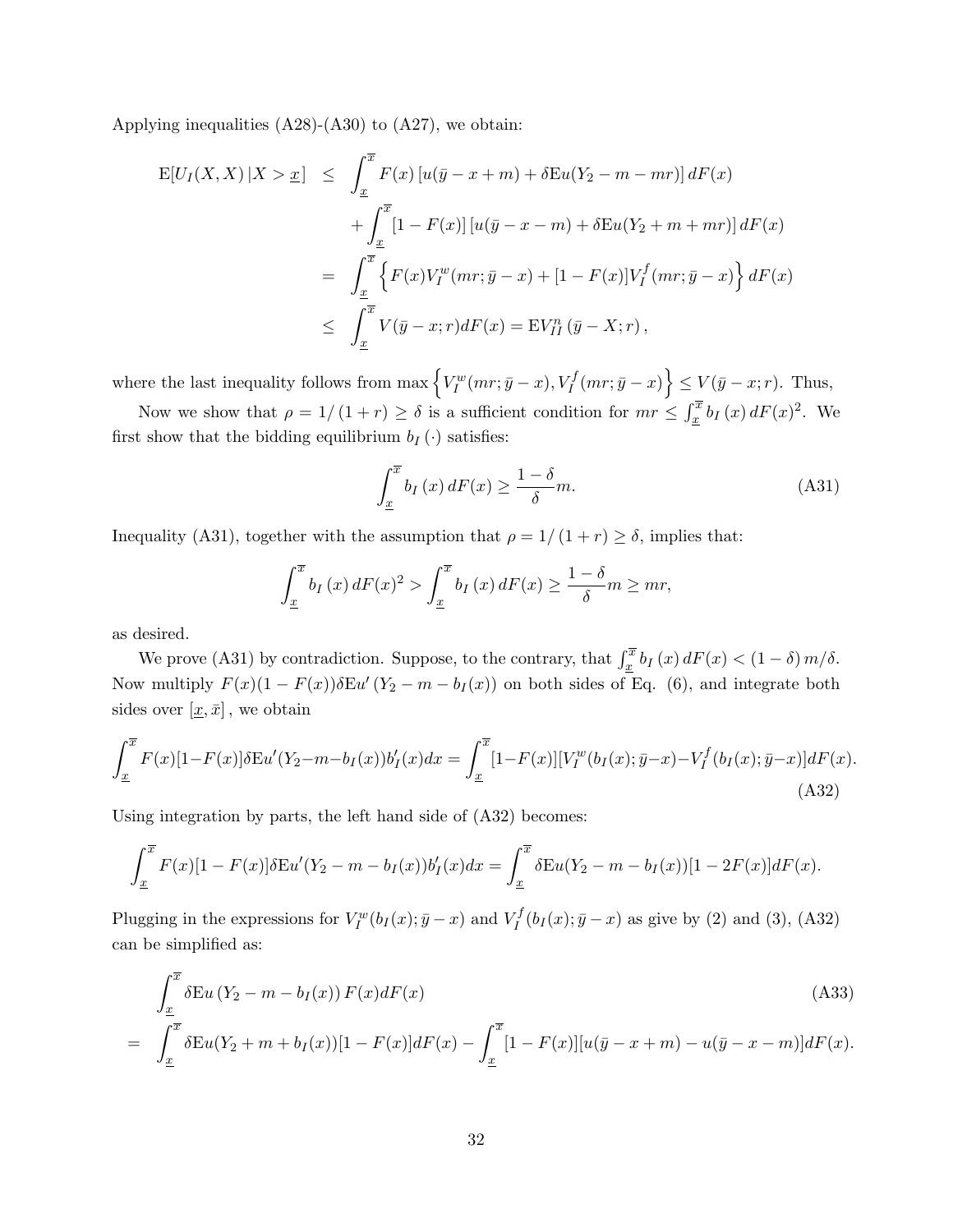Applying inequalities (A28)-(A30) to (A27), we obtain:

$$
\begin{aligned}
\mathrm{E}[U_I(X,X)\,|X>\underline{x}\,] &\leq \int_{\underline{x}}^{\overline{x}} F(x)\left[u(\bar{y}-x+m)+\delta \mathrm{E}u(Y_2-m-mr)\right]dF(x) \\
&\quad + \int_{\underline{x}}^{\overline{x}} [1-F(x)]\left[u(\bar{y}-x-m)+\delta \mathrm{E}u(Y_2+m+mr)\right]dF(x) \\
&= \int_{\underline{x}}^{\overline{x}} \left\{ F(x)V_I^w(mr;\bar{y}-x)+[1-F(x)]V_I^f(mr;\bar{y}-x)\right\} dF(x) \\
&\leq \int_{\underline{x}}^{\overline{x}} V(\bar{y}-x;r)dF(x) = \mathrm{E}V_{II}^n\left(\bar{y}-X;r\right),
\end{aligned}
$$

where the last inequality follows from $\max\left\{V_I^w(mr;\bar{y}-x), V_I^f(mr;\bar{y}-x)\right\} \leq V(\bar{y}-x;r)$. Thus,

Now we show that $\rho = 1/(1+r) \geq \delta$ is a sufficient condition for $mr \leq \int_{\underline{x}}^{\overline{x}} b_I(x)\,dF(x)^2$. We first show that the bidding equilibrium $b_I(\cdot)$ satisfies:

$$
\int_{\underline{x}}^{\overline{x}} b_I(x)\,dF(x) \geq \frac{1-\delta}{\delta}m. \tag{A31}
$$

Inequality (A31), together with the assumption that $\rho = 1/(1+r) \geq \delta$, implies that:

$$
\int_{\underline{x}}^{\overline{x}} b_I(x)\,dF(x)^2 > \int_{\underline{x}}^{\overline{x}} b_I(x)\,dF(x) \geq \frac{1-\delta}{\delta}m \geq mr,
$$

as desired.

We prove (A31) by contradiction. Suppose, to the contrary, that $\int_{\underline{x}}^{\overline{x}} b_I(x)\,dF(x) < (1-\delta)m/\delta$. Now multiply $F(x)(1-F(x))\delta \mathrm{E}u'(Y_2-m-b_I(x))$ on both sides of Eq. (6), and integrate both sides over $[\underline{x},\bar{x}]$, we obtain

$$
\int_{\underline{x}}^{\overline{x}} F(x)[1-F(x)]\delta \mathrm{E}u'(Y_2-m-b_I(x))b_I'(x)dx = \int_{\underline{x}}^{\overline{x}} [1-F(x)][V_I^w(b_I(x);\bar{y}-x)-V_I^f(b_I(x);\bar{y}-x)]dF(x). \tag{A32}
$$

Using integration by parts, the left hand side of (A32) becomes:

$$
\int_{\underline{x}}^{\overline{x}} F(x)[1-F(x)]\delta \mathrm{E}u'(Y_2-m-b_I(x))b_I'(x)dx = \int_{\underline{x}}^{\overline{x}} \delta \mathrm{E}u(Y_2-m-b_I(x))[1-2F(x)]dF(x).
$$

Plugging in the expressions for $V_I^w(b_I(x);\bar{y}-x)$ and $V_I^f(b_I(x);\bar{y}-x)$ as give by (2) and (3), (A32) can be simplified as:

$$
\begin{aligned}
&\int_{\underline{x}}^{\overline{x}} \delta \mathrm{E}u\left(Y_2-m-b_I(x)\right)F(x)dF(x) \qquad\qquad (A33) \\
=&\int_{\underline{x}}^{\overline{x}} \delta \mathrm{E}u(Y_2+m+b_I(x))[1-F(x)]dF(x) - \int_{\underline{x}}^{\overline{x}} [1-F(x)][u(\bar{y}-x+m)-u(\bar{y}-x-m)]dF(x).
\end{aligned}
$$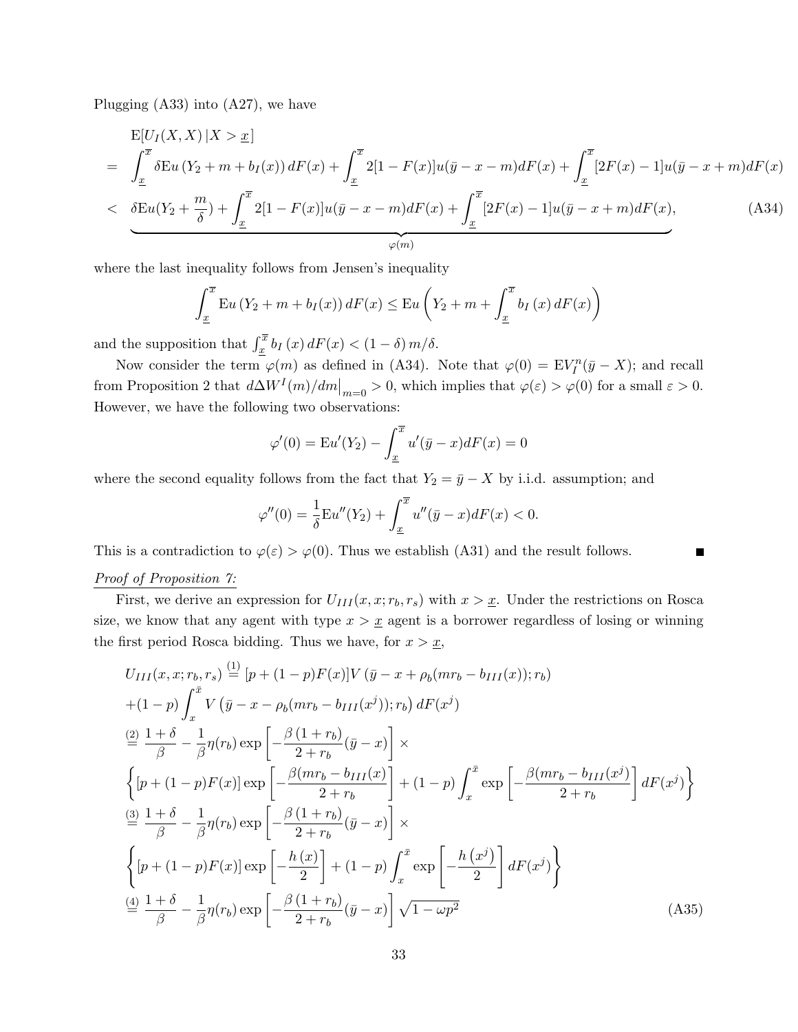Plugging (A33) into (A27), we have

$$
\begin{aligned}
& \mathrm{E}[U_I(X,X)\,|X>\underline{x}] \\
= \;& \int_{\underline{x}}^{\overline{x}} \delta \mathrm{E}u\left(Y_2+m+b_I(x)\right)dF(x)+\int_{\underline{x}}^{\overline{x}} 2[1-F(x)]u(\bar{y}-x-m)dF(x)+\int_{\underline{x}}^{\overline{x}}[2F(x)-1]u(\bar{y}-x+m)dF(x) \\
< \;& \underbrace{\delta \mathrm{E}u(Y_2+\frac{m}{\delta})+\int_{\underline{x}}^{\overline{x}} 2[1-F(x)]u(\bar{y}-x-m)dF(x)+\int_{\underline{x}}^{\overline{x}}[2F(x)-1]u(\bar{y}-x+m)dF(x)}_{\varphi(m)}, \qquad \text{(A34)}
\end{aligned}
$$

where the last inequality follows from Jensen's inequality

$$
\int_{\underline{x}}^{\overline{x}} \mathrm{E}u\left(Y_2+m+b_I(x)\right)dF(x) \le \mathrm{E}u\left(Y_2+m+\int_{\underline{x}}^{\overline{x}} b_I\left(x\right)dF(x)\right)
$$

and the supposition that $\int_{\underline{x}}^{\overline{x}} b_I\left(x\right)dF(x) < \left(1-\delta\right)m/\delta$.

Now consider the term $\varphi(m)$ as defined in (A34). Note that $\varphi(0)=\mathrm{E}V_I^n(\bar{y}-X)$; and recall from Proposition 2 that $d\Delta W^I(m)/dm\big|_{m=0}>0$, which implies that $\varphi(\varepsilon)>\varphi(0)$ for a small $\varepsilon>0$. However, we have the following two observations:

$$
\varphi'(0)=\mathrm{E}u'(Y_2)-\int_{\underline{x}}^{\overline{x}} u'(\bar{y}-x)dF(x)=0
$$

where the second equality follows from the fact that $Y_2=\bar{y}-X$ by i.i.d. assumption; and

$$
\varphi''(0)=\frac{1}{\delta}\mathrm{E}u''(Y_2)+\int_{\underline{x}}^{\overline{x}} u''(\bar{y}-x)dF(x)<0.
$$

This is a contradiction to $\varphi(\varepsilon)>\varphi(0)$. Thus we establish (A31) and the result follows. ∎

*Proof of Proposition 7:*

First, we derive an expression for $U_{III}(x,x;r_b,r_s)$ with $x>\underline{x}$. Under the restrictions on Rosca size, we know that any agent with type $x>\underline{x}$ agent is a borrower regardless of losing or winning the first period Rosca bidding. Thus we have, for $x>\underline{x}$,

$$
\begin{aligned}
& U_{III}(x,x;r_b,r_s) \overset{(1)}{=} [p+(1-p)F(x)]V\left(\bar{y}-x+\rho_b(mr_b-b_{III}(x));r_b\right) \\
& +(1-p)\int_x^{\bar{x}} V\left(\bar{y}-x-\rho_b(mr_b-b_{III}(x^j));r_b\right)dF(x^j) \\
& \overset{(2)}{=} \frac{1+\delta}{\beta}-\frac{1}{\beta}\eta(r_b)\exp\left[-\frac{\beta\left(1+r_b\right)}{2+r_b}(\bar{y}-x)\right]\times \\
& \left\{[p+(1-p)F(x)]\exp\left[-\frac{\beta(mr_b-b_{III}(x)}{2+r_b}\right]+(1-p)\int_x^{\bar{x}}\exp\left[-\frac{\beta(mr_b-b_{III}(x^j)}{2+r_b}\right]dF(x^j)\right\} \\
& \overset{(3)}{=} \frac{1+\delta}{\beta}-\frac{1}{\beta}\eta(r_b)\exp\left[-\frac{\beta\left(1+r_b\right)}{2+r_b}(\bar{y}-x)\right]\times \\
& \left\{[p+(1-p)F(x)]\exp\left[-\frac{h\left(x\right)}{2}\right]+(1-p)\int_x^{\bar{x}}\exp\left[-\frac{h\left(x^j\right)}{2}\right]dF(x^j)\right\} \\
& \overset{(4)}{=} \frac{1+\delta}{\beta}-\frac{1}{\beta}\eta(r_b)\exp\left[-\frac{\beta\left(1+r_b\right)}{2+r_b}(\bar{y}-x)\right]\sqrt{1-\omega p^2} \qquad \text{(A35)}
\end{aligned}
$$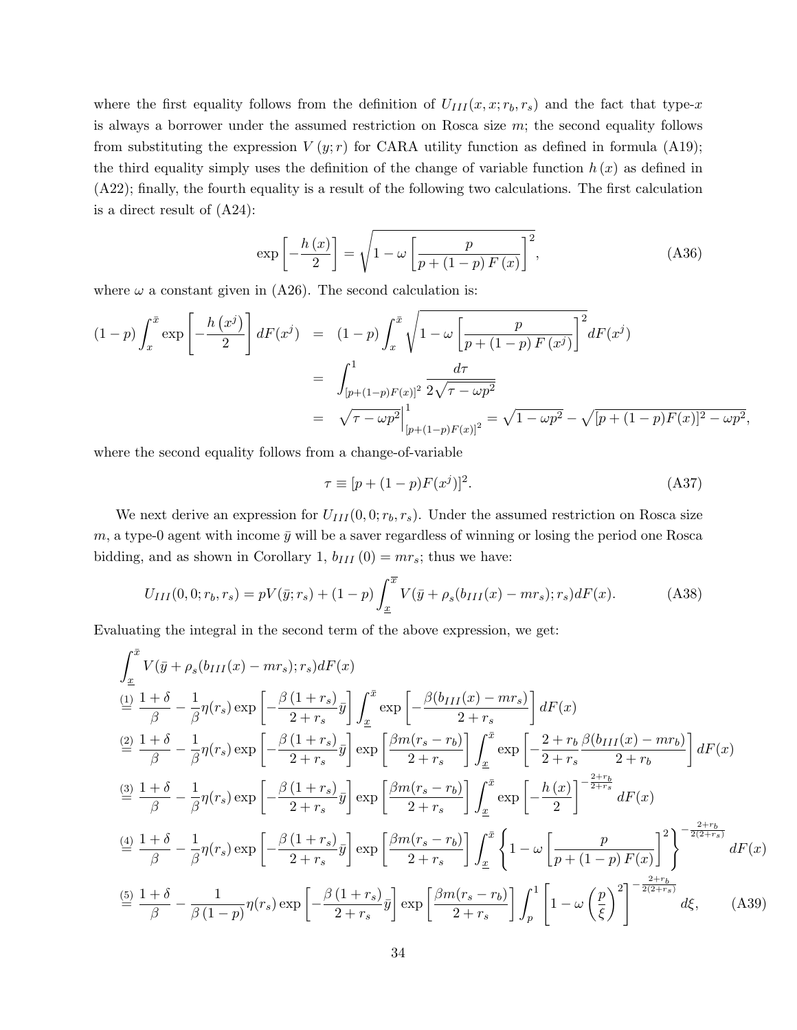where the first equality follows from the definition of $U_{III}(x, x; r_b, r_s)$ and the fact that type-$x$ is always a borrower under the assumed restriction on Rosca size $m$; the second equality follows from substituting the expression $V(y; r)$ for CARA utility function as defined in formula (A19); the third equality simply uses the definition of the change of variable function $h(x)$ as defined in (A22); finally, the fourth equality is a result of the following two calculations. The first calculation is a direct result of (A24):

$$\exp\left[-\frac{h(x)}{2}\right] = \sqrt{1 - \omega\left[\frac{p}{p + (1-p)F(x)}\right]^2}, \tag{A36}$$

where $\omega$ a constant given in (A26). The second calculation is:

$$\begin{aligned}
(1-p)\int_x^{\bar{x}} \exp\left[-\frac{h(x^j)}{2}\right] dF(x^j) &= (1-p)\int_x^{\bar{x}} \sqrt{1 - \omega\left[\frac{p}{p + (1-p)F(x^j)}\right]^2} dF(x^j) \\
&= \int_{[p+(1-p)F(x)]^2}^{1} \frac{d\tau}{2\sqrt{\tau - \omega p^2}} \\
&= \left.\sqrt{\tau - \omega p^2}\right|_{[p+(1-p)F(x)]^2}^{1} = \sqrt{1 - \omega p^2} - \sqrt{[p + (1-p)F(x)]^2 - \omega p^2},
\end{aligned}$$

where the second equality follows from a change-of-variable

$$\tau \equiv [p + (1-p)F(x^j)]^2. \tag{A37}$$

We next derive an expression for $U_{III}(0, 0; r_b, r_s)$. Under the assumed restriction on Rosca size $m$, a type-0 agent with income $\bar{y}$ will be a saver regardless of winning or losing the period one Rosca bidding, and as shown in Corollary 1, $b_{III}(0) = mr_s$; thus we have:

$$U_{III}(0, 0; r_b, r_s) = pV(\bar{y}; r_s) + (1-p)\int_{\underline{x}}^{\overline{x}} V(\bar{y} + \rho_s(b_{III}(x) - mr_s); r_s) dF(x). \tag{A38}$$

Evaluating the integral in the second term of the above expression, we get:

$$\begin{aligned}
&\int_{\underline{x}}^{\bar{x}} V(\bar{y} + \rho_s(b_{III}(x) - mr_s); r_s) dF(x) \\
&\overset{(1)}{=} \frac{1+\delta}{\beta} - \frac{1}{\beta}\eta(r_s)\exp\left[-\frac{\beta(1+r_s)}{2+r_s}\bar{y}\right]\int_{\underline{x}}^{\bar{x}} \exp\left[-\frac{\beta(b_{III}(x) - mr_s)}{2+r_s}\right] dF(x) \\
&\overset{(2)}{=} \frac{1+\delta}{\beta} - \frac{1}{\beta}\eta(r_s)\exp\left[-\frac{\beta(1+r_s)}{2+r_s}\bar{y}\right]\exp\left[\frac{\beta m(r_s - r_b)}{2+r_s}\right]\int_{\underline{x}}^{\bar{x}} \exp\left[-\frac{2+r_b}{2+r_s}\frac{\beta(b_{III}(x) - mr_b)}{2+r_b}\right] dF(x) \\
&\overset{(3)}{=} \frac{1+\delta}{\beta} - \frac{1}{\beta}\eta(r_s)\exp\left[-\frac{\beta(1+r_s)}{2+r_s}\bar{y}\right]\exp\left[\frac{\beta m(r_s - r_b)}{2+r_s}\right]\int_{\underline{x}}^{\bar{x}} \exp\left[-\frac{h(x)}{2}\right]^{-\frac{2+r_b}{2+r_s}} dF(x) \\
&\overset{(4)}{=} \frac{1+\delta}{\beta} - \frac{1}{\beta}\eta(r_s)\exp\left[-\frac{\beta(1+r_s)}{2+r_s}\bar{y}\right]\exp\left[\frac{\beta m(r_s - r_b)}{2+r_s}\right]\int_{\underline{x}}^{\bar{x}} \left\{1 - \omega\left[\frac{p}{p + (1-p)F(x)}\right]^2\right\}^{-\frac{2+r_b}{2(2+r_s)}} dF(x) \\
&\overset{(5)}{=} \frac{1+\delta}{\beta} - \frac{1}{\beta(1-p)}\eta(r_s)\exp\left[-\frac{\beta(1+r_s)}{2+r_s}\bar{y}\right]\exp\left[\frac{\beta m(r_s - r_b)}{2+r_s}\right]\int_p^1 \left[1 - \omega\left(\frac{p}{\xi}\right)^2\right]^{-\frac{2+r_b}{2(2+r_s)}} d\xi,
\end{aligned} \tag{A39}$$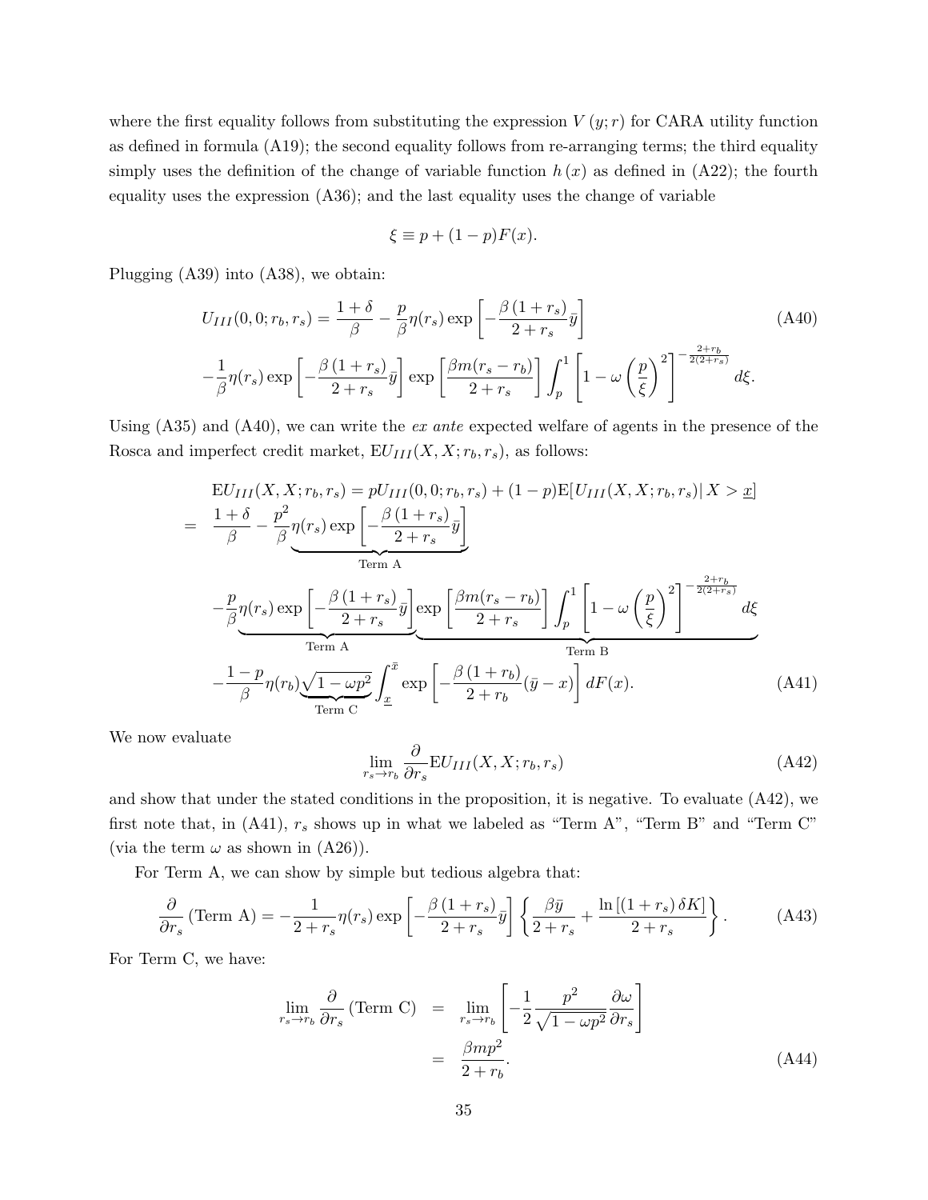where the first equality follows from substituting the expression $V(y;r)$ for CARA utility function as defined in formula (A19); the second equality follows from re-arranging terms; the third equality simply uses the definition of the change of variable function $h(x)$ as defined in (A22); the fourth equality uses the expression (A36); and the last equality uses the change of variable

$$\xi \equiv p + (1-p)F(x).$$

Plugging (A39) into (A38), we obtain:

$$U_{III}(0,0;r_b,r_s) = \frac{1+\delta}{\beta} - \frac{p}{\beta}\eta(r_s)\exp\left[-\frac{\beta(1+r_s)}{2+r_s}\bar{y}\right] \tag{A40}$$
$$-\frac{1}{\beta}\eta(r_s)\exp\left[-\frac{\beta(1+r_s)}{2+r_s}\bar{y}\right]\exp\left[\frac{\beta m(r_s-r_b)}{2+r_s}\right]\int_p^1\left[1-\omega\left(\frac{p}{\xi}\right)^2\right]^{-\frac{2+r_b}{2(2+r_s)}}d\xi.$$

Using (A35) and (A40), we can write the *ex ante* expected welfare of agents in the presence of the Rosca and imperfect credit market, $\mathrm{E}U_{III}(X,X;r_b,r_s)$, as follows:

$$\begin{aligned}
&\mathrm{E}U_{III}(X,X;r_b,r_s) = pU_{III}(0,0;r_b,r_s) + (1-p)\mathrm{E}[U_{III}(X,X;r_b,r_s)|\, X > \underline{x}] \\
= \;& \frac{1+\delta}{\beta} - \frac{p^2}{\beta}\underbrace{\eta(r_s)\exp\left[-\frac{\beta(1+r_s)}{2+r_s}\bar{y}\right]}_{\text{Term A}} \\
&-\frac{p}{\beta}\underbrace{\eta(r_s)\exp\left[-\frac{\beta(1+r_s)}{2+r_s}\bar{y}\right]}_{\text{Term A}}\underbrace{\exp\left[\frac{\beta m(r_s-r_b)}{2+r_s}\right]\int_p^1\left[1-\omega\left(\frac{p}{\xi}\right)^2\right]^{-\frac{2+r_b}{2(2+r_s)}}d\xi}_{\text{Term B}} \\
&-\frac{1-p}{\beta}\eta(r_b)\underbrace{\sqrt{1-\omega p^2}}_{\text{Term C}}\int_{\underline{x}}^{\bar{x}}\exp\left[-\frac{\beta(1+r_b)}{2+r_b}(\bar{y}-x)\right]dF(x).
\end{aligned} \tag{A41}$$

We now evaluate

$$\lim_{r_s\to r_b}\frac{\partial}{\partial r_s}\mathrm{E}U_{III}(X,X;r_b,r_s) \tag{A42}$$

and show that under the stated conditions in the proposition, it is negative. To evaluate (A42), we first note that, in (A41), $r_s$ shows up in what we labeled as "Term A", "Term B" and "Term C" (via the term $\omega$ as shown in (A26)).

For Term A, we can show by simple but tedious algebra that:

$$\frac{\partial}{\partial r_s}(\text{Term A}) = -\frac{1}{2+r_s}\eta(r_s)\exp\left[-\frac{\beta(1+r_s)}{2+r_s}\bar{y}\right]\left\{\frac{\beta\bar{y}}{2+r_s} + \frac{\ln\left[(1+r_s)\delta K\right]}{2+r_s}\right\}. \tag{A43}$$

For Term C, we have:

$$\begin{aligned}
\lim_{r_s\to r_b}\frac{\partial}{\partial r_s}(\text{Term C}) &= \lim_{r_s\to r_b}\left[-\frac{1}{2}\frac{p^2}{\sqrt{1-\omega p^2}}\frac{\partial\omega}{\partial r_s}\right] \\
&= \frac{\beta m p^2}{2+r_b}.
\end{aligned} \tag{A44}$$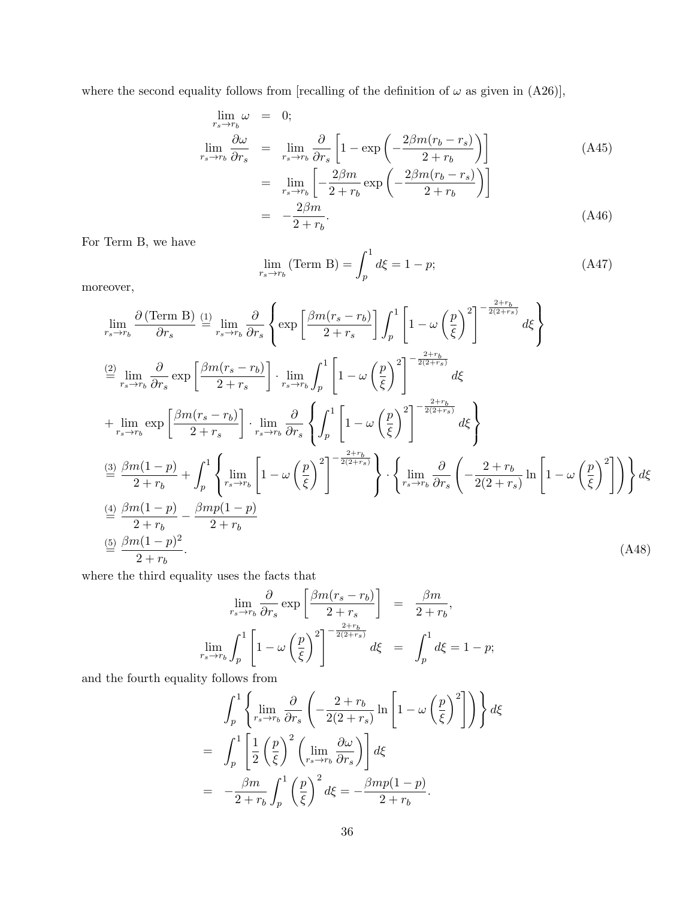where the second equality follows from [recalling of the definition of $\omega$ as given in (A26)],

$$
\begin{aligned}
\lim_{r_s \to r_b} \omega &= 0; \\
\lim_{r_s \to r_b} \frac{\partial \omega}{\partial r_s} &= \lim_{r_s \to r_b} \frac{\partial}{\partial r_s} \left[ 1 - \exp\left( -\frac{2\beta m (r_b - r_s)}{2 + r_b} \right) \right] \qquad \text{(A45)} \\
&= \lim_{r_s \to r_b} \left[ -\frac{2\beta m}{2 + r_b} \exp\left( -\frac{2\beta m (r_b - r_s)}{2 + r_b} \right) \right] \\
&= -\frac{2\beta m}{2 + r_b}. \qquad \text{(A46)}
\end{aligned}
$$

For Term B, we have

$$
\lim_{r_s \to r_b} (\text{Term B}) = \int_p^1 d\xi = 1 - p; \qquad \text{(A47)}
$$

moreover,

$$
\begin{aligned}
&\lim_{r_s \to r_b} \frac{\partial\, (\text{Term B})}{\partial r_s} \overset{(1)}{=} \lim_{r_s \to r_b} \frac{\partial}{\partial r_s} \left\{ \exp\left[ \frac{\beta m (r_s - r_b)}{2 + r_s} \right] \int_p^1 \left[ 1 - \omega \left( \frac{p}{\xi} \right)^2 \right]^{-\frac{2 + r_b}{2(2 + r_s)}} d\xi \right\} \\
&\overset{(2)}{=} \lim_{r_s \to r_b} \frac{\partial}{\partial r_s} \exp\left[ \frac{\beta m (r_s - r_b)}{2 + r_s} \right] \cdot \lim_{r_s \to r_b} \int_p^1 \left[ 1 - \omega \left( \frac{p}{\xi} \right)^2 \right]^{-\frac{2 + r_b}{2(2 + r_s)}} d\xi \\
&+ \lim_{r_s \to r_b} \exp\left[ \frac{\beta m (r_s - r_b)}{2 + r_s} \right] \cdot \lim_{r_s \to r_b} \frac{\partial}{\partial r_s} \left\{ \int_p^1 \left[ 1 - \omega \left( \frac{p}{\xi} \right)^2 \right]^{-\frac{2 + r_b}{2(2 + r_s)}} d\xi \right\} \\
&\overset{(3)}{=} \frac{\beta m (1 - p)}{2 + r_b} + \int_p^1 \left\{ \lim_{r_s \to r_b} \left[ 1 - \omega \left( \frac{p}{\xi} \right)^2 \right]^{-\frac{2 + r_b}{2(2 + r_s)}} \right\} \cdot \left\{ \lim_{r_s \to r_b} \frac{\partial}{\partial r_s} \left( -\frac{2 + r_b}{2(2 + r_s)} \ln \left[ 1 - \omega \left( \frac{p}{\xi} \right)^2 \right] \right) \right\} d\xi \\
&\overset{(4)}{=} \frac{\beta m (1 - p)}{2 + r_b} - \frac{\beta m p (1 - p)}{2 + r_b} \\
&\overset{(5)}{=} \frac{\beta m (1 - p)^2}{2 + r_b}. \qquad \text{(A48)}
\end{aligned}
$$

where the third equality uses the facts that

$$
\begin{aligned}
\lim_{r_s \to r_b} \frac{\partial}{\partial r_s} \exp\left[ \frac{\beta m (r_s - r_b)}{2 + r_s} \right] &= \frac{\beta m}{2 + r_b}, \\
\lim_{r_s \to r_b} \int_p^1 \left[ 1 - \omega \left( \frac{p}{\xi} \right)^2 \right]^{-\frac{2 + r_b}{2(2 + r_s)}} d\xi &= \int_p^1 d\xi = 1 - p;
\end{aligned}
$$

and the fourth equality follows from

$$
\begin{aligned}
& \int_p^1 \left\{ \lim_{r_s \to r_b} \frac{\partial}{\partial r_s} \left( -\frac{2 + r_b}{2(2 + r_s)} \ln \left[ 1 - \omega \left( \frac{p}{\xi} \right)^2 \right] \right) \right\} d\xi \\
=& \int_p^1 \left[ \frac{1}{2} \left( \frac{p}{\xi} \right)^2 \left( \lim_{r_s \to r_b} \frac{\partial \omega}{\partial r_s} \right) \right] d\xi \\
=& -\frac{\beta m}{2 + r_b} \int_p^1 \left( \frac{p}{\xi} \right)^2 d\xi = -\frac{\beta m p (1 - p)}{2 + r_b}.
\end{aligned}
$$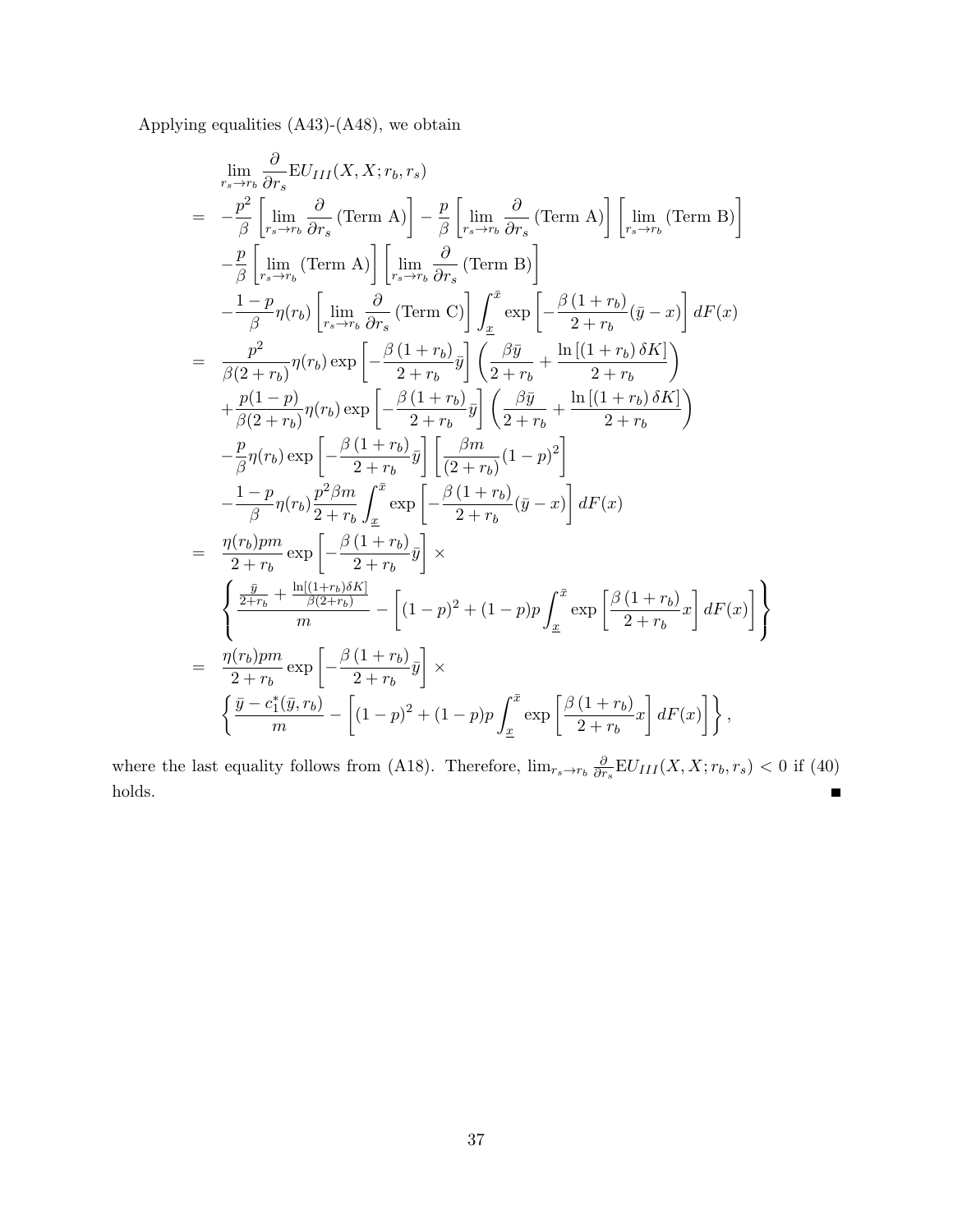Applying equalities (A43)-(A48), we obtain

$$
\begin{aligned}
&\lim_{r_s \to r_b} \frac{\partial}{\partial r_s} \mathrm{E}U_{III}(X, X; r_b, r_s) \\
=\ & -\frac{p^2}{\beta}\left[\lim_{r_s \to r_b} \frac{\partial}{\partial r_s}\left(\text{Term A}\right)\right] - \frac{p}{\beta}\left[\lim_{r_s \to r_b} \frac{\partial}{\partial r_s}\left(\text{Term A}\right)\right]\left[\lim_{r_s \to r_b}\left(\text{Term B}\right)\right] \\
& -\frac{p}{\beta}\left[\lim_{r_s \to r_b}\left(\text{Term A}\right)\right]\left[\lim_{r_s \to r_b} \frac{\partial}{\partial r_s}\left(\text{Term B}\right)\right] \\
& -\frac{1-p}{\beta}\eta(r_b)\left[\lim_{r_s \to r_b} \frac{\partial}{\partial r_s}\left(\text{Term C}\right)\right]\int_{\underline{x}}^{\bar{x}} \exp\left[-\frac{\beta\left(1+r_b\right)}{2+r_b}(\bar{y}-x)\right] dF(x) \\
=\ & \frac{p^2}{\beta(2+r_b)}\eta(r_b)\exp\left[-\frac{\beta\left(1+r_b\right)}{2+r_b}\bar{y}\right]\left(\frac{\beta\bar{y}}{2+r_b} + \frac{\ln\left[\left(1+r_b\right)\delta K\right]}{2+r_b}\right) \\
& +\frac{p(1-p)}{\beta(2+r_b)}\eta(r_b)\exp\left[-\frac{\beta\left(1+r_b\right)}{2+r_b}\bar{y}\right]\left(\frac{\beta\bar{y}}{2+r_b} + \frac{\ln\left[\left(1+r_b\right)\delta K\right]}{2+r_b}\right) \\
& -\frac{p}{\beta}\eta(r_b)\exp\left[-\frac{\beta\left(1+r_b\right)}{2+r_b}\bar{y}\right]\left[\frac{\beta m}{(2+r_b)}(1-p)^2\right] \\
& -\frac{1-p}{\beta}\eta(r_b)\frac{p^2\beta m}{2+r_b}\int_{\underline{x}}^{\bar{x}} \exp\left[-\frac{\beta\left(1+r_b\right)}{2+r_b}(\bar{y}-x)\right] dF(x) \\
=\ & \frac{\eta(r_b)pm}{2+r_b}\exp\left[-\frac{\beta\left(1+r_b\right)}{2+r_b}\bar{y}\right] \times \\
& \left\{\frac{\frac{\bar{y}}{2+r_b} + \frac{\ln\left[\left(1+r_b\right)\delta K\right]}{\beta(2+r_b)}}{m} - \left[(1-p)^2 + (1-p)p\int_{\underline{x}}^{\bar{x}} \exp\left[\frac{\beta\left(1+r_b\right)}{2+r_b}x\right] dF(x)\right]\right\} \\
=\ & \frac{\eta(r_b)pm}{2+r_b}\exp\left[-\frac{\beta\left(1+r_b\right)}{2+r_b}\bar{y}\right] \times \\
& \left\{\frac{\bar{y} - c_1^*(\bar{y}, r_b)}{m} - \left[(1-p)^2 + (1-p)p\int_{\underline{x}}^{\bar{x}} \exp\left[\frac{\beta\left(1+r_b\right)}{2+r_b}x\right] dF(x)\right]\right\},
\end{aligned}
$$

where the last equality follows from (A18). Therefore, $\lim_{r_s \to r_b} \frac{\partial}{\partial r_s} \mathrm{E}U_{III}(X, X; r_b, r_s) < 0$ if (40) holds. ■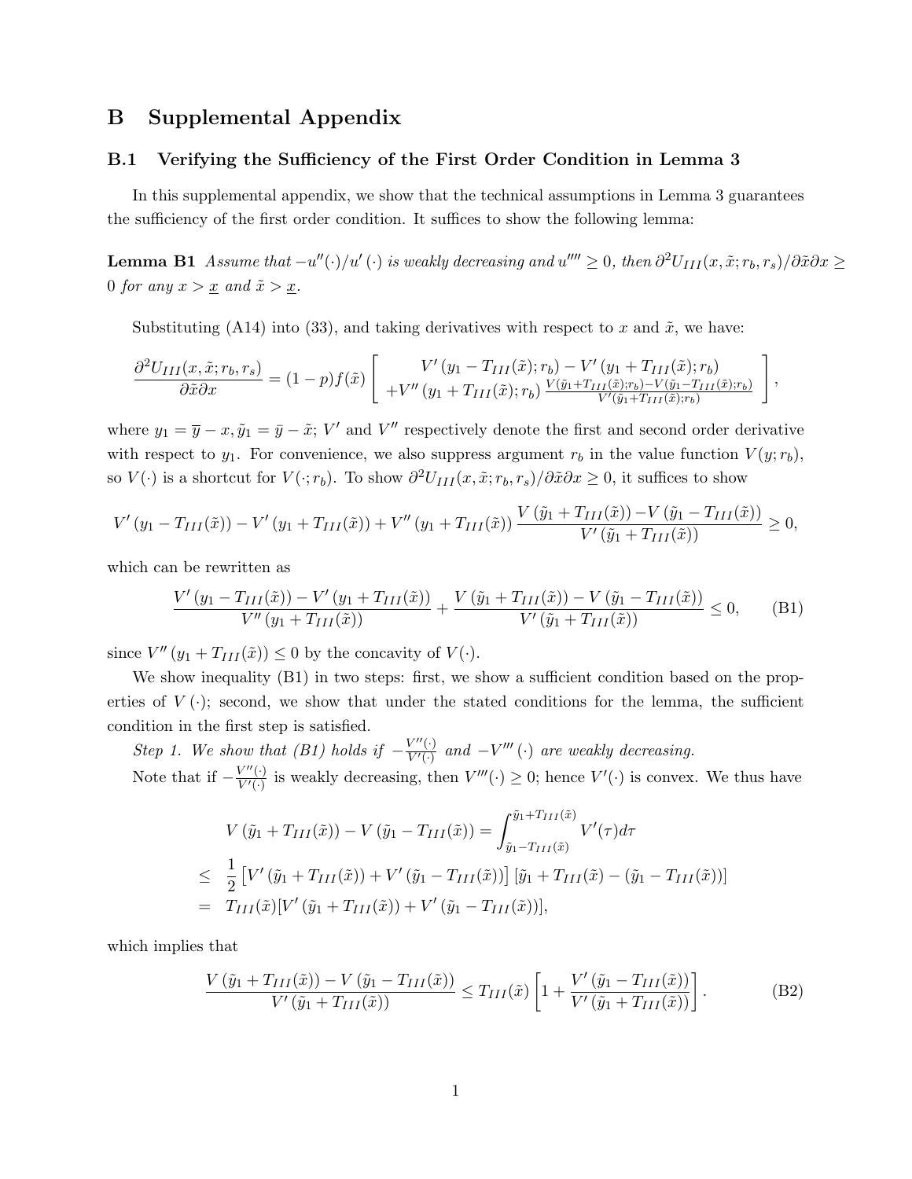# B Supplemental Appendix

## B.1 Verifying the Sufficiency of the First Order Condition in Lemma 3

In this supplemental appendix, we show that the technical assumptions in Lemma 3 guarantees the sufficiency of the first order condition. It suffices to show the following lemma:

**Lemma B1** *Assume that $-u''(\cdot)/u'(\cdot)$ is weakly decreasing and $u'''' \geq 0$, then $\partial^2 U_{III}(x, \tilde{x}; r_b, r_s)/\partial\tilde{x}\partial x \geq 0$ for any $x > \underline{x}$ and $\tilde{x} > \underline{x}$.*

Substituting (A14) into (33), and taking derivatives with respect to $x$ and $\tilde{x}$, we have:

$$\frac{\partial^2 U_{III}(x, \tilde{x}; r_b, r_s)}{\partial\tilde{x}\partial x} = (1-p)f(\tilde{x})\left[\begin{array}{c} V'(y_1 - T_{III}(\tilde{x}); r_b) - V'(y_1 + T_{III}(\tilde{x}); r_b) \\ +V''(y_1 + T_{III}(\tilde{x}); r_b)\frac{V(\tilde{y}_1 + T_{III}(\tilde{x}); r_b) - V(\tilde{y}_1 - T_{III}(\tilde{x}); r_b)}{V'(\tilde{y}_1 + T_{III}(\tilde{x}); r_b)} \end{array}\right],$$

where $y_1 = \overline{y} - x, \tilde{y}_1 = \bar{y} - \tilde{x}$; $V'$ and $V''$ respectively denote the first and second order derivative with respect to $y_1$. For convenience, we also suppress argument $r_b$ in the value function $V(y; r_b)$, so $V(\cdot)$ is a shortcut for $V(\cdot; r_b)$. To show $\partial^2 U_{III}(x, \tilde{x}; r_b, r_s)/\partial\tilde{x}\partial x \geq 0$, it suffices to show

$$V'(y_1 - T_{III}(\tilde{x})) - V'(y_1 + T_{III}(\tilde{x})) + V''(y_1 + T_{III}(\tilde{x}))\frac{V(\tilde{y}_1 + T_{III}(\tilde{x})) - V(\tilde{y}_1 - T_{III}(\tilde{x}))}{V'(\tilde{y}_1 + T_{III}(\tilde{x}))} \geq 0,$$

which can be rewritten as

$$\frac{V'(y_1 - T_{III}(\tilde{x})) - V'(y_1 + T_{III}(\tilde{x}))}{V''(y_1 + T_{III}(\tilde{x}))} + \frac{V(\tilde{y}_1 + T_{III}(\tilde{x})) - V(\tilde{y}_1 - T_{III}(\tilde{x}))}{V'(\tilde{y}_1 + T_{III}(\tilde{x}))} \leq 0, \tag{B1}$$

since $V''(y_1 + T_{III}(\tilde{x})) \leq 0$ by the concavity of $V(\cdot)$.

We show inequality (B1) in two steps: first, we show a sufficient condition based on the properties of $V(\cdot)$; second, we show that under the stated conditions for the lemma, the sufficient condition in the first step is satisfied.

*Step 1. We show that (B1) holds if $-\frac{V''(\cdot)}{V'(\cdot)}$ and $-V'''(\cdot)$ are weakly decreasing.*

Note that if $-\frac{V''(\cdot)}{V'(\cdot)}$ is weakly decreasing, then $V'''(\cdot) \geq 0$; hence $V'(\cdot)$ is convex. We thus have

$$\begin{aligned}
& V(\tilde{y}_1 + T_{III}(\tilde{x})) - V(\tilde{y}_1 - T_{III}(\tilde{x})) = \int_{\tilde{y}_1 - T_{III}(\tilde{x})}^{\tilde{y}_1 + T_{III}(\tilde{x})} V'(\tau)d\tau \\
\leq\ & \frac{1}{2}\left[V'(\tilde{y}_1 + T_{III}(\tilde{x})) + V'(\tilde{y}_1 - T_{III}(\tilde{x}))\right]\left[\tilde{y}_1 + T_{III}(\tilde{x}) - (\tilde{y}_1 - T_{III}(\tilde{x}))\right] \\
=\ & T_{III}(\tilde{x})[V'(\tilde{y}_1 + T_{III}(\tilde{x})) + V'(\tilde{y}_1 - T_{III}(\tilde{x}))],
\end{aligned}$$

which implies that

$$\frac{V(\tilde{y}_1 + T_{III}(\tilde{x})) - V(\tilde{y}_1 - T_{III}(\tilde{x}))}{V'(\tilde{y}_1 + T_{III}(\tilde{x}))} \leq T_{III}(\tilde{x})\left[1 + \frac{V'(\tilde{y}_1 - T_{III}(\tilde{x}))}{V'(\tilde{y}_1 + T_{III}(\tilde{x}))}\right]. \tag{B2}$$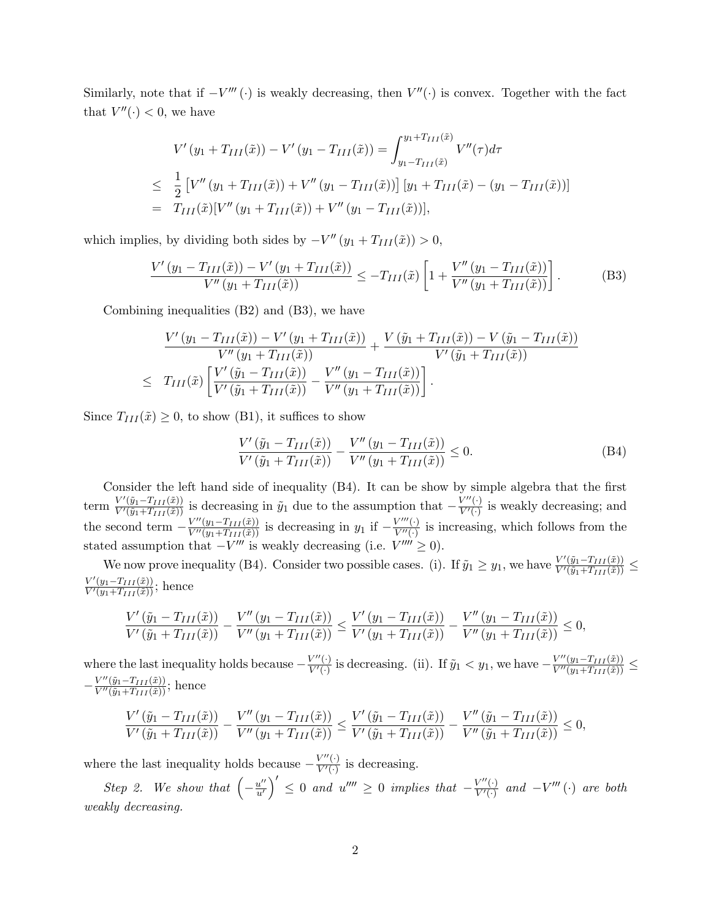Similarly, note that if $-V'''(\cdot)$ is weakly decreasing, then $V''(\cdot)$ is convex. Together with the fact that $V''(\cdot) < 0$, we have

$$
\begin{aligned}
& V'(y_1 + T_{III}(\tilde{x})) - V'(y_1 - T_{III}(\tilde{x})) = \int_{y_1 - T_{III}(\tilde{x})}^{y_1 + T_{III}(\tilde{x})} V''(\tau) d\tau \\
\leq \; & \frac{1}{2}\left[V''(y_1 + T_{III}(\tilde{x})) + V''(y_1 - T_{III}(\tilde{x}))\right]\left[y_1 + T_{III}(\tilde{x}) - (y_1 - T_{III}(\tilde{x}))\right] \\
= \; & T_{III}(\tilde{x})[V''(y_1 + T_{III}(\tilde{x})) + V''(y_1 - T_{III}(\tilde{x}))],
\end{aligned}
$$

which implies, by dividing both sides by $-V''(y_1 + T_{III}(\tilde{x})) > 0$,

$$
\frac{V'(y_1 - T_{III}(\tilde{x})) - V'(y_1 + T_{III}(\tilde{x}))}{V''(y_1 + T_{III}(\tilde{x}))} \leq -T_{III}(\tilde{x})\left[1 + \frac{V''(y_1 - T_{III}(\tilde{x}))}{V''(y_1 + T_{III}(\tilde{x}))}\right]. \tag{B3}
$$

Combining inequalities (B2) and (B3), we have

$$
\begin{aligned}
& \frac{V'(y_1 - T_{III}(\tilde{x})) - V'(y_1 + T_{III}(\tilde{x}))}{V''(y_1 + T_{III}(\tilde{x}))} + \frac{V(\tilde{y}_1 + T_{III}(\tilde{x})) - V(\tilde{y}_1 - T_{III}(\tilde{x}))}{V'(\tilde{y}_1 + T_{III}(\tilde{x}))} \\
\leq \; & T_{III}(\tilde{x})\left[\frac{V'(\tilde{y}_1 - T_{III}(\tilde{x}))}{V'(\tilde{y}_1 + T_{III}(\tilde{x}))} - \frac{V''(y_1 - T_{III}(\tilde{x}))}{V''(y_1 + T_{III}(\tilde{x}))}\right].
\end{aligned}
$$

Since $T_{III}(\tilde{x}) \geq 0$, to show (B1), it suffices to show

$$
\frac{V'(\tilde{y}_1 - T_{III}(\tilde{x}))}{V'(\tilde{y}_1 + T_{III}(\tilde{x}))} - \frac{V''(y_1 - T_{III}(\tilde{x}))}{V''(y_1 + T_{III}(\tilde{x}))} \leq 0. \tag{B4}
$$

Consider the left hand side of inequality (B4). It can be show by simple algebra that the first term $\frac{V'(\tilde{y}_1 - T_{III}(\tilde{x}))}{V'(\tilde{y}_1 + T_{III}(\tilde{x}))}$ is decreasing in $\tilde{y}_1$ due to the assumption that $-\frac{V''(\cdot)}{V'(\cdot)}$ is weakly decreasing; and the second term $-\frac{V''(y_1 - T_{III}(\tilde{x}))}{V''(y_1 + T_{III}(\tilde{x}))}$ is decreasing in $y_1$ if $-\frac{V'''(\cdot)}{V''(\cdot)}$ is increasing, which follows from the stated assumption that $-V'''$ is weakly decreasing (i.e. $V'''' \geq 0$).

We now prove inequality (B4). Consider two possible cases. (i). If $\tilde{y}_1 \geq y_1$, we have $\frac{V'(\tilde{y}_1 - T_{III}(\tilde{x}))}{V'(\tilde{y}_1 + T_{III}(\tilde{x}))} \leq \frac{V'(y_1 - T_{III}(\tilde{x}))}{V'(y_1 + T_{III}(\tilde{x}))}$; hence

$$
\frac{V'(\tilde{y}_1 - T_{III}(\tilde{x}))}{V'(\tilde{y}_1 + T_{III}(\tilde{x}))} - \frac{V''(y_1 - T_{III}(\tilde{x}))}{V''(y_1 + T_{III}(\tilde{x}))} \leq \frac{V'(y_1 - T_{III}(\tilde{x}))}{V'(y_1 + T_{III}(\tilde{x}))} - \frac{V''(y_1 - T_{III}(\tilde{x}))}{V''(y_1 + T_{III}(\tilde{x}))} \leq 0,
$$

where the last inequality holds because $-\frac{V''(\cdot)}{V'(\cdot)}$ is decreasing. (ii). If $\tilde{y}_1 < y_1$, we have $-\frac{V''(y_1 - T_{III}(\tilde{x}))}{V''(y_1 + T_{III}(\tilde{x}))} \leq -\frac{V''(\tilde{y}_1 - T_{III}(\tilde{x}))}{V''(\tilde{y}_1 + T_{III}(\tilde{x}))}$; hence

$$
\frac{V'(\tilde{y}_1 - T_{III}(\tilde{x}))}{V'(\tilde{y}_1 + T_{III}(\tilde{x}))} - \frac{V''(y_1 - T_{III}(\tilde{x}))}{V''(y_1 + T_{III}(\tilde{x}))} \leq \frac{V'(\tilde{y}_1 - T_{III}(\tilde{x}))}{V'(\tilde{y}_1 + T_{III}(\tilde{x}))} - \frac{V''(\tilde{y}_1 - T_{III}(\tilde{x}))}{V''(\tilde{y}_1 + T_{III}(\tilde{x}))} \leq 0,
$$

where the last inequality holds because $-\frac{V''(\cdot)}{V'(\cdot)}$ is decreasing.

*Step 2. We show that* $\left(-\frac{u''}{u'}\right)' \leq 0$ *and* $u'''' \geq 0$ *implies that* $-\frac{V''(\cdot)}{V'(\cdot)}$ *and* $-V'''(\cdot)$ *are both weakly decreasing.*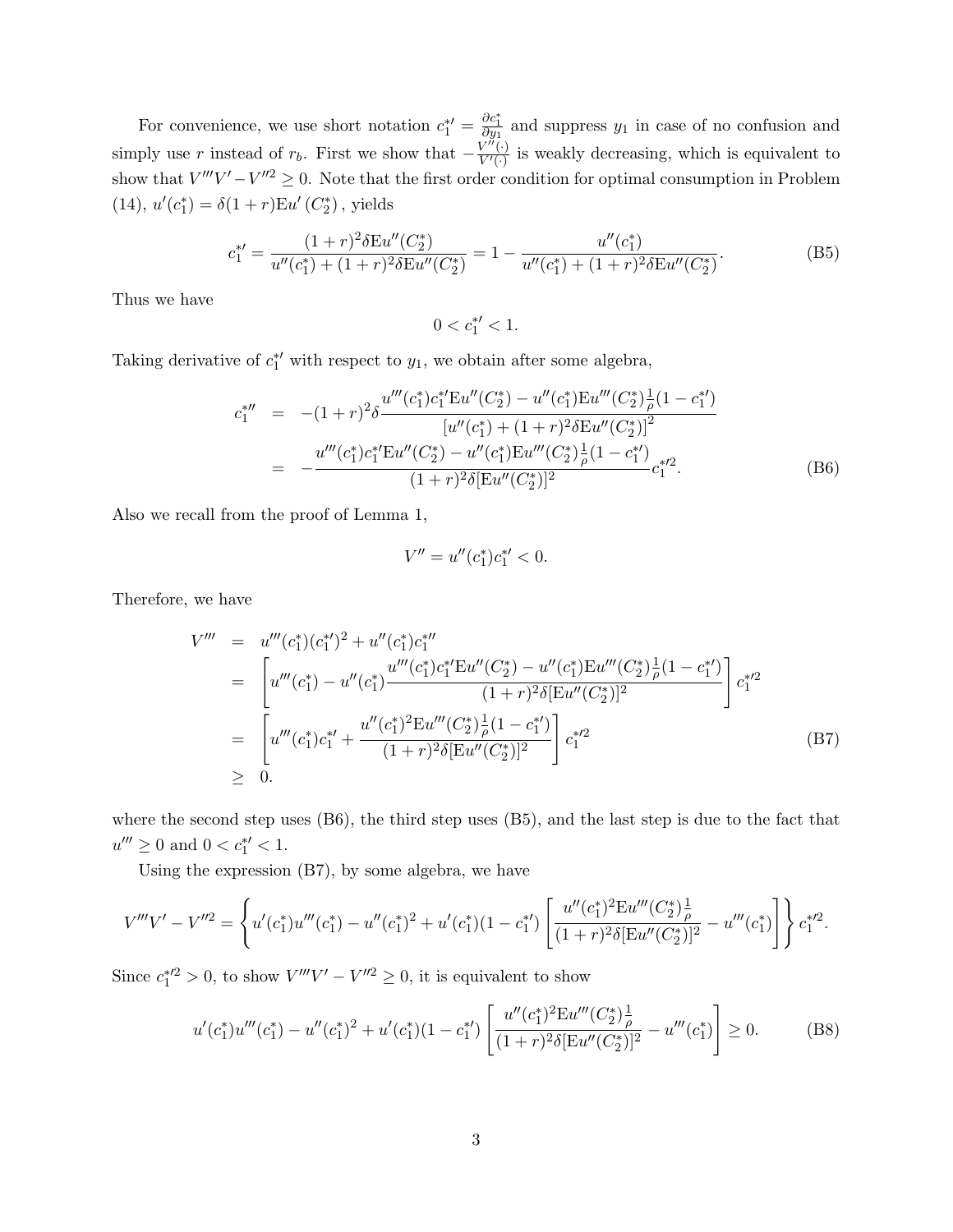For convenience, we use short notation $c_1^{*\prime} = \frac{\partial c_1^*}{\partial y_1}$ and suppress $y_1$ in case of no confusion and simply use $r$ instead of $r_b$. First we show that $-\frac{V'''(\cdot)}{V''(\cdot)}$ is weakly decreasing, which is equivalent to show that $V'''V' - V''^2 \geq 0$. Note that the first order condition for optimal consumption in Problem (14), $u'(c_1^*) = \delta(1+r)\mathrm{E}u'(C_2^*)$, yields

$$c_1^{*\prime} = \frac{(1+r)^2\delta\mathrm{E}u''(C_2^*)}{u''(c_1^*) + (1+r)^2\delta\mathrm{E}u''(C_2^*)} = 1 - \frac{u''(c_1^*)}{u''(c_1^*) + (1+r)^2\delta\mathrm{E}u''(C_2^*)}. \tag{B5}$$

Thus we have

$$0 < c_1^{*\prime} < 1.$$

Taking derivative of $c_1^{*\prime}$ with respect to $y_1$, we obtain after some algebra,

$$\begin{aligned}
c_1^{*\prime\prime} &= -(1+r)^2\delta\frac{u'''(c_1^*)c_1^{*\prime}\mathrm{E}u''(C_2^*) - u''(c_1^*)\mathrm{E}u'''(C_2^*)\frac{1}{\rho}(1-c_1^{*\prime})}{\left[u''(c_1^*) + (1+r)^2\delta\mathrm{E}u''(C_2^*)\right]^2} \\
&= -\frac{u'''(c_1^*)c_1^{*\prime}\mathrm{E}u''(C_2^*) - u''(c_1^*)\mathrm{E}u'''(C_2^*)\frac{1}{\rho}(1-c_1^{*\prime})}{(1+r)^2\delta[\mathrm{E}u''(C_2^*)]^2}c_1^{*\prime 2}.
\end{aligned} \tag{B6}$$

Also we recall from the proof of Lemma 1,

$$V'' = u''(c_1^*)c_1^{*\prime} < 0.$$

Therefore, we have

$$\begin{aligned}
V''' &= u'''(c_1^*)(c_1^{*\prime})^2 + u''(c_1^*)c_1^{*\prime\prime} \\
&= \left[u'''(c_1^*) - u''(c_1^*)\frac{u'''(c_1^*)c_1^{*\prime}\mathrm{E}u''(C_2^*) - u''(c_1^*)\mathrm{E}u'''(C_2^*)\frac{1}{\rho}(1-c_1^{*\prime})}{(1+r)^2\delta[\mathrm{E}u''(C_2^*)]^2}\right]c_1^{*\prime 2} \\
&= \left[u'''(c_1^*)c_1^{*\prime} + \frac{u''(c_1^*)^2\mathrm{E}u'''(C_2^*)\frac{1}{\rho}(1-c_1^{*\prime})}{(1+r)^2\delta[\mathrm{E}u''(C_2^*)]^2}\right]c_1^{*\prime 2} \\
&\geq 0.
\end{aligned} \tag{B7}$$

where the second step uses (B6), the third step uses (B5), and the last step is due to the fact that $u''' \geq 0$ and $0 < c_1^{*\prime} < 1$.

Using the expression (B7), by some algebra, we have

$$V'''V' - V''^2 = \left\{u'(c_1^*)u'''(c_1^*) - u''(c_1^*)^2 + u'(c_1^*)(1-c_1^{*\prime})\left[\frac{u''(c_1^*)^2\mathrm{E}u'''(C_2^*)\frac{1}{\rho}}{(1+r)^2\delta[\mathrm{E}u''(C_2^*)]^2} - u'''(c_1^*)\right]\right\}c_1^{*\prime 2}.$$

Since $c_1^{*\prime 2} > 0$, to show $V'''V' - V''^2 \geq 0$, it is equivalent to show

$$u'(c_1^*)u'''(c_1^*) - u''(c_1^*)^2 + u'(c_1^*)(1-c_1^{*\prime})\left[\frac{u''(c_1^*)^2\mathrm{E}u'''(C_2^*)\frac{1}{\rho}}{(1+r)^2\delta[\mathrm{E}u''(C_2^*)]^2} - u'''(c_1^*)\right] \geq 0. \tag{B8}$$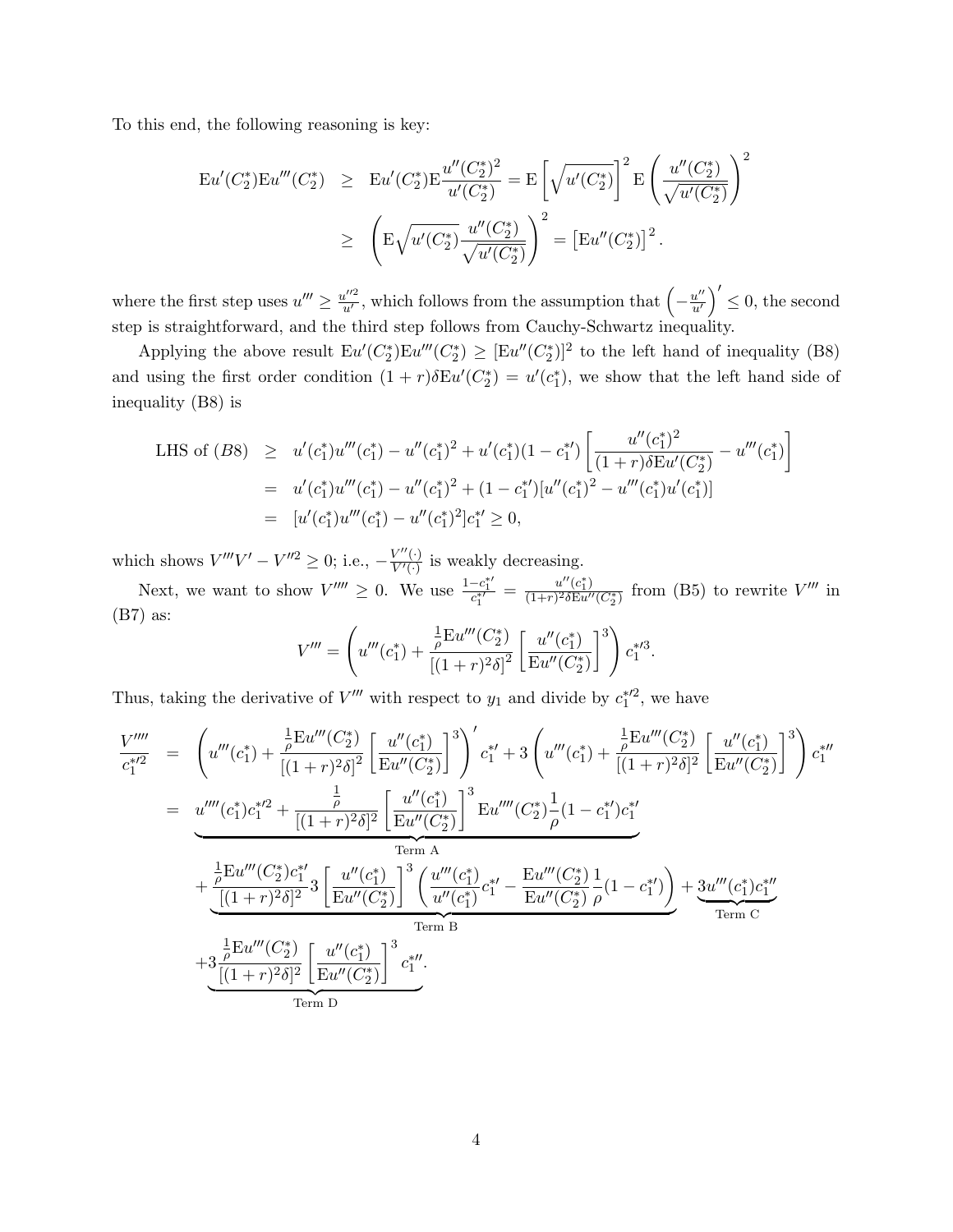To this end, the following reasoning is key:

$$
\begin{aligned}
\mathrm{E}u'(C_2^*)\mathrm{E}u'''(C_2^*) &\geq \mathrm{E}u'(C_2^*)\mathrm{E}\frac{u''(C_2^*)^2}{u'(C_2^*)} = \mathrm{E}\left[\sqrt{u'(C_2^*)}\right]^2 \mathrm{E}\left(\frac{u''(C_2^*)}{\sqrt{u'(C_2^*)}}\right)^2 \\
&\geq \left(\mathrm{E}\sqrt{u'(C_2^*)}\frac{u''(C_2^*)}{\sqrt{u'(C_2^*)}}\right)^2 = \left[\mathrm{E}u''(C_2^*)\right]^2.
\end{aligned}
$$

where the first step uses $u''' \geq \frac{u''^2}{u'}$, which follows from the assumption that $\left(-\frac{u''}{u'}\right)' \leq 0$, the second step is straightforward, and the third step follows from Cauchy-Schwartz inequality.

Applying the above result $\mathrm{E}u'(C_2^*)\mathrm{E}u'''(C_2^*) \geq [\mathrm{E}u''(C_2^*)]^2$ to the left hand of inequality (B8) and using the first order condition $(1+r)\delta\mathrm{E}u'(C_2^*) = u'(c_1^*)$, we show that the left hand side of inequality (B8) is

$$
\begin{aligned}
\text{LHS of } (B8) &\geq u'(c_1^*)u'''(c_1^*) - u''(c_1^*)^2 + u'(c_1^*)(1-c_1^{*\prime})\left[\frac{u''(c_1^*)^2}{(1+r)\delta\mathrm{E}u'(C_2^*)} - u'''(c_1^*)\right] \\
&= u'(c_1^*)u'''(c_1^*) - u''(c_1^*)^2 + (1-c_1^{*\prime})[u''(c_1^*)^2 - u'''(c_1^*)u'(c_1^*)] \\
&= [u'(c_1^*)u'''(c_1^*) - u''(c_1^*)^2]c_1^{*\prime} \geq 0,
\end{aligned}
$$

which shows $V'''V' - V''^2 \geq 0$; i.e., $-\frac{V''(\cdot)}{V'(\cdot)}$ is weakly decreasing.

Next, we want to show $V'''' \geq 0$. We use $\frac{1-c_1^{*\prime}}{c_1^{*\prime}} = \frac{u''(c_1^*)}{(1+r)^2\delta\mathrm{E}u''(C_2^*)}$ from (B5) to rewrite $V'''$ in (B7) as:

$$
V''' = \left(u'''(c_1^*) + \frac{\frac{1}{\rho}\mathrm{E}u'''(C_2^*)}{[(1+r)^2\delta]^2}\left[\frac{u''(c_1^*)}{\mathrm{E}u''(C_2^*)}\right]^3\right)c_1^{*\prime 3}.
$$

Thus, taking the derivative of $V'''$ with respect to $y_1$ and divide by $c_1^{*\prime 2}$, we have

$$
\begin{aligned}
\frac{V''''}{c_1^{*\prime 2}} &= \left(u'''(c_1^*) + \frac{\frac{1}{\rho}\mathrm{E}u'''(C_2^*)}{[(1+r)^2\delta]^2}\left[\frac{u''(c_1^*)}{\mathrm{E}u''(C_2^*)}\right]^3\right)' c_1^{*\prime} + 3\left(u'''(c_1^*) + \frac{\frac{1}{\rho}\mathrm{E}u'''(C_2^*)}{[(1+r)^2\delta]^2}\left[\frac{u''(c_1^*)}{\mathrm{E}u''(C_2^*)}\right]^3\right)c_1^{*\prime\prime} \\
&= \underbrace{u''''(c_1^*)c_1^{*\prime 2} + \frac{\frac{1}{\rho}}{[(1+r)^2\delta]^2}\left[\frac{u''(c_1^*)}{\mathrm{E}u''(C_2^*)}\right]^3 \mathrm{E}u''''(C_2^*)\frac{1}{\rho}(1-c_1^{*\prime})c_1^{*\prime}}_{\text{Term A}} \\
&\quad + \underbrace{\frac{\frac{1}{\rho}\mathrm{E}u'''(C_2^*)c_1^{*\prime}}{[(1+r)^2\delta]^2}3\left[\frac{u''(c_1^*)}{\mathrm{E}u''(C_2^*)}\right]^3\left(\frac{u'''(c_1^*)}{u''(c_1^*)}c_1^{*\prime} - \frac{\mathrm{E}u'''(C_2^*)}{\mathrm{E}u''(C_2^*)}\frac{1}{\rho}(1-c_1^{*\prime})\right)}_{\text{Term B}} + \underbrace{3u'''(c_1^*)c_1^{*\prime\prime}}_{\text{Term C}} \\
&\quad + \underbrace{3\frac{\frac{1}{\rho}\mathrm{E}u'''(C_2^*)}{[(1+r)^2\delta]^2}\left[\frac{u''(c_1^*)}{\mathrm{E}u''(C_2^*)}\right]^3 c_1^{*\prime\prime}}_{\text{Term D}}.
\end{aligned}
$$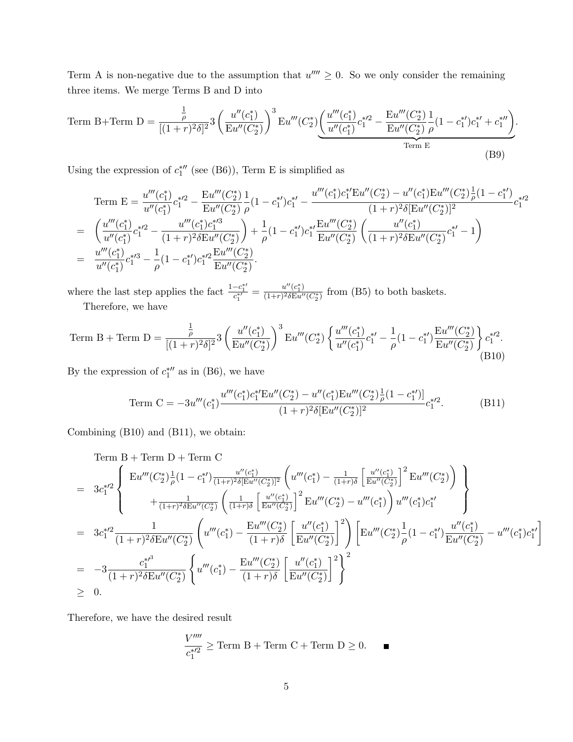Term A is non-negative due to the assumption that $u'''' \geq 0$. So we only consider the remaining three items. We merge Terms B and D into

$$\text{Term B+Term D} = \frac{\frac{1}{\rho}}{[(1+r)^2\delta]^2} 3 \left(\frac{u''(c_1^*)}{\mathrm{E}u''(C_2^*)}\right)^3 \mathrm{E}u'''(C_2^*) \underbrace{\left(\frac{u'''(c_1^*)}{u''(c_1^*)} c_1^{*\prime 2} - \frac{\mathrm{E}u'''(C_2^*)}{\mathrm{E}u''(C_2^*)} \frac{1}{\rho}(1 - c_1^{*\prime})c_1^{*\prime} + c_1^{*\prime\prime}\right)}_{\text{Term E}}. \tag{B9}$$

Using the expression of $c_1^{*\prime\prime}$ (see (B6)), Term E is simplified as

$$\begin{aligned}
&\text{Term E} = \frac{u'''(c_1^*)}{u''(c_1^*)} c_1^{*\prime 2} - \frac{\mathrm{E}u'''(C_2^*)}{\mathrm{E}u''(C_2^*)} \frac{1}{\rho}(1 - c_1^{*\prime})c_1^{*\prime} - \frac{u'''(c_1^*)c_1^{*\prime}\mathrm{E}u''(C_2^*) - u''(c_1^*)\mathrm{E}u'''(C_2^*)\frac{1}{\rho}(1 - c_1^{*\prime})}{(1+r)^2\delta[\mathrm{E}u''(C_2^*)]^2} c_1^{*\prime 2} \\
= \;& \left(\frac{u'''(c_1^*)}{u''(c_1^*)} c_1^{*\prime 2} - \frac{u'''(c_1^*)c_1^{*\prime 3}}{(1+r)^2\delta \mathrm{E}u''(C_2^*)}\right) + \frac{1}{\rho}(1 - c_1^{*\prime})c_1^{*\prime} \frac{\mathrm{E}u'''(C_2^*)}{\mathrm{E}u''(C_2^*)} \left(\frac{u''(c_1^*)}{(1+r)^2\delta \mathrm{E}u''(C_2^*)} c_1^{*\prime} - 1\right) \\
= \;& \frac{u'''(c_1^*)}{u''(c_1^*)} c_1^{*\prime 3} - \frac{1}{\rho}(1 - c_1^{*\prime})c_1^{*\prime 2} \frac{\mathrm{E}u'''(C_2^*)}{\mathrm{E}u''(C_2^*)}.
\end{aligned}$$

where the last step applies the fact $\frac{1-c_1^{*\prime}}{c_1^{*\prime}} = \frac{u''(c_1^*)}{(1+r)^2\delta \mathrm{E}u''(C_2^*)}$ from (B5) to both baskets.

Therefore, we have

$$\text{Term B + Term D} = \frac{\frac{1}{\rho}}{[(1+r)^2\delta]^2} 3 \left(\frac{u''(c_1^*)}{\mathrm{E}u''(C_2^*)}\right)^3 \mathrm{E}u'''(C_2^*) \left\{\frac{u'''(c_1^*)}{u''(c_1^*)} c_1^{*\prime} - \frac{1}{\rho}(1 - c_1^{*\prime}) \frac{\mathrm{E}u'''(C_2^*)}{\mathrm{E}u''(C_2^*)}\right\} c_1^{*\prime 2}. \tag{B10}$$

By the expression of $c_1^{*\prime\prime}$ as in (B6), we have

$$\text{Term C} = -3u'''(c_1^*) \frac{u'''(c_1^*)c_1^{*\prime}\mathrm{E}u''(C_2^*) - u''(c_1^*)\mathrm{E}u'''(C_2^*)\frac{1}{\rho}(1 - c_1^{*\prime})]}{(1+r)^2\delta[\mathrm{E}u''(C_2^*)]^2} c_1^{*\prime 2}. \tag{B11}$$

Combining (B10) and (B11), we obtain:

$$\begin{aligned}
&\text{Term B + Term D + Term C} \\
= \;& 3c_1^{*\prime 2} \left\{ \begin{array}{c} \mathrm{E}u'''(C_2^*)\frac{1}{\rho}(1 - c_1^{*\prime}) \frac{u''(c_1^*)}{(1+r)^2\delta[\mathrm{E}u''(C_2^*)]^2} \left(u'''(c_1^*) - \frac{1}{(1+r)\delta}\left[\frac{u''(c_1^*)}{\mathrm{E}u''(C_2^*)}\right]^2 \mathrm{E}u'''(C_2^*)\right) \\ + \frac{1}{(1+r)^2\delta \mathrm{E}u''(C_2^*)} \left(\frac{1}{(1+r)\delta}\left[\frac{u''(c_1^*)}{\mathrm{E}u''(C_2^*)}\right]^2 \mathrm{E}u'''(C_2^*) - u'''(c_1^*)\right) u'''(c_1^*)c_1^{*\prime} \end{array} \right\} \\
= \;& 3c_1^{*\prime 2} \frac{1}{(1+r)^2\delta \mathrm{E}u''(C_2^*)} \left(u'''(c_1^*) - \frac{\mathrm{E}u'''(C_2^*)}{(1+r)\delta}\left[\frac{u''(c_1^*)}{\mathrm{E}u''(C_2^*)}\right]^2\right) \left[\mathrm{E}u'''(C_2^*)\frac{1}{\rho}(1 - c_1^{*\prime})\frac{u''(c_1^*)}{\mathrm{E}u''(C_2^*)} - u'''(c_1^*)c_1^{*\prime}\right] \\
= \;& -3\frac{c_1^{*\prime^3}}{(1+r)^2\delta \mathrm{E}u''(C_2^*)} \left\{u'''(c_1^*) - \frac{\mathrm{E}u'''(C_2^*)}{(1+r)\delta}\left[\frac{u''(c_1^*)}{\mathrm{E}u''(C_2^*)}\right]^2\right\}^2 \\
\geq \;& 0.
\end{aligned}$$

Therefore, we have the desired result

$$\frac{V''''}{c_1^{*\prime 2}} \geq \text{Term B + Term C + Term D} \geq 0. \qquad \blacksquare$$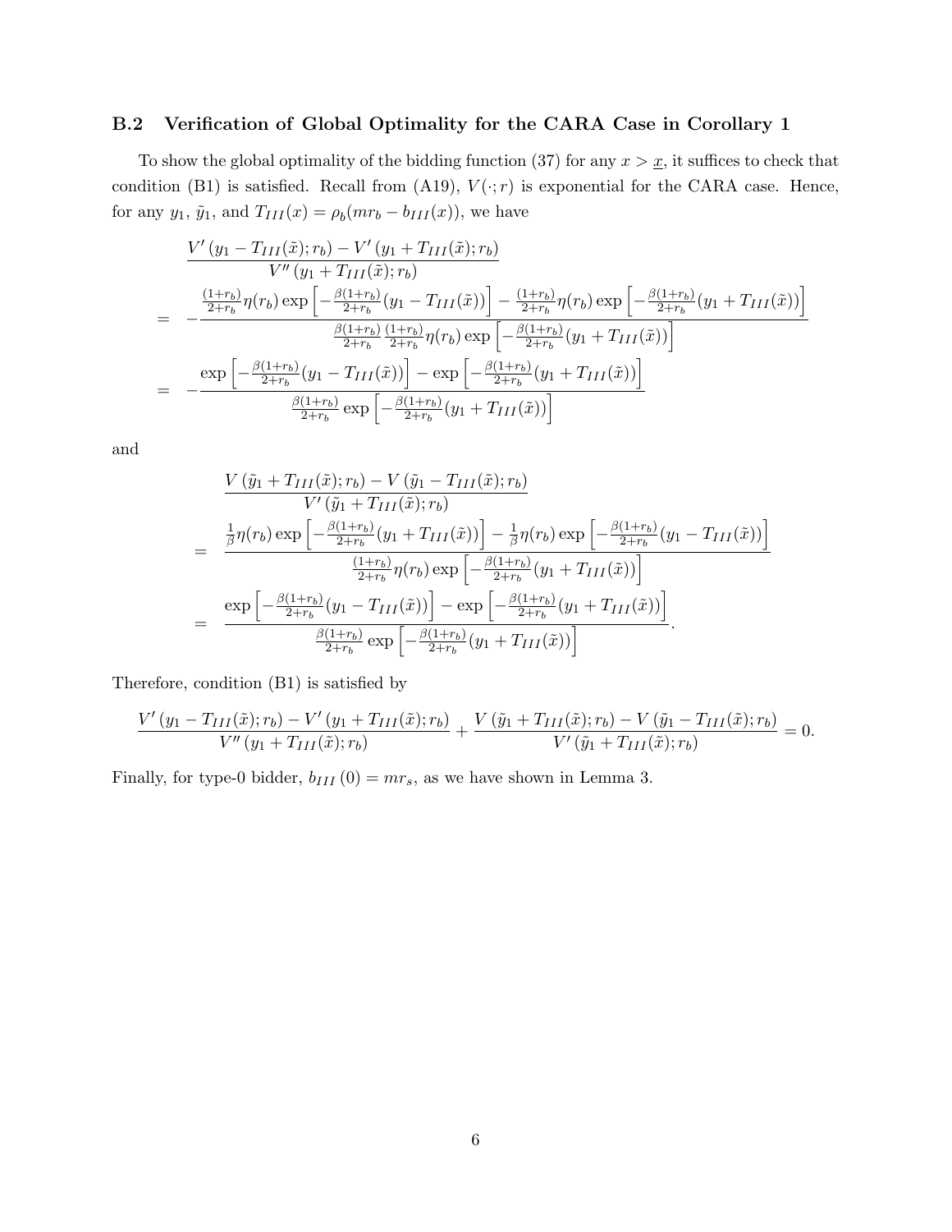### B.2 Verification of Global Optimality for the CARA Case in Corollary 1

To show the global optimality of the bidding function (37) for any $x > \underline{x}$, it suffices to check that condition (B1) is satisfied. Recall from (A19), $V(\cdot; r)$ is exponential for the CARA case. Hence, for any $y_1$, $\tilde{y}_1$, and $T_{III}(x) = \rho_b(mr_b - b_{III}(x))$, we have

$$
\begin{aligned}
& \frac{V'\left(y_1 - T_{III}(\tilde{x}); r_b\right) - V'\left(y_1 + T_{III}(\tilde{x}); r_b\right)}{V''\left(y_1 + T_{III}(\tilde{x}); r_b\right)} \\
= \; & -\frac{\frac{(1+r_b)}{2+r_b}\eta(r_b)\exp\left[-\frac{\beta(1+r_b)}{2+r_b}(y_1 - T_{III}(\tilde{x}))\right] - \frac{(1+r_b)}{2+r_b}\eta(r_b)\exp\left[-\frac{\beta(1+r_b)}{2+r_b}(y_1 + T_{III}(\tilde{x}))\right]}{\frac{\beta(1+r_b)}{2+r_b}\frac{(1+r_b)}{2+r_b}\eta(r_b)\exp\left[-\frac{\beta(1+r_b)}{2+r_b}(y_1 + T_{III}(\tilde{x}))\right]} \\
= \; & -\frac{\exp\left[-\frac{\beta(1+r_b)}{2+r_b}(y_1 - T_{III}(\tilde{x}))\right] - \exp\left[-\frac{\beta(1+r_b)}{2+r_b}(y_1 + T_{III}(\tilde{x}))\right]}{\frac{\beta(1+r_b)}{2+r_b}\exp\left[-\frac{\beta(1+r_b)}{2+r_b}(y_1 + T_{III}(\tilde{x}))\right]}
\end{aligned}
$$

and

$$
\begin{aligned}
& \frac{V\left(\tilde{y}_1 + T_{III}(\tilde{x}); r_b\right) - V\left(\tilde{y}_1 - T_{III}(\tilde{x}); r_b\right)}{V'\left(\tilde{y}_1 + T_{III}(\tilde{x}); r_b\right)} \\
= \; & \frac{\frac{1}{\beta}\eta(r_b)\exp\left[-\frac{\beta(1+r_b)}{2+r_b}(y_1 + T_{III}(\tilde{x}))\right] - \frac{1}{\beta}\eta(r_b)\exp\left[-\frac{\beta(1+r_b)}{2+r_b}(y_1 - T_{III}(\tilde{x}))\right]}{\frac{(1+r_b)}{2+r_b}\eta(r_b)\exp\left[-\frac{\beta(1+r_b)}{2+r_b}(y_1 + T_{III}(\tilde{x}))\right]} \\
= \; & \frac{\exp\left[-\frac{\beta(1+r_b)}{2+r_b}(y_1 - T_{III}(\tilde{x}))\right] - \exp\left[-\frac{\beta(1+r_b)}{2+r_b}(y_1 + T_{III}(\tilde{x}))\right]}{\frac{\beta(1+r_b)}{2+r_b}\exp\left[-\frac{\beta(1+r_b)}{2+r_b}(y_1 + T_{III}(\tilde{x}))\right]}.
\end{aligned}
$$

Therefore, condition (B1) is satisfied by

$$
\frac{V'\left(y_1 - T_{III}(\tilde{x}); r_b\right) - V'\left(y_1 + T_{III}(\tilde{x}); r_b\right)}{V''\left(y_1 + T_{III}(\tilde{x}); r_b\right)} + \frac{V\left(\tilde{y}_1 + T_{III}(\tilde{x}); r_b\right) - V\left(\tilde{y}_1 - T_{III}(\tilde{x}); r_b\right)}{V'\left(\tilde{y}_1 + T_{III}(\tilde{x}); r_b\right)} = 0.
$$

Finally, for type-0 bidder, $b_{III}(0) = mr_s$, as we have shown in Lemma 3.